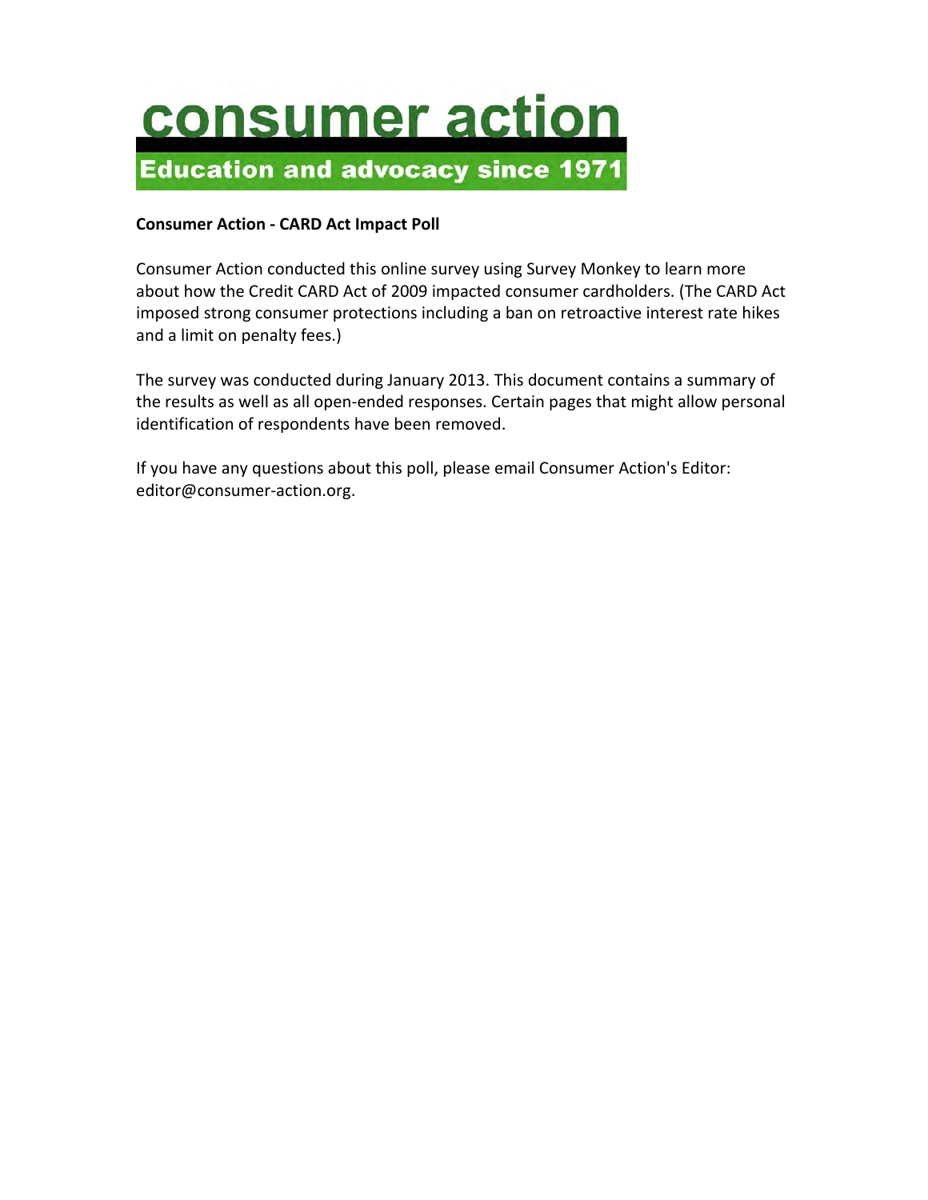# consumer action

**Education and advocacy since 1971**

**Consumer Action - CARD Act Impact Poll**

Consumer Action conducted this online survey using Survey Monkey to learn more about how the Credit CARD Act of 2009 impacted consumer cardholders. (The CARD Act imposed strong consumer protections including a ban on retroactive interest rate hikes and a limit on penalty fees.)

The survey was conducted during January 2013. This document contains a summary of the results as well as all open-ended responses. Certain pages that might allow personal identification of respondents have been removed.

If you have any questions about this poll, please email Consumer Action's Editor: editor@consumer-action.org.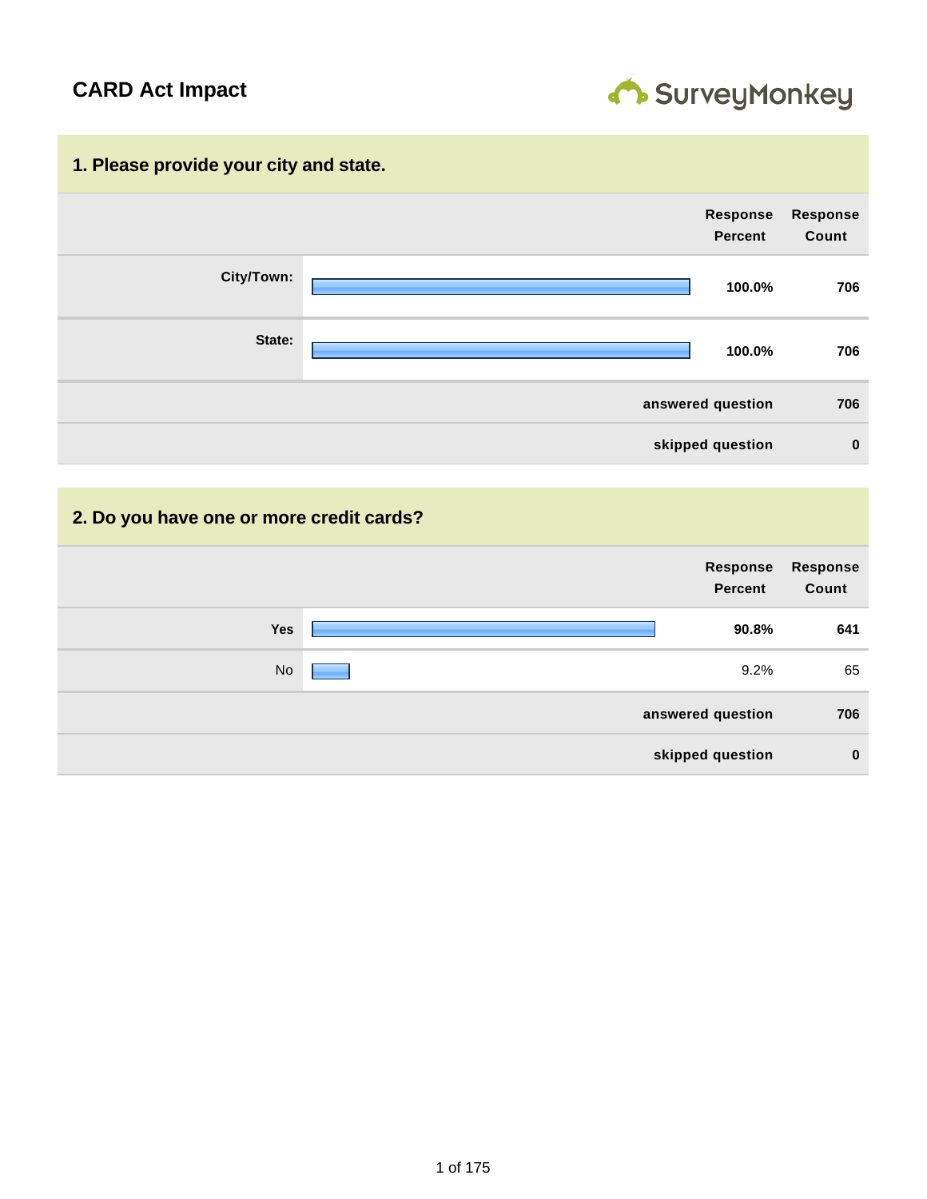# CARD Act Impact

## 1. Please provide your city and state.

| | Response Percent | Response Count |
|---|---|---|
| City/Town: | 100.0% | 706 |
| State: | 100.0% | 706 |
| answered question | | 706 |
| skipped question | | 0 |

## 2. Do you have one or more credit cards?

| | Response Percent | Response Count |
|---|---|---|
| Yes | 90.8% | 641 |
| No | 9.2% | 65 |
| answered question | | 706 |
| skipped question | | 0 |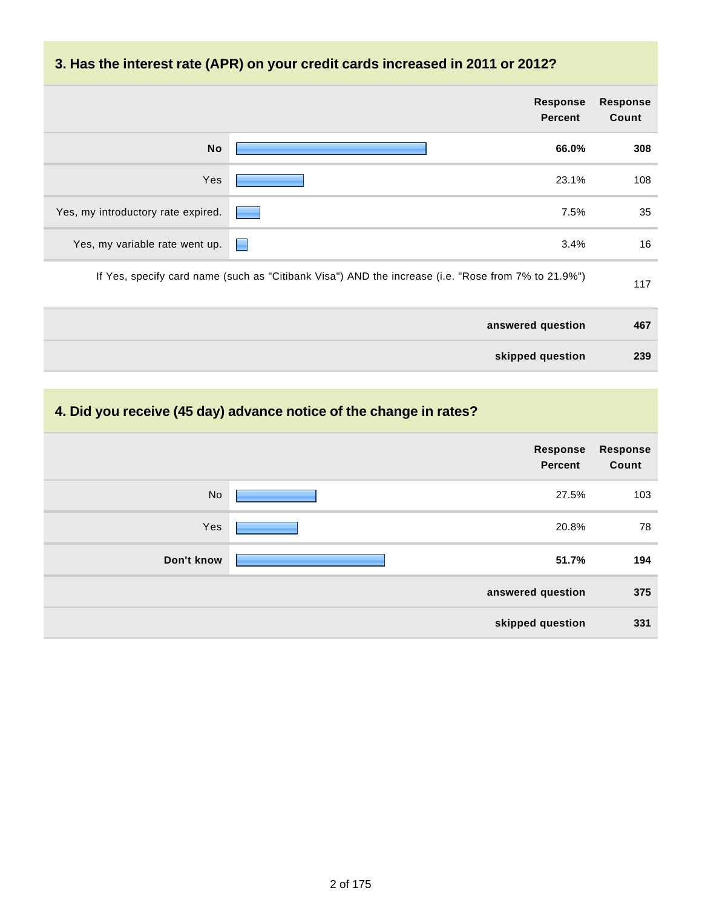## 3. Has the interest rate (APR) on your credit cards increased in 2011 or 2012?

| | Response Percent | Response Count |
|---|---|---|
| **No** | **66.0%** | **308** |
| Yes | 23.1% | 108 |
| Yes, my introductory rate expired. | 7.5% | 35 |
| Yes, my variable rate went up. | 3.4% | 16 |
| If Yes, specify card name (such as "Citibank Visa") AND the increase (i.e. "Rose from 7% to 21.9%") | | 117 |
| | **answered question** | **467** |
| | **skipped question** | **239** |

## 4. Did you receive (45 day) advance notice of the change in rates?

| | Response Percent | Response Count |
|---|---|---|
| No | 27.5% | 103 |
| Yes | 20.8% | 78 |
| **Don't know** | **51.7%** | **194** |
| | **answered question** | **375** |
| | **skipped question** | **331** |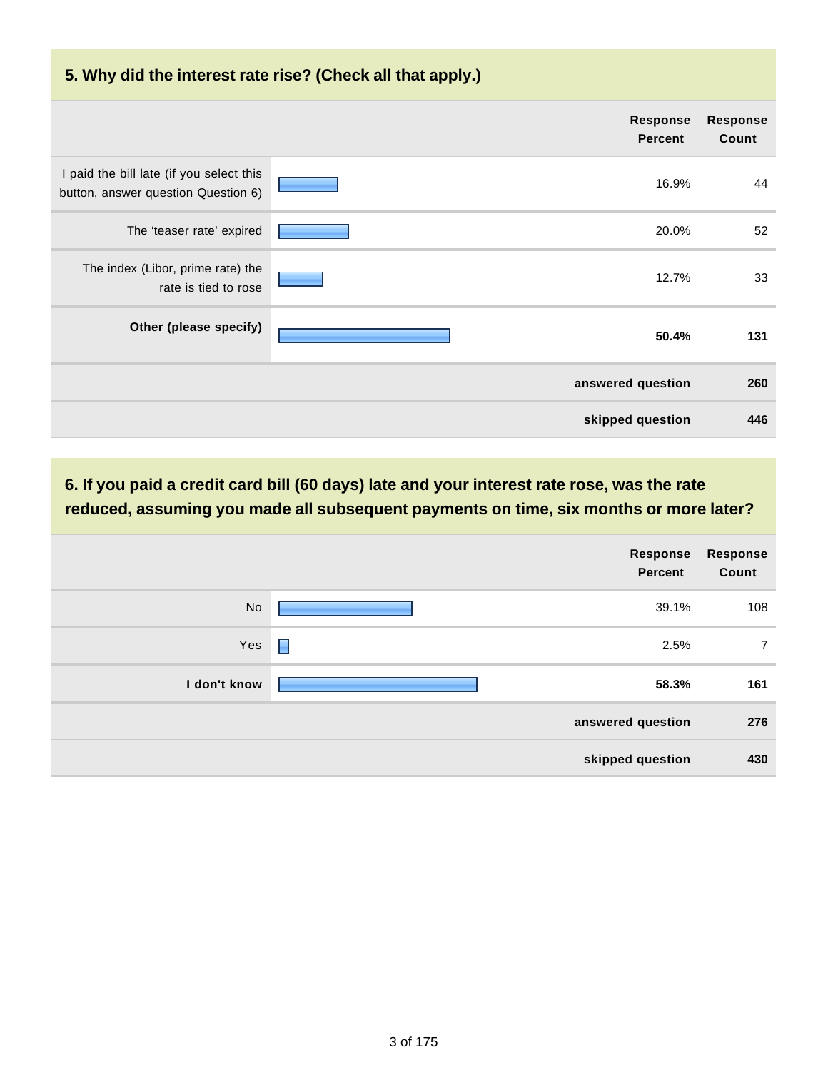## 5. Why did the interest rate rise? (Check all that apply.)

| | Response Percent | Response Count |
|---|---|---|
| I paid the bill late (if you select this button, answer question Question 6) | 16.9% | 44 |
| The 'teaser rate' expired | 20.0% | 52 |
| The index (Libor, prime rate) the rate is tied to rose | 12.7% | 33 |
| **Other (please specify)** | **50.4%** | **131** |
| | **answered question** | **260** |
| | **skipped question** | **446** |

## 6. If you paid a credit card bill (60 days) late and your interest rate rose, was the rate reduced, assuming you made all subsequent payments on time, six months or more later?

| | Response Percent | Response Count |
|---|---|---|
| No | 39.1% | 108 |
| Yes | 2.5% | 7 |
| **I don't know** | **58.3%** | **161** |
| | **answered question** | **276** |
| | **skipped question** | **430** |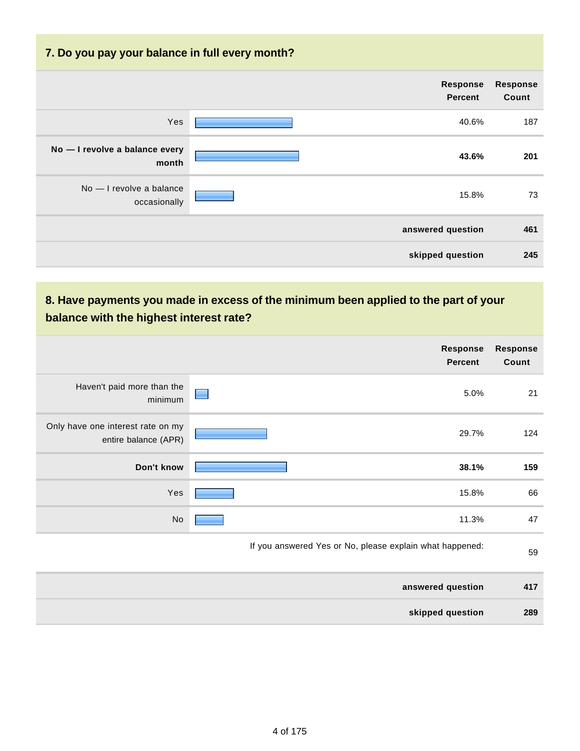## 7. Do you pay your balance in full every month?

| | Response Percent | Response Count |
|---|---|---|
| Yes | 40.6% | 187 |
| **No — I revolve a balance every month** | **43.6%** | **201** |
| No — I revolve a balance occasionally | 15.8% | 73 |
| | **answered question** | **461** |
| | **skipped question** | **245** |

## 8. Have payments you made in excess of the minimum been applied to the part of your balance with the highest interest rate?

| | Response Percent | Response Count |
|---|---|---|
| Haven't paid more than the minimum | 5.0% | 21 |
| Only have one interest rate on my entire balance (APR) | 29.7% | 124 |
| **Don't know** | **38.1%** | **159** |
| Yes | 15.8% | 66 |
| No | 11.3% | 47 |
| | If you answered Yes or No, please explain what happened: | 59 |
| | **answered question** | **417** |
| | **skipped question** | **289** |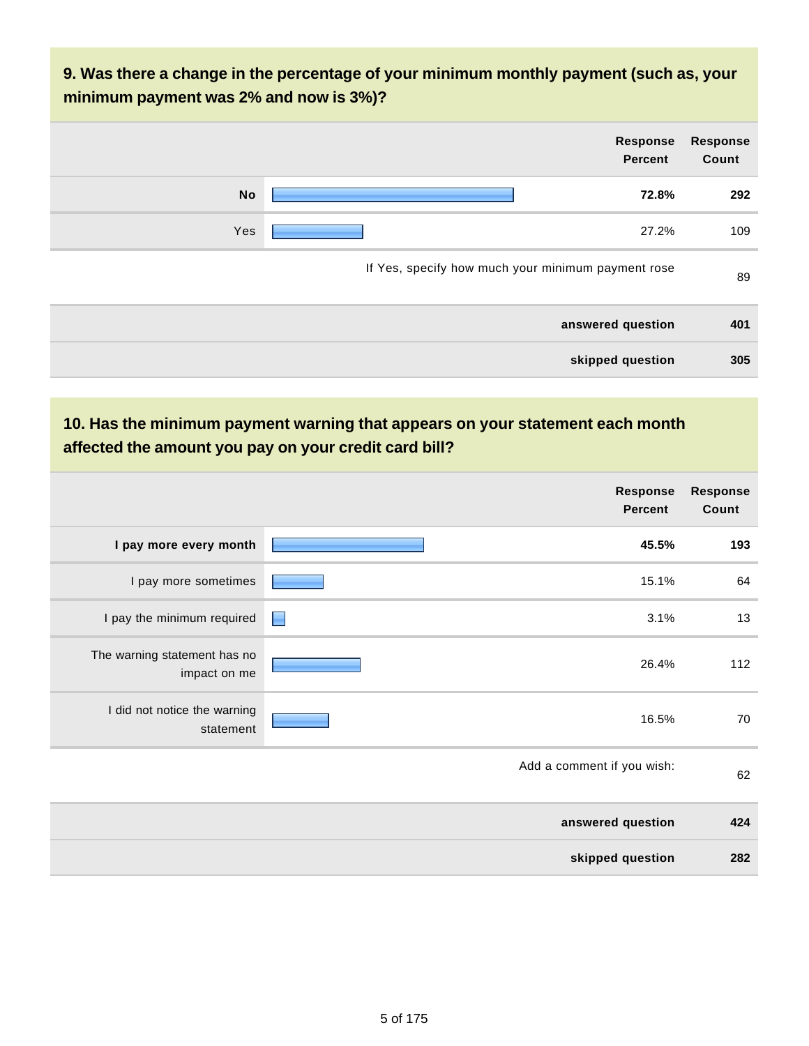## 9. Was there a change in the percentage of your minimum monthly payment (such as, your minimum payment was 2% and now is 3%)?

| | Response Percent | Response Count |
|---|---|---|
| **No** | **72.8%** | **292** |
| Yes | 27.2% | 109 |
| If Yes, specify how much your minimum payment rose | | 89 |
| **answered question** | | **401** |
| **skipped question** | | **305** |

## 10. Has the minimum payment warning that appears on your statement each month affected the amount you pay on your credit card bill?

| | Response Percent | Response Count |
|---|---|---|
| **I pay more every month** | **45.5%** | **193** |
| I pay more sometimes | 15.1% | 64 |
| I pay the minimum required | 3.1% | 13 |
| The warning statement has no impact on me | 26.4% | 112 |
| I did not notice the warning statement | 16.5% | 70 |
| Add a comment if you wish: | | 62 |
| **answered question** | | **424** |
| **skipped question** | | **282** |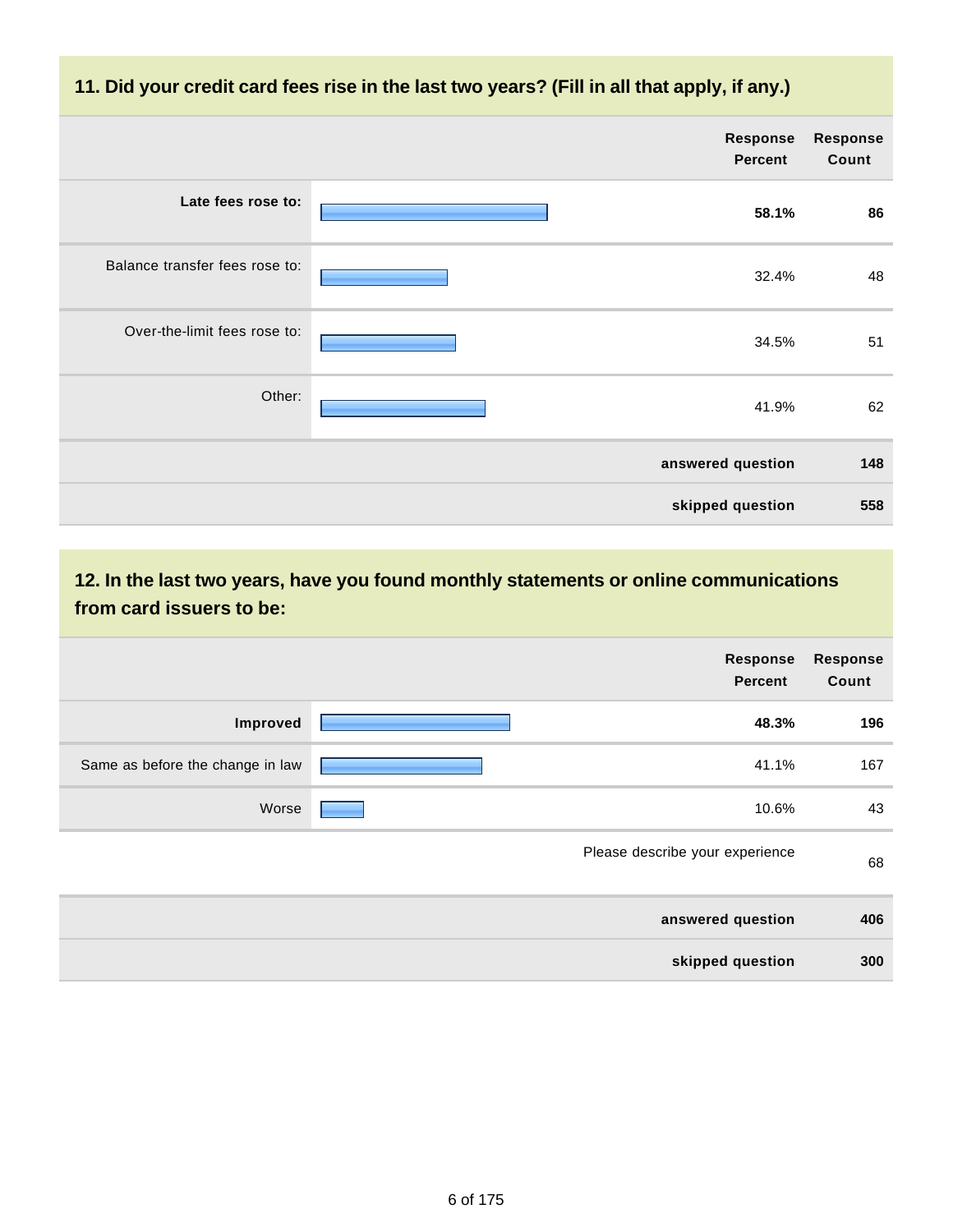## 11. Did your credit card fees rise in the last two years? (Fill in all that apply, if any.)

| | Response Percent | Response Count |
|---|---|---|
| **Late fees rose to:** | **58.1%** | **86** |
| Balance transfer fees rose to: | 32.4% | 48 |
| Over-the-limit fees rose to: | 34.5% | 51 |
| Other: | 41.9% | 62 |
| | **answered question** | **148** |
| | **skipped question** | **558** |

## 12. In the last two years, have you found monthly statements or online communications from card issuers to be:

| | Response Percent | Response Count |
|---|---|---|
| **Improved** | **48.3%** | **196** |
| Same as before the change in law | 41.1% | 167 |
| Worse | 10.6% | 43 |
| | Please describe your experience | 68 |
| | **answered question** | **406** |
| | **skipped question** | **300** |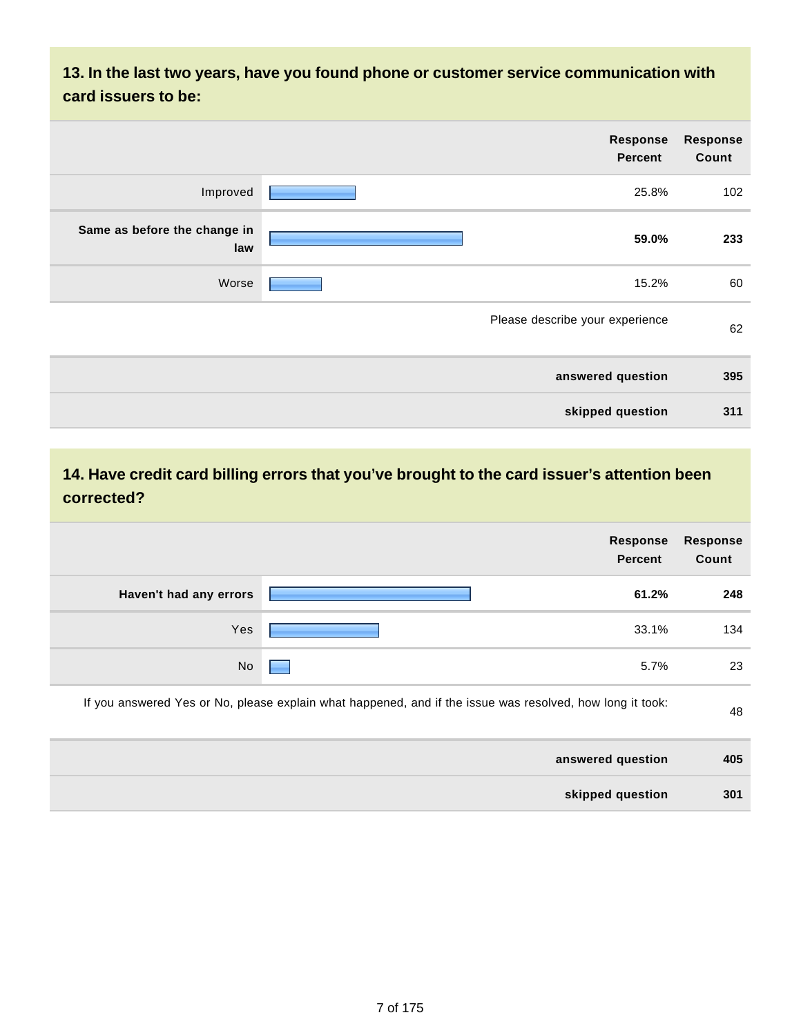### 13. In the last two years, have you found phone or customer service communication with card issuers to be:

| | Response Percent | Response Count |
|---|---|---|
| Improved | 25.8% | 102 |
| **Same as before the change in law** | **59.0%** | **233** |
| Worse | 15.2% | 60 |
| Please describe your experience | | 62 |
| **answered question** | | **395** |
| **skipped question** | | **311** |

### 14. Have credit card billing errors that you've brought to the card issuer's attention been corrected?

| | Response Percent | Response Count |
|---|---|---|
| **Haven't had any errors** | **61.2%** | **248** |
| Yes | 33.1% | 134 |
| No | 5.7% | 23 |
| If you answered Yes or No, please explain what happened, and if the issue was resolved, how long it took: | | 48 |
| **answered question** | | **405** |
| **skipped question** | | **301** |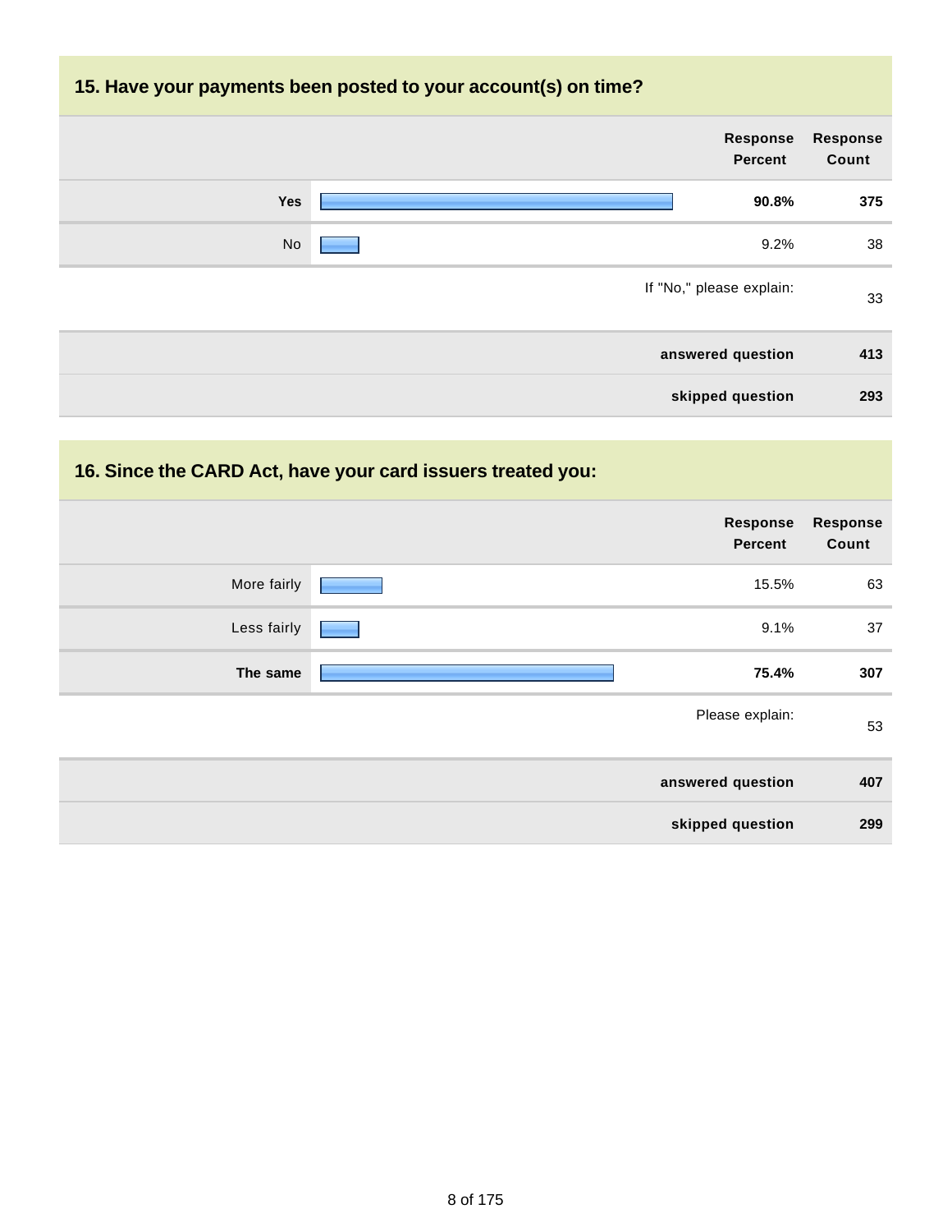## 15. Have your payments been posted to your account(s) on time?

| | Response Percent | Response Count |
|---|---|---|
| **Yes** | **90.8%** | **375** |
| No | 9.2% | 38 |
| If "No," please explain: | | 33 |
| **answered question** | | **413** |
| **skipped question** | | **293** |

## 16. Since the CARD Act, have your card issuers treated you:

| | Response Percent | Response Count |
|---|---|---|
| More fairly | 15.5% | 63 |
| Less fairly | 9.1% | 37 |
| **The same** | **75.4%** | **307** |
| Please explain: | | 53 |
| **answered question** | | **407** |
| **skipped question** | | **299** |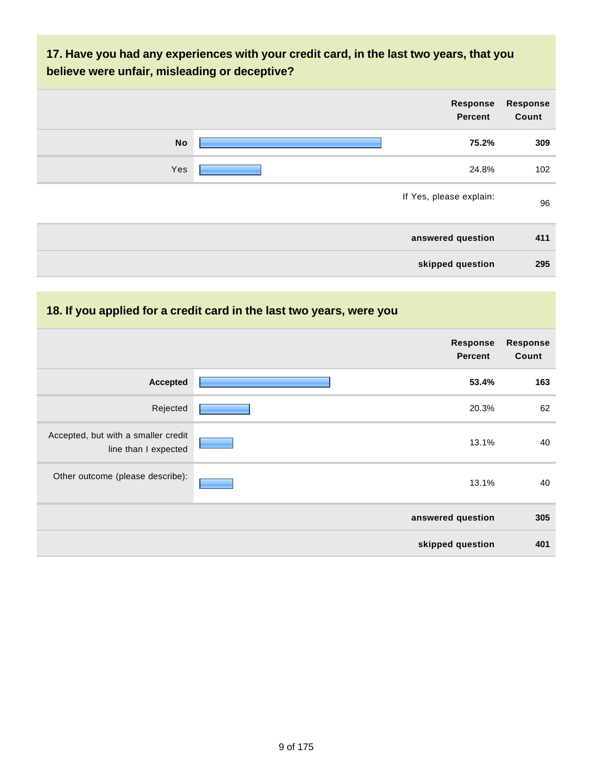### 17. Have you had any experiences with your credit card, in the last two years, that you believe were unfair, misleading or deceptive?

| | Response Percent | Response Count |
|---|---|---|
| **No** | **75.2%** | **309** |
| Yes | 24.8% | 102 |
| | If Yes, please explain: | 96 |
| | **answered question** | **411** |
| | **skipped question** | **295** |

### 18. If you applied for a credit card in the last two years, were you

| | Response Percent | Response Count |
|---|---|---|
| **Accepted** | **53.4%** | **163** |
| Rejected | 20.3% | 62 |
| Accepted, but with a smaller credit line than I expected | 13.1% | 40 |
| Other outcome (please describe): | 13.1% | 40 |
| | **answered question** | **305** |
| | **skipped question** | **401** |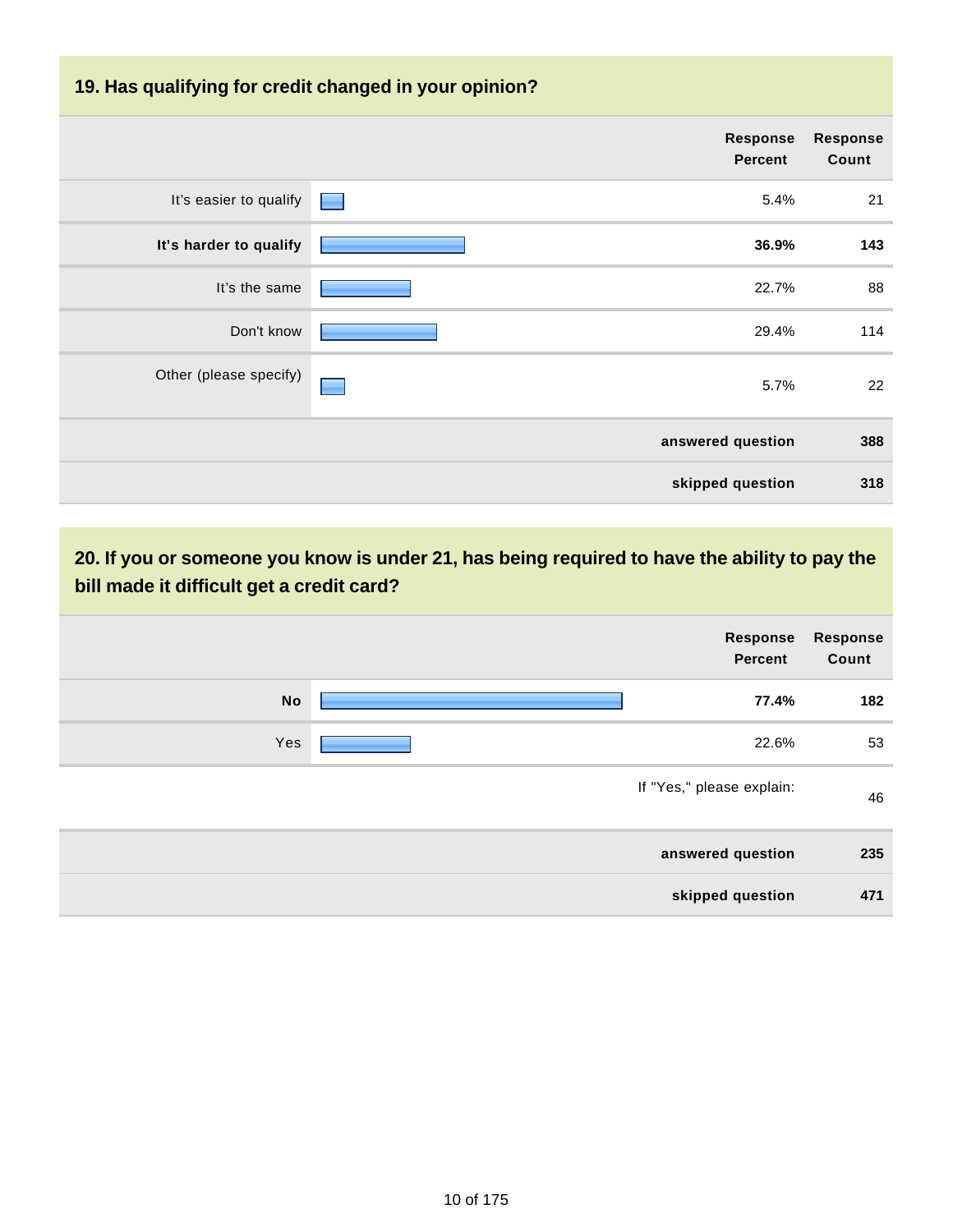## 19. Has qualifying for credit changed in your opinion?

| | Response Percent | Response Count |
|---|---|---|
| It's easier to qualify | 5.4% | 21 |
| **It's harder to qualify** | **36.9%** | **143** |
| It's the same | 22.7% | 88 |
| Don't know | 29.4% | 114 |
| Other (please specify) | 5.7% | 22 |
| | **answered question** | **388** |
| | **skipped question** | **318** |

## 20. If you or someone you know is under 21, has being required to have the ability to pay the bill made it difficult get a credit card?

| | Response Percent | Response Count |
|---|---|---|
| **No** | **77.4%** | **182** |
| Yes | 22.6% | 53 |
| | If "Yes," please explain: | 46 |
| | **answered question** | **235** |
| | **skipped question** | **471** |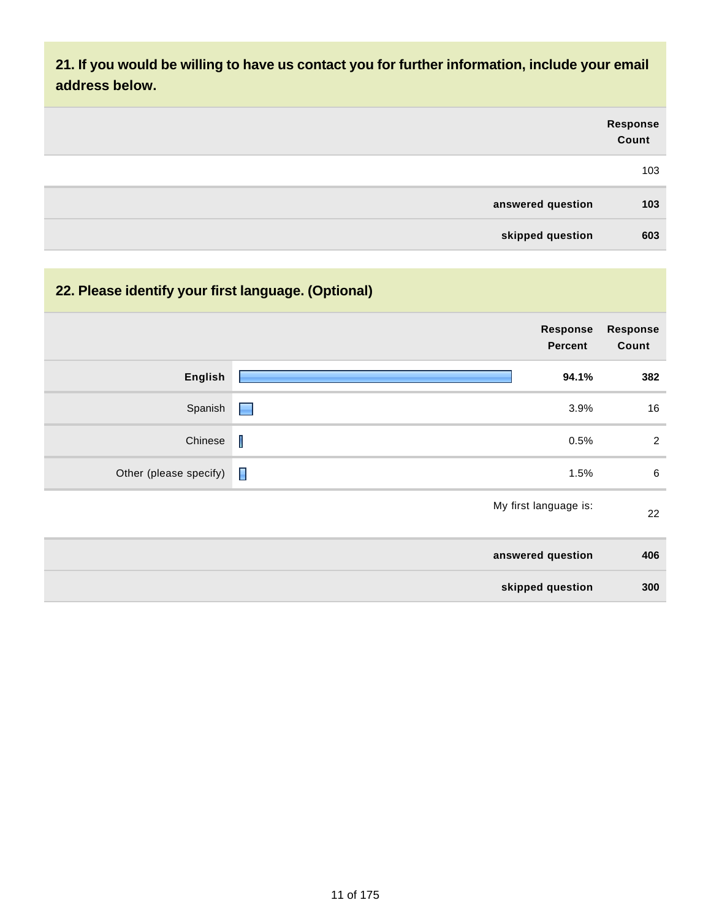## 21. If you would be willing to have us contact you for further information, include your email address below.

| | Response Count |
|---|---|
| | 103 |
| answered question | 103 |
| skipped question | 603 |

## 22. Please identify your first language. (Optional)

| | Response Percent | Response Count |
|---|---|---|
| **English** | **94.1%** | **382** |
| Spanish | 3.9% | 16 |
| Chinese | 0.5% | 2 |
| Other (please specify) | 1.5% | 6 |
| | My first language is: | 22 |
| **answered question** | | **406** |
| **skipped question** | | **300** |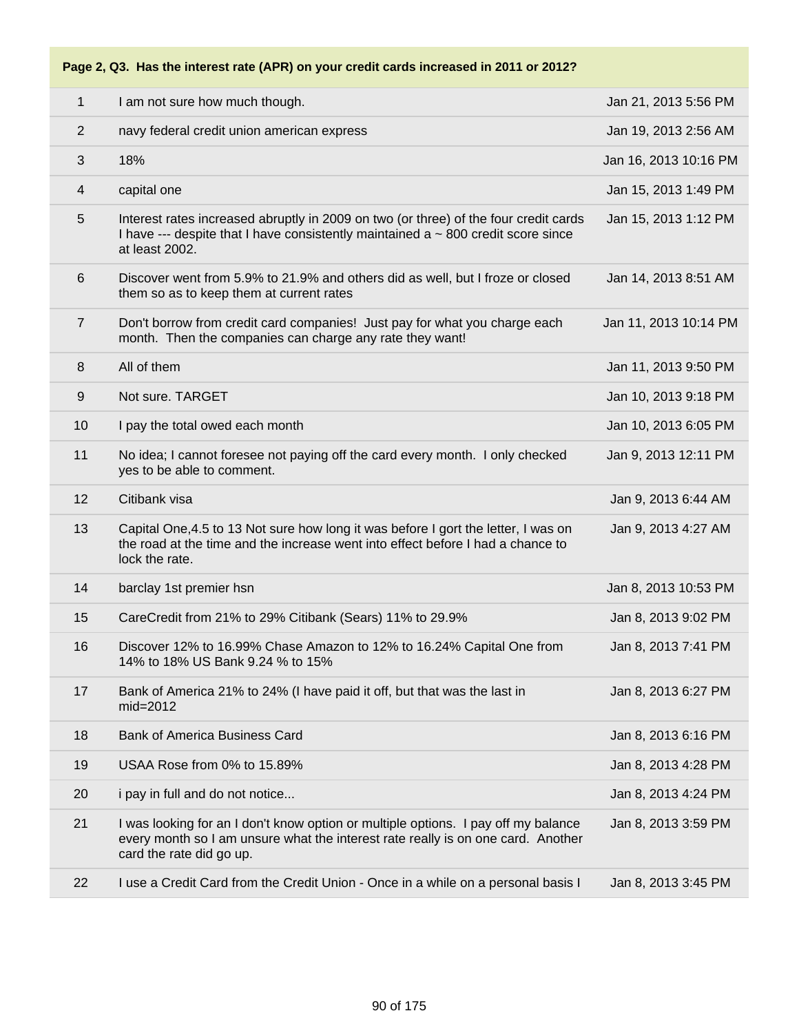**Page 2, Q3. Has the interest rate (APR) on your credit cards increased in 2011 or 2012?**

| | | |
|---|---|---|
| 1 | I am not sure how much though. | Jan 21, 2013 5:56 PM |
| 2 | navy federal credit union american express | Jan 19, 2013 2:56 AM |
| 3 | 18% | Jan 16, 2013 10:16 PM |
| 4 | capital one | Jan 15, 2013 1:49 PM |
| 5 | Interest rates increased abruptly in 2009 on two (or three) of the four credit cards I have --- despite that I have consistently maintained a ~ 800 credit score since at least 2002. | Jan 15, 2013 1:12 PM |
| 6 | Discover went from 5.9% to 21.9% and others did as well, but I froze or closed them so as to keep them at current rates | Jan 14, 2013 8:51 AM |
| 7 | Don't borrow from credit card companies! Just pay for what you charge each month. Then the companies can charge any rate they want! | Jan 11, 2013 10:14 PM |
| 8 | All of them | Jan 11, 2013 9:50 PM |
| 9 | Not sure. TARGET | Jan 10, 2013 9:18 PM |
| 10 | I pay the total owed each month | Jan 10, 2013 6:05 PM |
| 11 | No idea; I cannot foresee not paying off the card every month. I only checked yes to be able to comment. | Jan 9, 2013 12:11 PM |
| 12 | Citibank visa | Jan 9, 2013 6:44 AM |
| 13 | Capital One,4.5 to 13 Not sure how long it was before I gort the letter, I was on the road at the time and the increase went into effect before I had a chance to lock the rate. | Jan 9, 2013 4:27 AM |
| 14 | barclay 1st premier hsn | Jan 8, 2013 10:53 PM |
| 15 | CareCredit from 21% to 29% Citibank (Sears) 11% to 29.9% | Jan 8, 2013 9:02 PM |
| 16 | Discover 12% to 16.99% Chase Amazon to 12% to 16.24% Capital One from 14% to 18% US Bank 9.24 % to 15% | Jan 8, 2013 7:41 PM |
| 17 | Bank of America 21% to 24% (I have paid it off, but that was the last in mid=2012 | Jan 8, 2013 6:27 PM |
| 18 | Bank of America Business Card | Jan 8, 2013 6:16 PM |
| 19 | USAA Rose from 0% to 15.89% | Jan 8, 2013 4:28 PM |
| 20 | i pay in full and do not notice... | Jan 8, 2013 4:24 PM |
| 21 | I was looking for an I don't know option or multiple options. I pay off my balance every month so I am unsure what the interest rate really is on one card. Another card the rate did go up. | Jan 8, 2013 3:59 PM |
| 22 | I use a Credit Card from the Credit Union - Once in a while on a personal basis I | Jan 8, 2013 3:45 PM |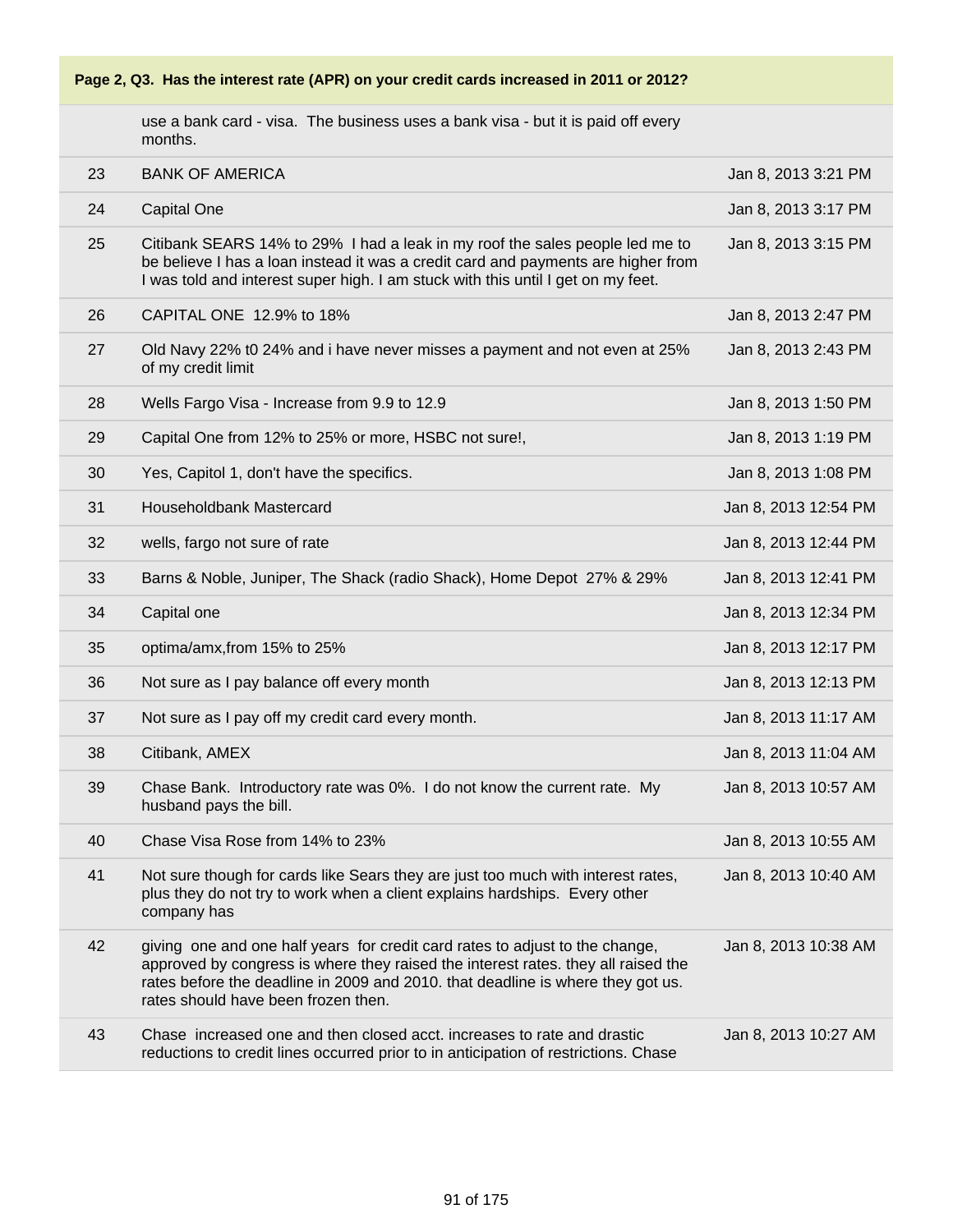| Page 2, Q3. Has the interest rate (APR) on your credit cards increased in 2011 or 2012? | | |
|---|---|---|
| | use a bank card - visa. The business uses a bank visa - but it is paid off every months. | |
| 23 | BANK OF AMERICA | Jan 8, 2013 3:21 PM |
| 24 | Capital One | Jan 8, 2013 3:17 PM |
| 25 | Citibank SEARS 14% to 29% I had a leak in my roof the sales people led me to be believe I has a loan instead it was a credit card and payments are higher from I was told and interest super high. I am stuck with this until I get on my feet. | Jan 8, 2013 3:15 PM |
| 26 | CAPITAL ONE 12.9% to 18% | Jan 8, 2013 2:47 PM |
| 27 | Old Navy 22% t0 24% and i have never misses a payment and not even at 25% of my credit limit | Jan 8, 2013 2:43 PM |
| 28 | Wells Fargo Visa - Increase from 9.9 to 12.9 | Jan 8, 2013 1:50 PM |
| 29 | Capital One from 12% to 25% or more, HSBC not sure!, | Jan 8, 2013 1:19 PM |
| 30 | Yes, Capitol 1, don't have the specifics. | Jan 8, 2013 1:08 PM |
| 31 | Householdbank Mastercard | Jan 8, 2013 12:54 PM |
| 32 | wells, fargo not sure of rate | Jan 8, 2013 12:44 PM |
| 33 | Barns & Noble, Juniper, The Shack (radio Shack), Home Depot 27% & 29% | Jan 8, 2013 12:41 PM |
| 34 | Capital one | Jan 8, 2013 12:34 PM |
| 35 | optima/amx,from 15% to 25% | Jan 8, 2013 12:17 PM |
| 36 | Not sure as I pay balance off every month | Jan 8, 2013 12:13 PM |
| 37 | Not sure as I pay off my credit card every month. | Jan 8, 2013 11:17 AM |
| 38 | Citibank, AMEX | Jan 8, 2013 11:04 AM |
| 39 | Chase Bank. Introductory rate was 0%. I do not know the current rate. My husband pays the bill. | Jan 8, 2013 10:57 AM |
| 40 | Chase Visa Rose from 14% to 23% | Jan 8, 2013 10:55 AM |
| 41 | Not sure though for cards like Sears they are just too much with interest rates, plus they do not try to work when a client explains hardships. Every other company has | Jan 8, 2013 10:40 AM |
| 42 | giving one and one half years for credit card rates to adjust to the change, approved by congress is where they raised the interest rates. they all raised the rates before the deadline in 2009 and 2010. that deadline is where they got us. rates should have been frozen then. | Jan 8, 2013 10:38 AM |
| 43 | Chase increased one and then closed acct. increases to rate and drastic reductions to credit lines occurred prior to in anticipation of restrictions. Chase | Jan 8, 2013 10:27 AM |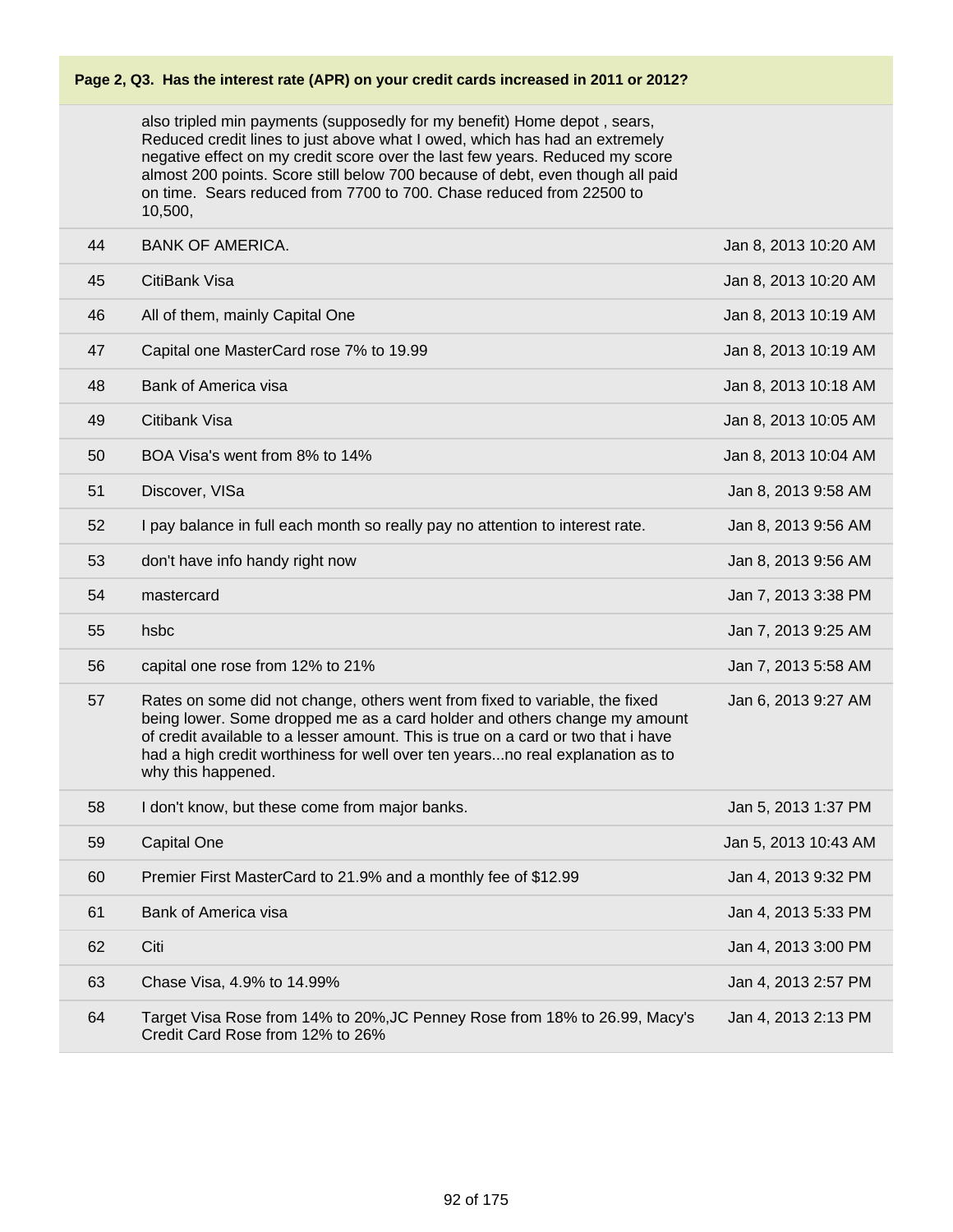**Page 2, Q3. Has the interest rate (APR) on your credit cards increased in 2011 or 2012?**

| | | |
|---|---|---|
| | also tripled min payments (supposedly for my benefit) Home depot , sears, Reduced credit lines to just above what I owed, which has had an extremely negative effect on my credit score over the last few years. Reduced my score almost 200 points. Score still below 700 because of debt, even though all paid on time. Sears reduced from 7700 to 700. Chase reduced from 22500 to 10,500, | |
| 44 | BANK OF AMERICA. | Jan 8, 2013 10:20 AM |
| 45 | CitiBank Visa | Jan 8, 2013 10:20 AM |
| 46 | All of them, mainly Capital One | Jan 8, 2013 10:19 AM |
| 47 | Capital one MasterCard rose 7% to 19.99 | Jan 8, 2013 10:19 AM |
| 48 | Bank of America visa | Jan 8, 2013 10:18 AM |
| 49 | Citibank Visa | Jan 8, 2013 10:05 AM |
| 50 | BOA Visa's went from 8% to 14% | Jan 8, 2013 10:04 AM |
| 51 | Discover, VISa | Jan 8, 2013 9:58 AM |
| 52 | I pay balance in full each month so really pay no attention to interest rate. | Jan 8, 2013 9:56 AM |
| 53 | don't have info handy right now | Jan 8, 2013 9:56 AM |
| 54 | mastercard | Jan 7, 2013 3:38 PM |
| 55 | hsbc | Jan 7, 2013 9:25 AM |
| 56 | capital one rose from 12% to 21% | Jan 7, 2013 5:58 AM |
| 57 | Rates on some did not change, others went from fixed to variable, the fixed being lower. Some dropped me as a card holder and others change my amount of credit available to a lesser amount. This is true on a card or two that i have had a high credit worthiness for well over ten years...no real explanation as to why this happened. | Jan 6, 2013 9:27 AM |
| 58 | I don't know, but these come from major banks. | Jan 5, 2013 1:37 PM |
| 59 | Capital One | Jan 5, 2013 10:43 AM |
| 60 | Premier First MasterCard to 21.9% and a monthly fee of $12.99 | Jan 4, 2013 9:32 PM |
| 61 | Bank of America visa | Jan 4, 2013 5:33 PM |
| 62 | Citi | Jan 4, 2013 3:00 PM |
| 63 | Chase Visa, 4.9% to 14.99% | Jan 4, 2013 2:57 PM |
| 64 | Target Visa Rose from 14% to 20%,JC Penney Rose from 18% to 26.99, Macy's Credit Card Rose from 12% to 26% | Jan 4, 2013 2:13 PM |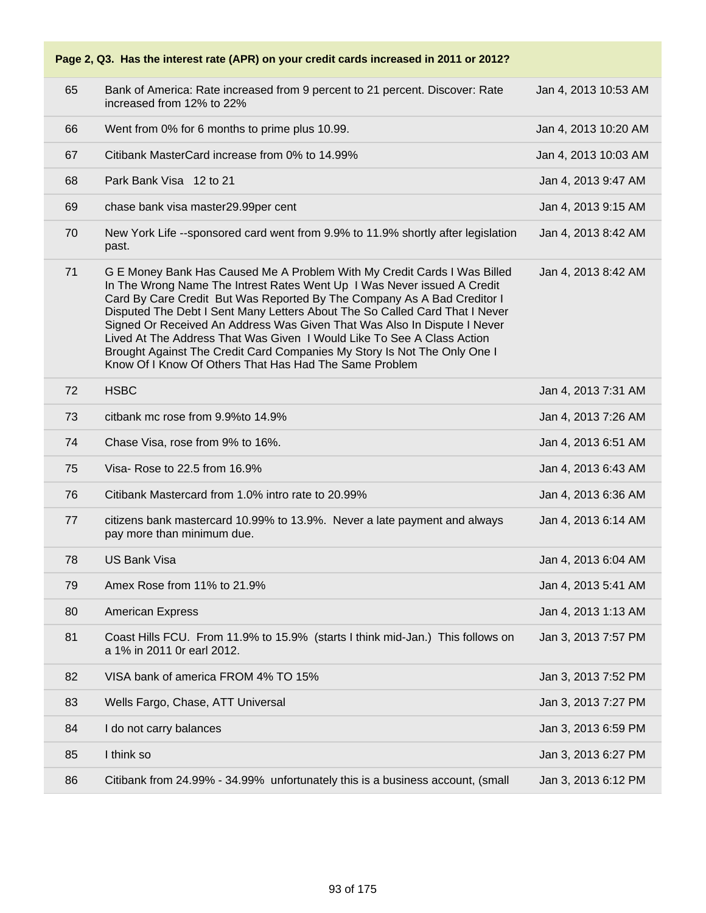| Page 2, Q3. Has the interest rate (APR) on your credit cards increased in 2011 or 2012? | | |
|---|---|---|
| 65 | Bank of America: Rate increased from 9 percent to 21 percent. Discover: Rate increased from 12% to 22% | Jan 4, 2013 10:53 AM |
| 66 | Went from 0% for 6 months to prime plus 10.99. | Jan 4, 2013 10:20 AM |
| 67 | Citibank MasterCard increase from 0% to 14.99% | Jan 4, 2013 10:03 AM |
| 68 | Park Bank Visa 12 to 21 | Jan 4, 2013 9:47 AM |
| 69 | chase bank visa master29.99per cent | Jan 4, 2013 9:15 AM |
| 70 | New York Life --sponsored card went from 9.9% to 11.9% shortly after legislation past. | Jan 4, 2013 8:42 AM |
| 71 | G E Money Bank Has Caused Me A Problem With My Credit Cards I Was Billed In The Wrong Name The Intrest Rates Went Up I Was Never issued A Credit Card By Care Credit But Was Reported By The Company As A Bad Creditor I Disputed The Debt I Sent Many Letters About The So Called Card That I Never Signed Or Received An Address Was Given That Was Also In Dispute I Never Lived At The Address That Was Given I Would Like To See A Class Action Brought Against The Credit Card Companies My Story Is Not The Only One I Know Of I Know Of Others That Has Had The Same Problem | Jan 4, 2013 8:42 AM |
| 72 | HSBC | Jan 4, 2013 7:31 AM |
| 73 | citbank mc rose from 9.9%to 14.9% | Jan 4, 2013 7:26 AM |
| 74 | Chase Visa, rose from 9% to 16%. | Jan 4, 2013 6:51 AM |
| 75 | Visa- Rose to 22.5 from 16.9% | Jan 4, 2013 6:43 AM |
| 76 | Citibank Mastercard from 1.0% intro rate to 20.99% | Jan 4, 2013 6:36 AM |
| 77 | citizens bank mastercard 10.99% to 13.9%. Never a late payment and always pay more than minimum due. | Jan 4, 2013 6:14 AM |
| 78 | US Bank Visa | Jan 4, 2013 6:04 AM |
| 79 | Amex Rose from 11% to 21.9% | Jan 4, 2013 5:41 AM |
| 80 | American Express | Jan 4, 2013 1:13 AM |
| 81 | Coast Hills FCU. From 11.9% to 15.9% (starts I think mid-Jan.) This follows on a 1% in 2011 0r earl 2012. | Jan 3, 2013 7:57 PM |
| 82 | VISA bank of america FROM 4% TO 15% | Jan 3, 2013 7:52 PM |
| 83 | Wells Fargo, Chase, ATT Universal | Jan 3, 2013 7:27 PM |
| 84 | I do not carry balances | Jan 3, 2013 6:59 PM |
| 85 | I think so | Jan 3, 2013 6:27 PM |
| 86 | Citibank from 24.99% - 34.99% unfortunately this is a business account, (small | Jan 3, 2013 6:12 PM |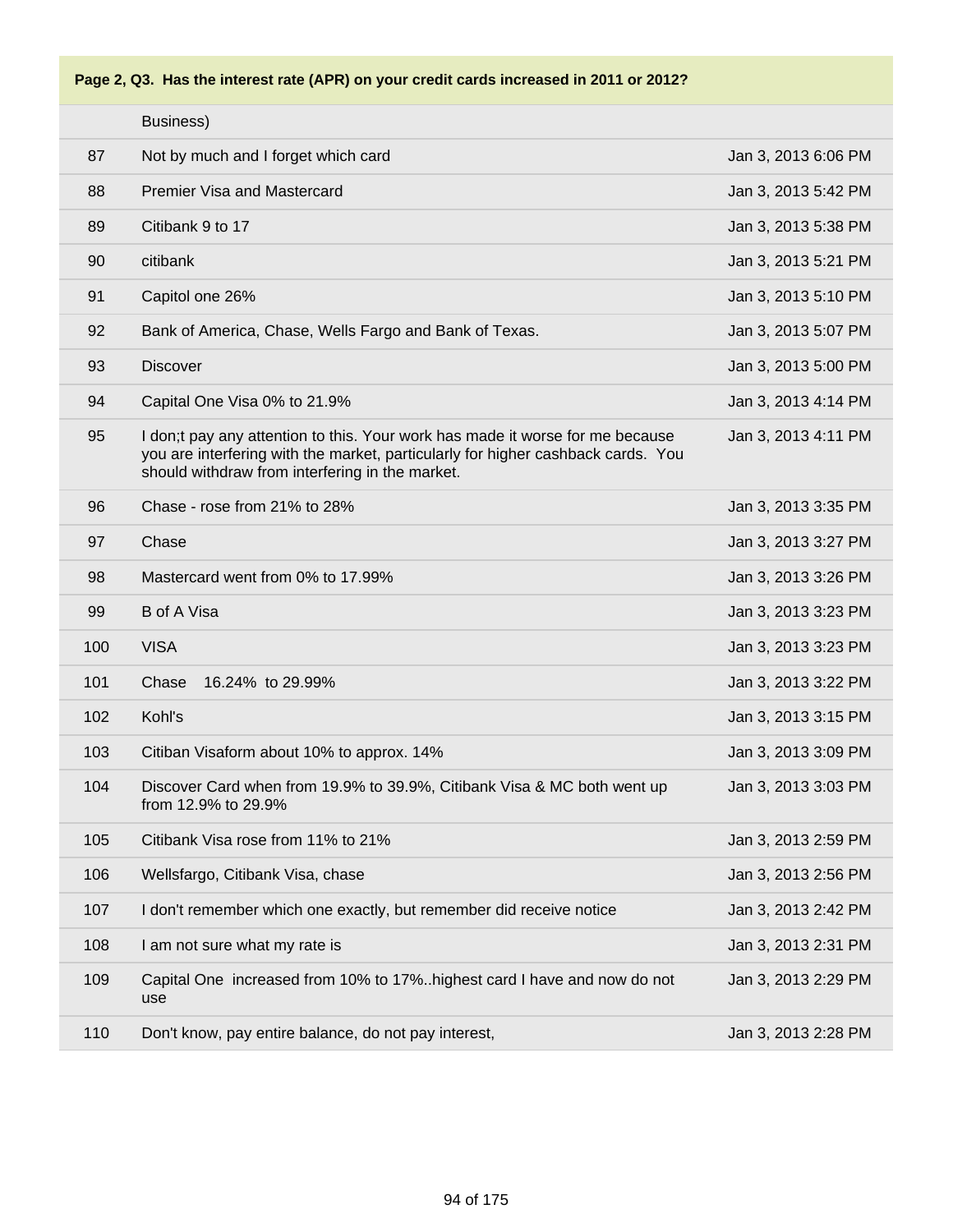**Page 2, Q3. Has the interest rate (APR) on your credit cards increased in 2011 or 2012?**

| | | |
|---|---|---|
| | Business) | |
| 87 | Not by much and I forget which card | Jan 3, 2013 6:06 PM |
| 88 | Premier Visa and Mastercard | Jan 3, 2013 5:42 PM |
| 89 | Citibank 9 to 17 | Jan 3, 2013 5:38 PM |
| 90 | citibank | Jan 3, 2013 5:21 PM |
| 91 | Capitol one 26% | Jan 3, 2013 5:10 PM |
| 92 | Bank of America, Chase, Wells Fargo and Bank of Texas. | Jan 3, 2013 5:07 PM |
| 93 | Discover | Jan 3, 2013 5:00 PM |
| 94 | Capital One Visa 0% to 21.9% | Jan 3, 2013 4:14 PM |
| 95 | I don;t pay any attention to this. Your work has made it worse for me because you are interfering with the market, particularly for higher cashback cards. You should withdraw from interfering in the market. | Jan 3, 2013 4:11 PM |
| 96 | Chase - rose from 21% to 28% | Jan 3, 2013 3:35 PM |
| 97 | Chase | Jan 3, 2013 3:27 PM |
| 98 | Mastercard went from 0% to 17.99% | Jan 3, 2013 3:26 PM |
| 99 | B of A Visa | Jan 3, 2013 3:23 PM |
| 100 | VISA | Jan 3, 2013 3:23 PM |
| 101 | Chase 16.24% to 29.99% | Jan 3, 2013 3:22 PM |
| 102 | Kohl's | Jan 3, 2013 3:15 PM |
| 103 | Citiban Visaform about 10% to approx. 14% | Jan 3, 2013 3:09 PM |
| 104 | Discover Card when from 19.9% to 39.9%, Citibank Visa & MC both went up from 12.9% to 29.9% | Jan 3, 2013 3:03 PM |
| 105 | Citibank Visa rose from 11% to 21% | Jan 3, 2013 2:59 PM |
| 106 | Wellsfargo, Citibank Visa, chase | Jan 3, 2013 2:56 PM |
| 107 | I don't remember which one exactly, but remember did receive notice | Jan 3, 2013 2:42 PM |
| 108 | I am not sure what my rate is | Jan 3, 2013 2:31 PM |
| 109 | Capital One increased from 10% to 17%..highest card I have and now do not use | Jan 3, 2013 2:29 PM |
| 110 | Don't know, pay entire balance, do not pay interest, | Jan 3, 2013 2:28 PM |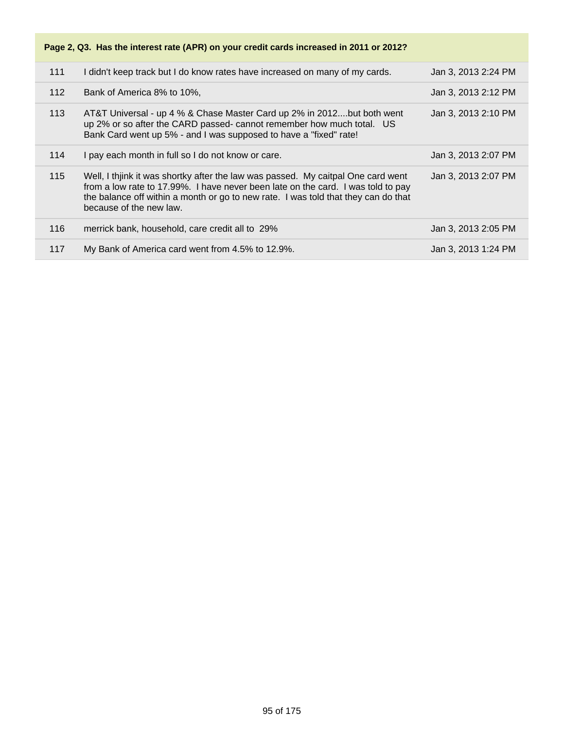**Page 2, Q3. Has the interest rate (APR) on your credit cards increased in 2011 or 2012?**

| | | |
|---|---|---|
| 111 | I didn't keep track but I do know rates have increased on many of my cards. | Jan 3, 2013 2:24 PM |
| 112 | Bank of America 8% to 10%, | Jan 3, 2013 2:12 PM |
| 113 | AT&T Universal - up 4 % & Chase Master Card up 2% in 2012....but both went up 2% or so after the CARD passed- cannot remember how much total. US Bank Card went up 5% - and I was supposed to have a "fixed" rate! | Jan 3, 2013 2:10 PM |
| 114 | I pay each month in full so I do not know or care. | Jan 3, 2013 2:07 PM |
| 115 | Well, I thjink it was shortky after the law was passed. My caitpal One card went from a low rate to 17.99%. I have never been late on the card. I was told to pay the balance off within a month or go to new rate. I was told that they can do that because of the new law. | Jan 3, 2013 2:07 PM |
| 116 | merrick bank, household, care credit all to 29% | Jan 3, 2013 2:05 PM |
| 117 | My Bank of America card went from 4.5% to 12.9%. | Jan 3, 2013 1:24 PM |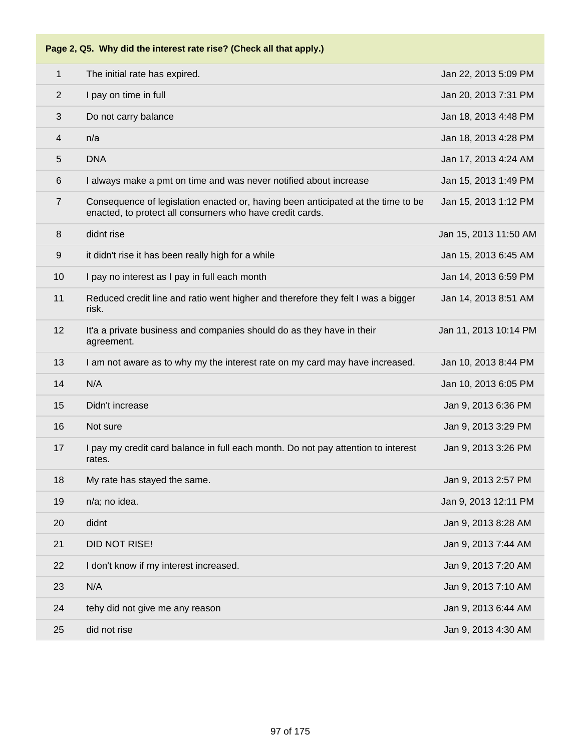| Page 2, Q5. Why did the interest rate rise? (Check all that apply.) | | |
|---|---|---|
| 1 | The initial rate has expired. | Jan 22, 2013 5:09 PM |
| 2 | I pay on time in full | Jan 20, 2013 7:31 PM |
| 3 | Do not carry balance | Jan 18, 2013 4:48 PM |
| 4 | n/a | Jan 18, 2013 4:28 PM |
| 5 | DNA | Jan 17, 2013 4:24 AM |
| 6 | I always make a pmt on time and was never notified about increase | Jan 15, 2013 1:49 PM |
| 7 | Consequence of legislation enacted or, having been anticipated at the time to be enacted, to protect all consumers who have credit cards. | Jan 15, 2013 1:12 PM |
| 8 | didnt rise | Jan 15, 2013 11:50 AM |
| 9 | it didn't rise it has been really high for a while | Jan 15, 2013 6:45 AM |
| 10 | I pay no interest as I pay in full each month | Jan 14, 2013 6:59 PM |
| 11 | Reduced credit line and ratio went higher and therefore they felt I was a bigger risk. | Jan 14, 2013 8:51 AM |
| 12 | It'a a private business and companies should do as they have in their agreement. | Jan 11, 2013 10:14 PM |
| 13 | I am not aware as to why my the interest rate on my card may have increased. | Jan 10, 2013 8:44 PM |
| 14 | N/A | Jan 10, 2013 6:05 PM |
| 15 | Didn't increase | Jan 9, 2013 6:36 PM |
| 16 | Not sure | Jan 9, 2013 3:29 PM |
| 17 | I pay my credit card balance in full each month. Do not pay attention to interest rates. | Jan 9, 2013 3:26 PM |
| 18 | My rate has stayed the same. | Jan 9, 2013 2:57 PM |
| 19 | n/a; no idea. | Jan 9, 2013 12:11 PM |
| 20 | didnt | Jan 9, 2013 8:28 AM |
| 21 | DID NOT RISE! | Jan 9, 2013 7:44 AM |
| 22 | I don't know if my interest increased. | Jan 9, 2013 7:20 AM |
| 23 | N/A | Jan 9, 2013 7:10 AM |
| 24 | tehy did not give me any reason | Jan 9, 2013 6:44 AM |
| 25 | did not rise | Jan 9, 2013 4:30 AM |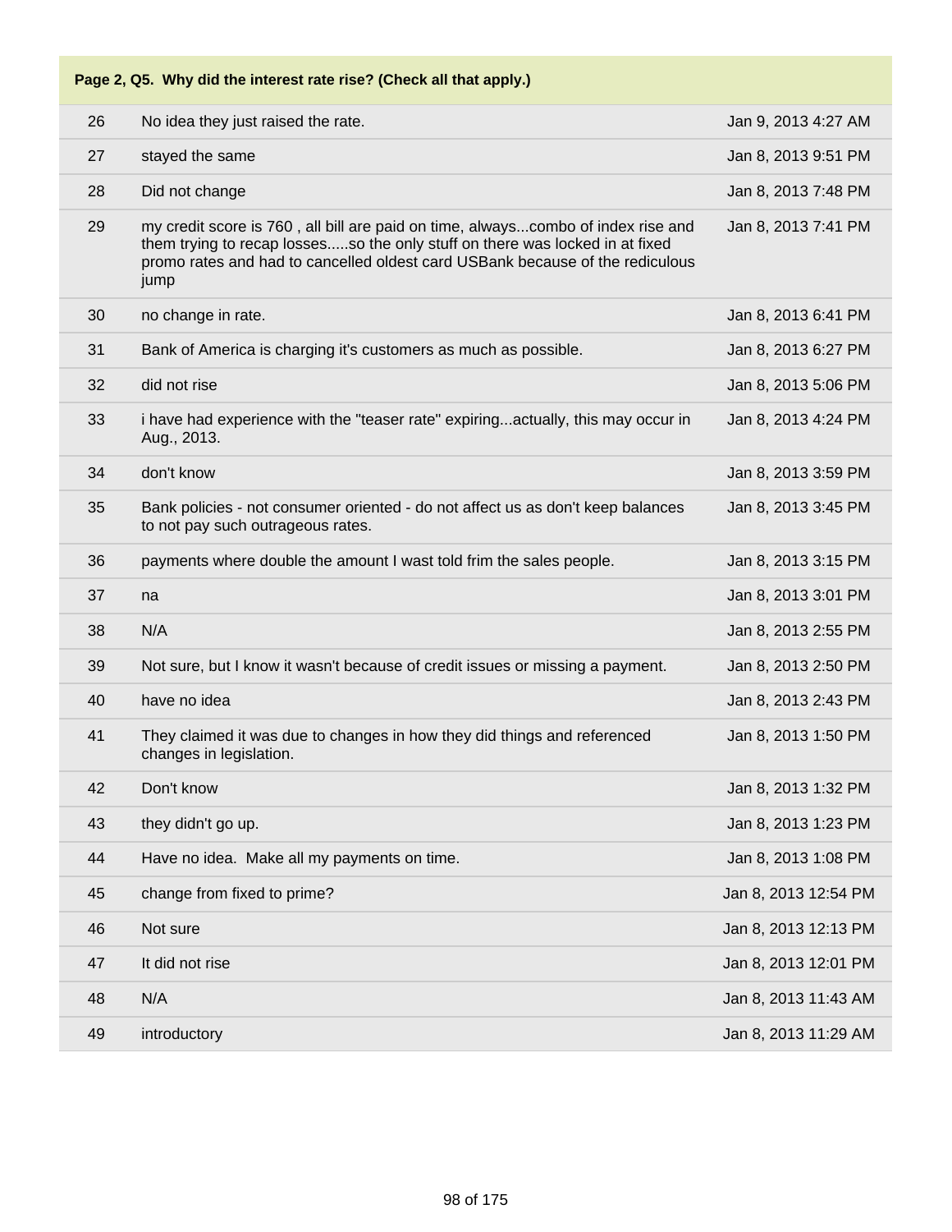**Page 2, Q5. Why did the interest rate rise? (Check all that apply.)**

| | | |
|---|---|---|
| 26 | No idea they just raised the rate. | Jan 9, 2013 4:27 AM |
| 27 | stayed the same | Jan 8, 2013 9:51 PM |
| 28 | Did not change | Jan 8, 2013 7:48 PM |
| 29 | my credit score is 760 , all bill are paid on time, always...combo of index rise and them trying to recap losses.....so the only stuff on there was locked in at fixed promo rates and had to cancelled oldest card USBank because of the rediculous jump | Jan 8, 2013 7:41 PM |
| 30 | no change in rate. | Jan 8, 2013 6:41 PM |
| 31 | Bank of America is charging it's customers as much as possible. | Jan 8, 2013 6:27 PM |
| 32 | did not rise | Jan 8, 2013 5:06 PM |
| 33 | i have had experience with the "teaser rate" expiring...actually, this may occur in Aug., 2013. | Jan 8, 2013 4:24 PM |
| 34 | don't know | Jan 8, 2013 3:59 PM |
| 35 | Bank policies - not consumer oriented - do not affect us as don't keep balances to not pay such outrageous rates. | Jan 8, 2013 3:45 PM |
| 36 | payments where double the amount I wast told frim the sales people. | Jan 8, 2013 3:15 PM |
| 37 | na | Jan 8, 2013 3:01 PM |
| 38 | N/A | Jan 8, 2013 2:55 PM |
| 39 | Not sure, but I know it wasn't because of credit issues or missing a payment. | Jan 8, 2013 2:50 PM |
| 40 | have no idea | Jan 8, 2013 2:43 PM |
| 41 | They claimed it was due to changes in how they did things and referenced changes in legislation. | Jan 8, 2013 1:50 PM |
| 42 | Don't know | Jan 8, 2013 1:32 PM |
| 43 | they didn't go up. | Jan 8, 2013 1:23 PM |
| 44 | Have no idea. Make all my payments on time. | Jan 8, 2013 1:08 PM |
| 45 | change from fixed to prime? | Jan 8, 2013 12:54 PM |
| 46 | Not sure | Jan 8, 2013 12:13 PM |
| 47 | It did not rise | Jan 8, 2013 12:01 PM |
| 48 | N/A | Jan 8, 2013 11:43 AM |
| 49 | introductory | Jan 8, 2013 11:29 AM |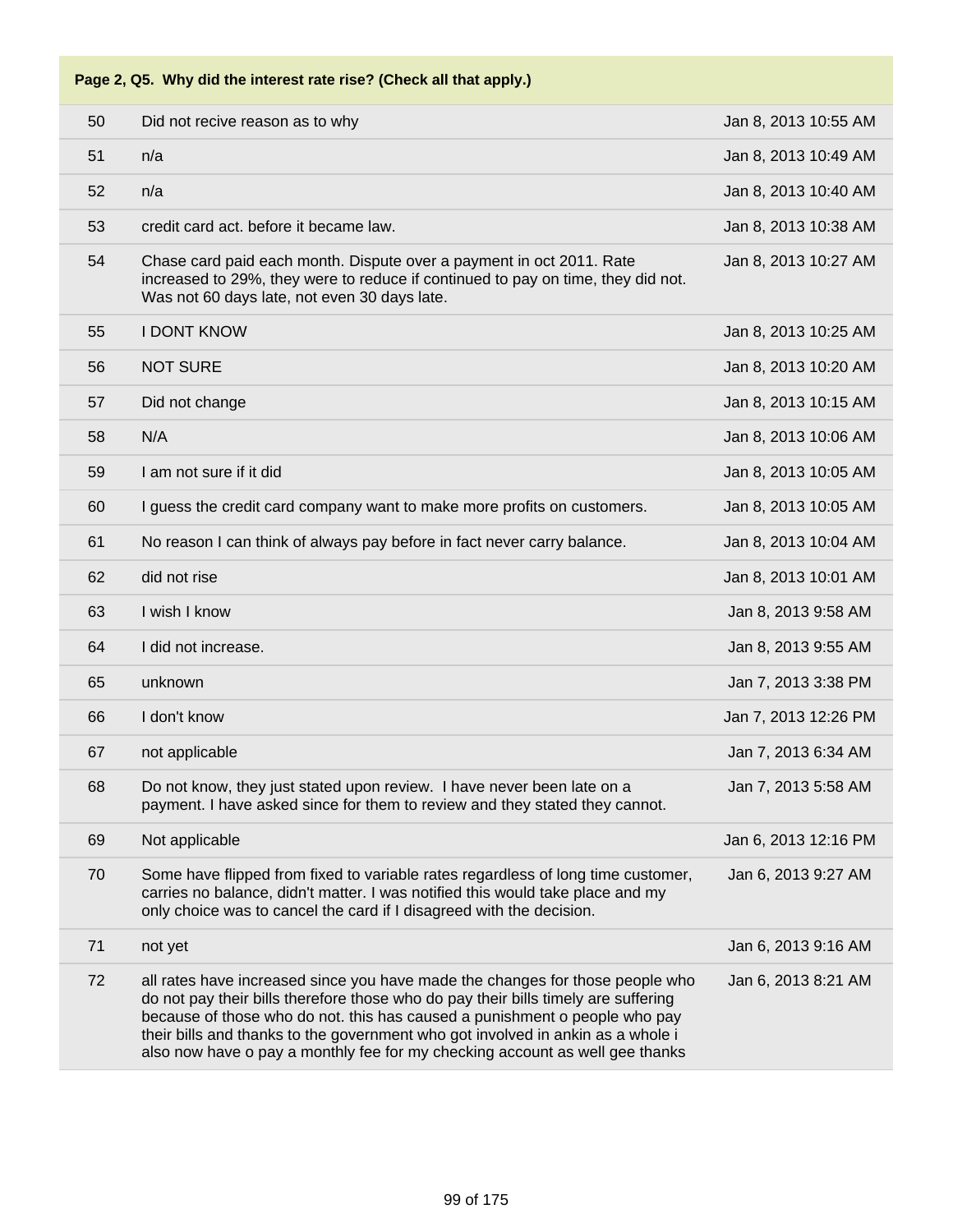**Page 2, Q5. Why did the interest rate rise? (Check all that apply.)**

| | | |
|---|---|---|
| 50 | Did not recive reason as to why | Jan 8, 2013 10:55 AM |
| 51 | n/a | Jan 8, 2013 10:49 AM |
| 52 | n/a | Jan 8, 2013 10:40 AM |
| 53 | credit card act. before it became law. | Jan 8, 2013 10:38 AM |
| 54 | Chase card paid each month. Dispute over a payment in oct 2011. Rate increased to 29%, they were to reduce if continued to pay on time, they did not. Was not 60 days late, not even 30 days late. | Jan 8, 2013 10:27 AM |
| 55 | I DONT KNOW | Jan 8, 2013 10:25 AM |
| 56 | NOT SURE | Jan 8, 2013 10:20 AM |
| 57 | Did not change | Jan 8, 2013 10:15 AM |
| 58 | N/A | Jan 8, 2013 10:06 AM |
| 59 | I am not sure if it did | Jan 8, 2013 10:05 AM |
| 60 | I guess the credit card company want to make more profits on customers. | Jan 8, 2013 10:05 AM |
| 61 | No reason I can think of always pay before in fact never carry balance. | Jan 8, 2013 10:04 AM |
| 62 | did not rise | Jan 8, 2013 10:01 AM |
| 63 | I wish I know | Jan 8, 2013 9:58 AM |
| 64 | I did not increase. | Jan 8, 2013 9:55 AM |
| 65 | unknown | Jan 7, 2013 3:38 PM |
| 66 | I don't know | Jan 7, 2013 12:26 PM |
| 67 | not applicable | Jan 7, 2013 6:34 AM |
| 68 | Do not know, they just stated upon review. I have never been late on a payment. I have asked since for them to review and they stated they cannot. | Jan 7, 2013 5:58 AM |
| 69 | Not applicable | Jan 6, 2013 12:16 PM |
| 70 | Some have flipped from fixed to variable rates regardless of long time customer, carries no balance, didn't matter. I was notified this would take place and my only choice was to cancel the card if I disagreed with the decision. | Jan 6, 2013 9:27 AM |
| 71 | not yet | Jan 6, 2013 9:16 AM |
| 72 | all rates have increased since you have made the changes for those people who do not pay their bills therefore those who do pay their bills timely are suffering because of those who do not. this has caused a punishment o people who pay their bills and thanks to the government who got involved in ankin as a whole i also now have o pay a monthly fee for my checking account as well gee thanks | Jan 6, 2013 8:21 AM |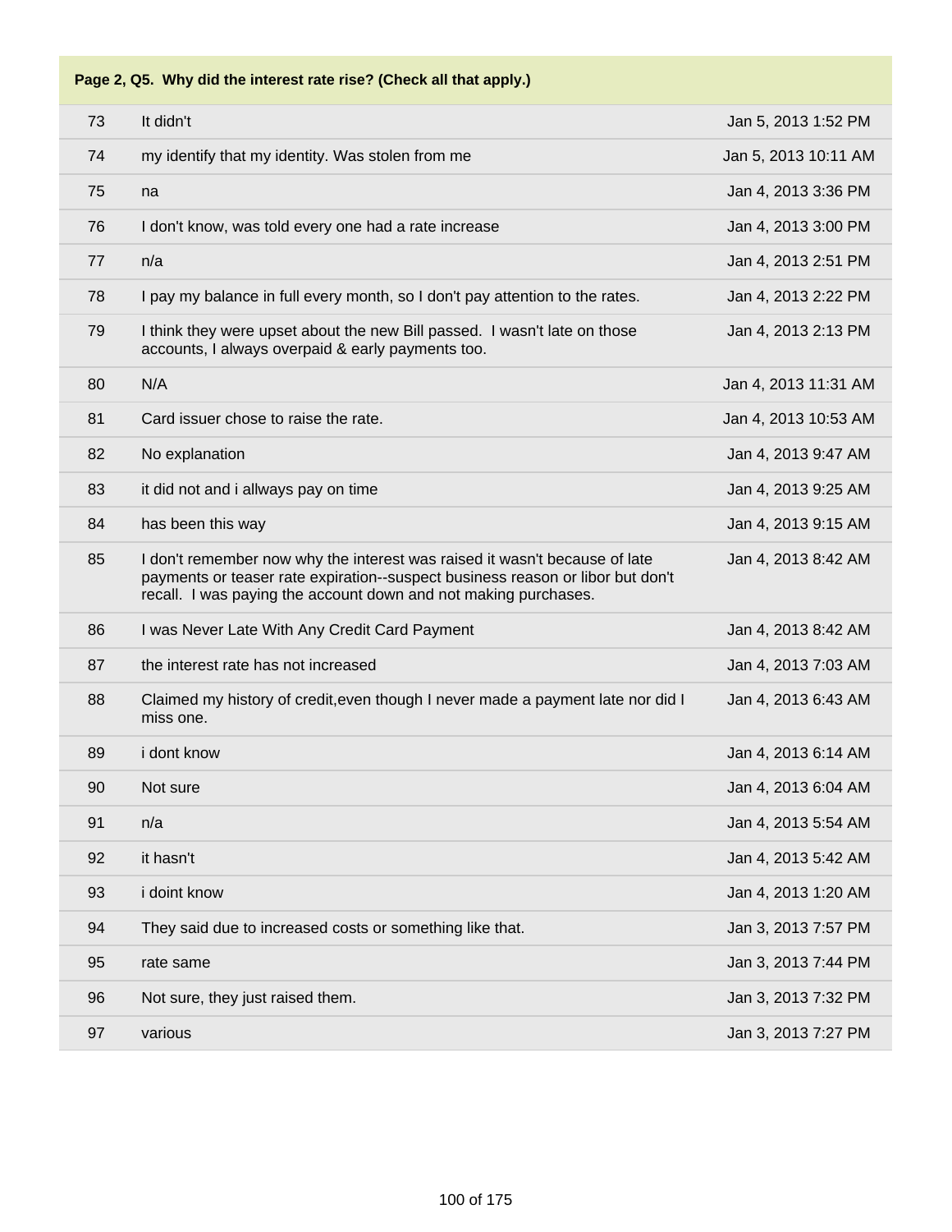| Page 2, Q5. Why did the interest rate rise? (Check all that apply.) | | |
|---|---|---|
| 73 | It didn't | Jan 5, 2013 1:52 PM |
| 74 | my identify that my identity. Was stolen from me | Jan 5, 2013 10:11 AM |
| 75 | na | Jan 4, 2013 3:36 PM |
| 76 | I don't know, was told every one had a rate increase | Jan 4, 2013 3:00 PM |
| 77 | n/a | Jan 4, 2013 2:51 PM |
| 78 | I pay my balance in full every month, so I don't pay attention to the rates. | Jan 4, 2013 2:22 PM |
| 79 | I think they were upset about the new Bill passed. I wasn't late on those accounts, I always overpaid & early payments too. | Jan 4, 2013 2:13 PM |
| 80 | N/A | Jan 4, 2013 11:31 AM |
| 81 | Card issuer chose to raise the rate. | Jan 4, 2013 10:53 AM |
| 82 | No explanation | Jan 4, 2013 9:47 AM |
| 83 | it did not and i allways pay on time | Jan 4, 2013 9:25 AM |
| 84 | has been this way | Jan 4, 2013 9:15 AM |
| 85 | I don't remember now why the interest was raised it wasn't because of late payments or teaser rate expiration--suspect business reason or libor but don't recall. I was paying the account down and not making purchases. | Jan 4, 2013 8:42 AM |
| 86 | I was Never Late With Any Credit Card Payment | Jan 4, 2013 8:42 AM |
| 87 | the interest rate has not increased | Jan 4, 2013 7:03 AM |
| 88 | Claimed my history of credit,even though I never made a payment late nor did I miss one. | Jan 4, 2013 6:43 AM |
| 89 | i dont know | Jan 4, 2013 6:14 AM |
| 90 | Not sure | Jan 4, 2013 6:04 AM |
| 91 | n/a | Jan 4, 2013 5:54 AM |
| 92 | it hasn't | Jan 4, 2013 5:42 AM |
| 93 | i doint know | Jan 4, 2013 1:20 AM |
| 94 | They said due to increased costs or something like that. | Jan 3, 2013 7:57 PM |
| 95 | rate same | Jan 3, 2013 7:44 PM |
| 96 | Not sure, they just raised them. | Jan 3, 2013 7:32 PM |
| 97 | various | Jan 3, 2013 7:27 PM |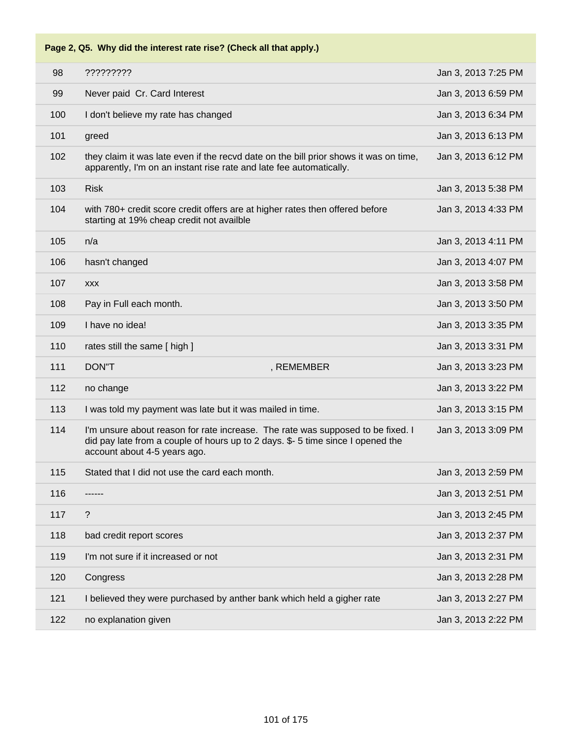| Page 2, Q5. Why did the interest rate rise? (Check all that apply.) | | |
|---|---|---|
| 98 | ????????? | Jan 3, 2013 7:25 PM |
| 99 | Never paid  Cr. Card Interest | Jan 3, 2013 6:59 PM |
| 100 | I don't believe my rate has changed | Jan 3, 2013 6:34 PM |
| 101 | greed | Jan 3, 2013 6:13 PM |
| 102 | they claim it was late even if the recvd date on the bill prior shows it was on time, apparently, I'm on an instant rise rate and late fee automatically. | Jan 3, 2013 6:12 PM |
| 103 | Risk | Jan 3, 2013 5:38 PM |
| 104 | with 780+ credit score credit offers are at higher rates then offered before starting at 19% cheap credit not availble | Jan 3, 2013 4:33 PM |
| 105 | n/a | Jan 3, 2013 4:11 PM |
| 106 | hasn't changed | Jan 3, 2013 4:07 PM |
| 107 | xxx | Jan 3, 2013 3:58 PM |
| 108 | Pay in Full each month. | Jan 3, 2013 3:50 PM |
| 109 | I have no idea! | Jan 3, 2013 3:35 PM |
| 110 | rates still the same [ high ] | Jan 3, 2013 3:31 PM |
| 111 | DON"T                                         , REMEMBER | Jan 3, 2013 3:23 PM |
| 112 | no change | Jan 3, 2013 3:22 PM |
| 113 | I was told my payment was late but it was mailed in time. | Jan 3, 2013 3:15 PM |
| 114 | I'm unsure about reason for rate increase.  The rate was supposed to be fixed. I did pay late from a couple of hours up to 2 days. $- 5 time since I opened the account about 4-5 years ago. | Jan 3, 2013 3:09 PM |
| 115 | Stated that I did not use the card each month. | Jan 3, 2013 2:59 PM |
| 116 | ------ | Jan 3, 2013 2:51 PM |
| 117 | ? | Jan 3, 2013 2:45 PM |
| 118 | bad credit report scores | Jan 3, 2013 2:37 PM |
| 119 | I'm not sure if it increased or not | Jan 3, 2013 2:31 PM |
| 120 | Congress | Jan 3, 2013 2:28 PM |
| 121 | I believed they were purchased by anther bank which held a gigher rate | Jan 3, 2013 2:27 PM |
| 122 | no explanation given | Jan 3, 2013 2:22 PM |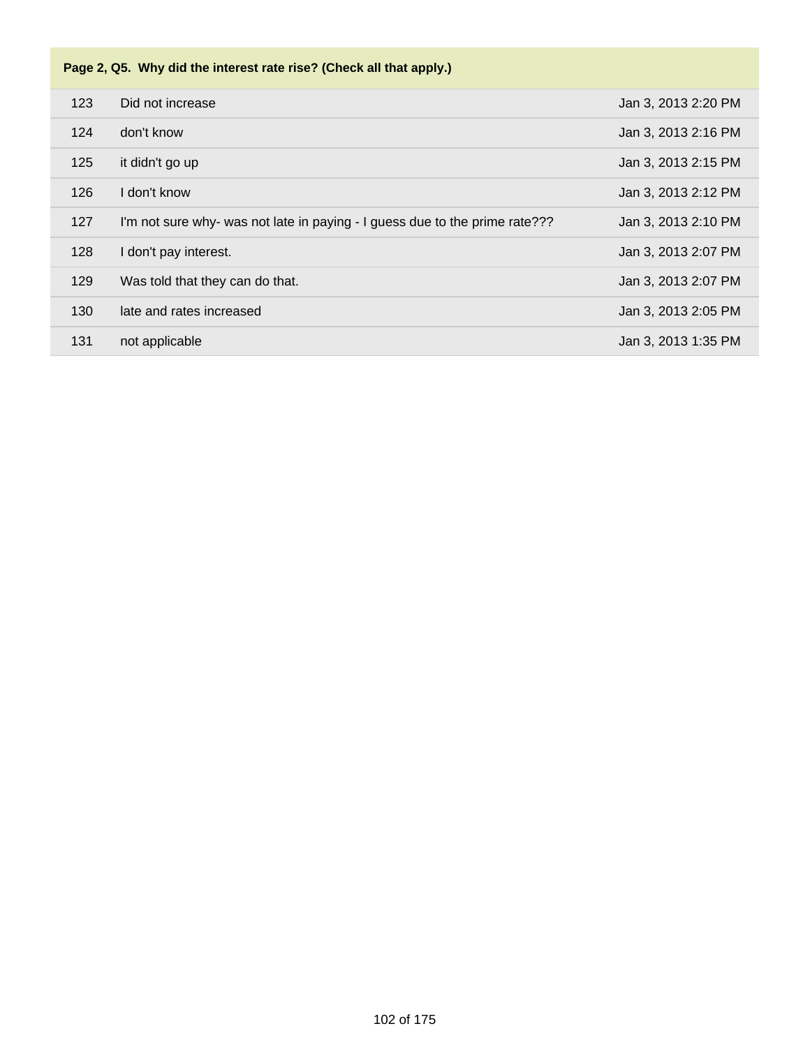| Page 2, Q5. Why did the interest rate rise? (Check all that apply.) | | |
|---|---|---|
| 123 | Did not increase | Jan 3, 2013 2:20 PM |
| 124 | don't know | Jan 3, 2013 2:16 PM |
| 125 | it didn't go up | Jan 3, 2013 2:15 PM |
| 126 | I don't know | Jan 3, 2013 2:12 PM |
| 127 | I'm not sure why- was not late in paying - I guess due to the prime rate??? | Jan 3, 2013 2:10 PM |
| 128 | I don't pay interest. | Jan 3, 2013 2:07 PM |
| 129 | Was told that they can do that. | Jan 3, 2013 2:07 PM |
| 130 | late and rates increased | Jan 3, 2013 2:05 PM |
| 131 | not applicable | Jan 3, 2013 1:35 PM |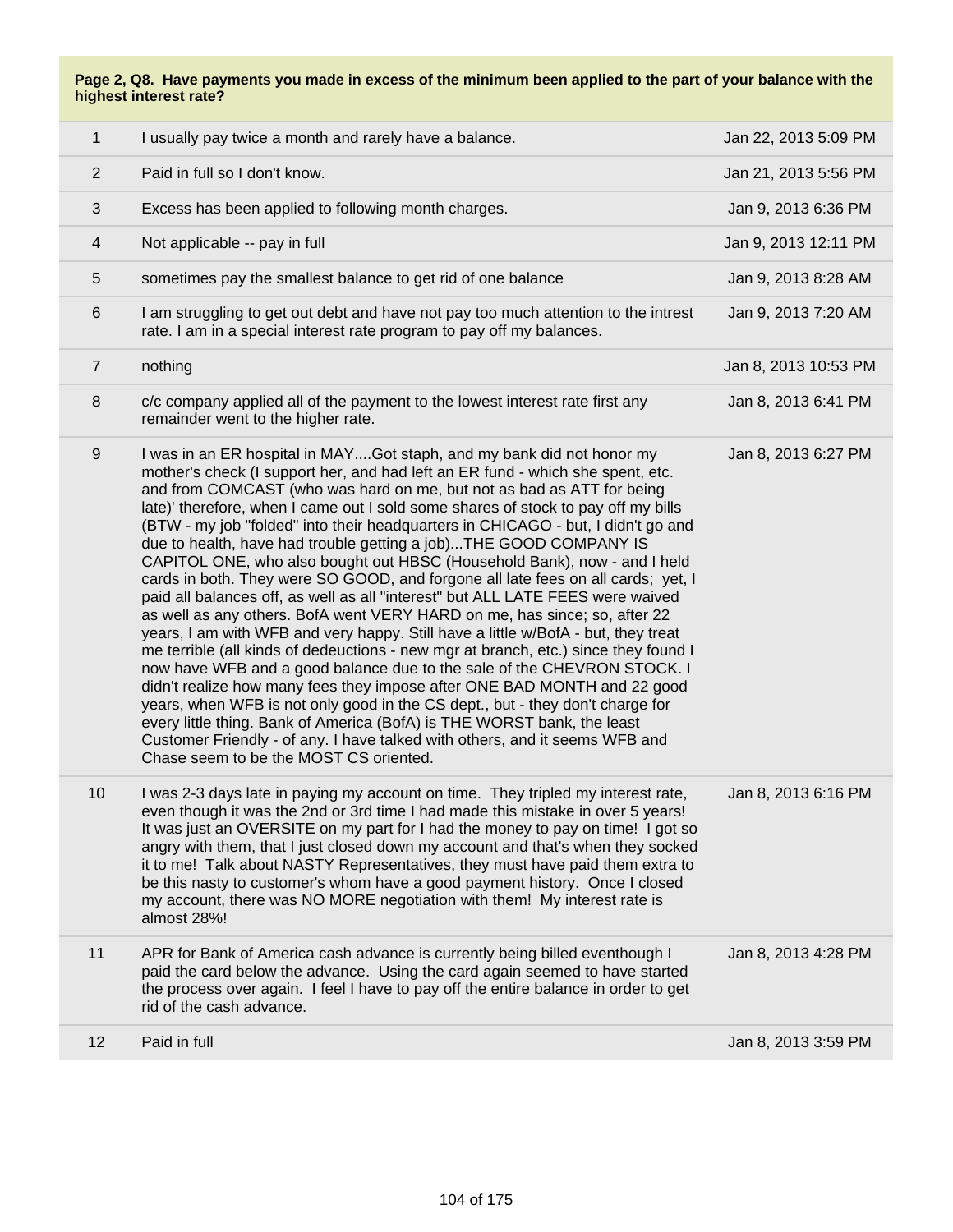**Page 2, Q8. Have payments you made in excess of the minimum been applied to the part of your balance with the highest interest rate?**

| # | Response | Date |
|---|---|---|
| 1 | I usually pay twice a month and rarely have a balance. | Jan 22, 2013 5:09 PM |
| 2 | Paid in full so I don't know. | Jan 21, 2013 5:56 PM |
| 3 | Excess has been applied to following month charges. | Jan 9, 2013 6:36 PM |
| 4 | Not applicable -- pay in full | Jan 9, 2013 12:11 PM |
| 5 | sometimes pay the smallest balance to get rid of one balance | Jan 9, 2013 8:28 AM |
| 6 | I am struggling to get out debt and have not pay too much attention to the intrest rate. I am in a special interest rate program to pay off my balances. | Jan 9, 2013 7:20 AM |
| 7 | nothing | Jan 8, 2013 10:53 PM |
| 8 | c/c company applied all of the payment to the lowest interest rate first any remainder went to the higher rate. | Jan 8, 2013 6:41 PM |
| 9 | I was in an ER hospital in MAY....Got staph, and my bank did not honor my mother's check (I support her, and had left an ER fund - which she spent, etc. and from COMCAST (who was hard on me, but not as bad as ATT for being late)' therefore, when I came out I sold some shares of stock to pay off my bills (BTW - my job "folded" into their headquarters in CHICAGO - but, I didn't go and due to health, have had trouble getting a job)...THE GOOD COMPANY IS CAPITOL ONE, who also bought out HBSC (Household Bank), now - and I held cards in both. They were SO GOOD, and forgone all late fees on all cards; yet, I paid all balances off, as well as all "interest" but ALL LATE FEES were waived as well as any others. BofA went VERY HARD on me, has since; so, after 22 years, I am with WFB and very happy. Still have a little w/BofA - but, they treat me terrible (all kinds of dedeuctions - new mgr at branch, etc.) since they found I now have WFB and a good balance due to the sale of the CHEVRON STOCK. I didn't realize how many fees they impose after ONE BAD MONTH and 22 good years, when WFB is not only good in the CS dept., but - they don't charge for every little thing. Bank of America (BofA) is THE WORST bank, the least Customer Friendly - of any. I have talked with others, and it seems WFB and Chase seem to be the MOST CS oriented. | Jan 8, 2013 6:27 PM |
| 10 | I was 2-3 days late in paying my account on time. They tripled my interest rate, even though it was the 2nd or 3rd time I had made this mistake in over 5 years! It was just an OVERSITE on my part for I had the money to pay on time! I got so angry with them, that I just closed down my account and that's when they socked it to me! Talk about NASTY Representatives, they must have paid them extra to be this nasty to customer's whom have a good payment history. Once I closed my account, there was NO MORE negotiation with them! My interest rate is almost 28%! | Jan 8, 2013 6:16 PM |
| 11 | APR for Bank of America cash advance is currently being billed eventhough I paid the card below the advance. Using the card again seemed to have started the process over again. I feel I have to pay off the entire balance in order to get rid of the cash advance. | Jan 8, 2013 4:28 PM |
| 12 | Paid in full | Jan 8, 2013 3:59 PM |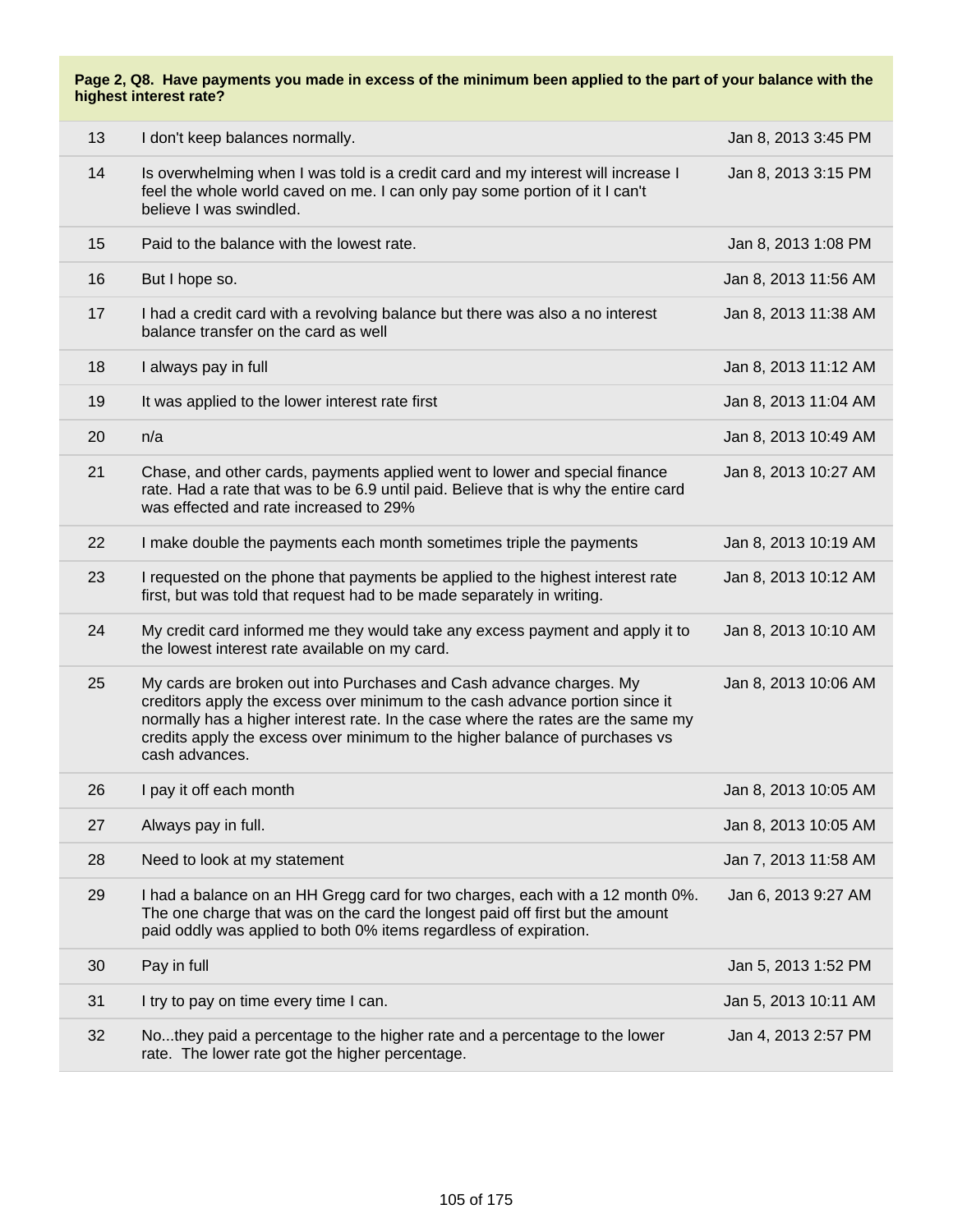**Page 2, Q8. Have payments you made in excess of the minimum been applied to the part of your balance with the highest interest rate?**

| | | |
|---|---|---|
| 13 | I don't keep balances normally. | Jan 8, 2013 3:45 PM |
| 14 | Is overwhelming when I was told is a credit card and my interest will increase I feel the whole world caved on me. I can only pay some portion of it I can't believe I was swindled. | Jan 8, 2013 3:15 PM |
| 15 | Paid to the balance with the lowest rate. | Jan 8, 2013 1:08 PM |
| 16 | But I hope so. | Jan 8, 2013 11:56 AM |
| 17 | I had a credit card with a revolving balance but there was also a no interest balance transfer on the card as well | Jan 8, 2013 11:38 AM |
| 18 | I always pay in full | Jan 8, 2013 11:12 AM |
| 19 | It was applied to the lower interest rate first | Jan 8, 2013 11:04 AM |
| 20 | n/a | Jan 8, 2013 10:49 AM |
| 21 | Chase, and other cards, payments applied went to lower and special finance rate. Had a rate that was to be 6.9 until paid. Believe that is why the entire card was effected and rate increased to 29% | Jan 8, 2013 10:27 AM |
| 22 | I make double the payments each month sometimes triple the payments | Jan 8, 2013 10:19 AM |
| 23 | I requested on the phone that payments be applied to the highest interest rate first, but was told that request had to be made separately in writing. | Jan 8, 2013 10:12 AM |
| 24 | My credit card informed me they would take any excess payment and apply it to the lowest interest rate available on my card. | Jan 8, 2013 10:10 AM |
| 25 | My cards are broken out into Purchases and Cash advance charges. My creditors apply the excess over minimum to the cash advance portion since it normally has a higher interest rate. In the case where the rates are the same my credits apply the excess over minimum to the higher balance of purchases vs cash advances. | Jan 8, 2013 10:06 AM |
| 26 | I pay it off each month | Jan 8, 2013 10:05 AM |
| 27 | Always pay in full. | Jan 8, 2013 10:05 AM |
| 28 | Need to look at my statement | Jan 7, 2013 11:58 AM |
| 29 | I had a balance on an HH Gregg card for two charges, each with a 12 month 0%. The one charge that was on the card the longest paid off first but the amount paid oddly was applied to both 0% items regardless of expiration. | Jan 6, 2013 9:27 AM |
| 30 | Pay in full | Jan 5, 2013 1:52 PM |
| 31 | I try to pay on time every time I can. | Jan 5, 2013 10:11 AM |
| 32 | No...they paid a percentage to the higher rate and a percentage to the lower rate. The lower rate got the higher percentage. | Jan 4, 2013 2:57 PM |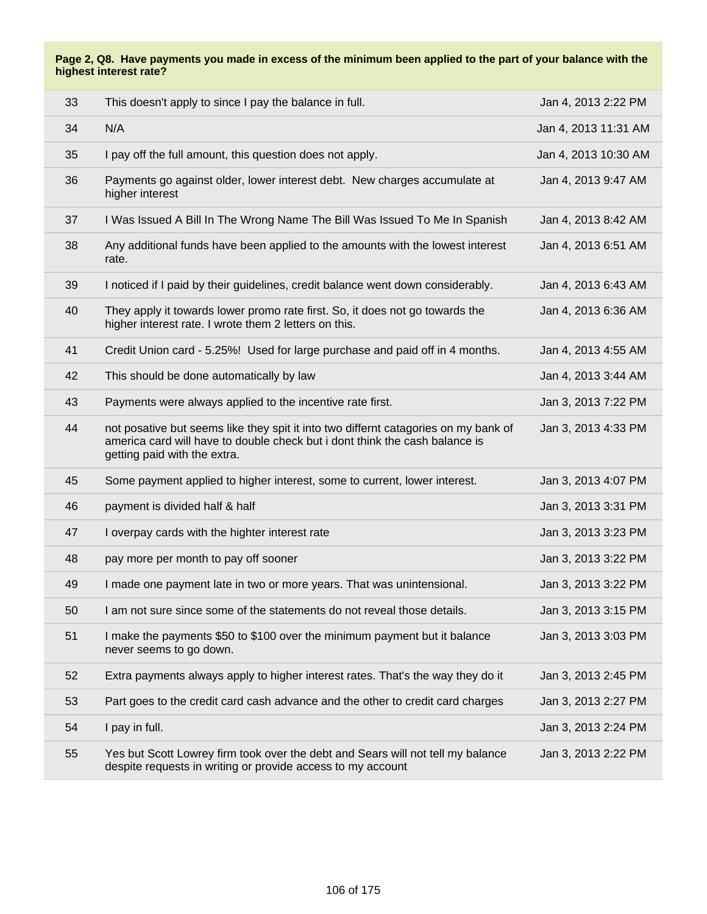**Page 2, Q8. Have payments you made in excess of the minimum been applied to the part of your balance with the highest interest rate?**

| | | |
|---|---|---|
| 33 | This doesn't apply to since I pay the balance in full. | Jan 4, 2013 2:22 PM |
| 34 | N/A | Jan 4, 2013 11:31 AM |
| 35 | I pay off the full amount, this question does not apply. | Jan 4, 2013 10:30 AM |
| 36 | Payments go against older, lower interest debt. New charges accumulate at higher interest | Jan 4, 2013 9:47 AM |
| 37 | I Was Issued A Bill In The Wrong Name The Bill Was Issued To Me In Spanish | Jan 4, 2013 8:42 AM |
| 38 | Any additional funds have been applied to the amounts with the lowest interest rate. | Jan 4, 2013 6:51 AM |
| 39 | I noticed if I paid by their guidelines, credit balance went down considerably. | Jan 4, 2013 6:43 AM |
| 40 | They apply it towards lower promo rate first. So, it does not go towards the higher interest rate. I wrote them 2 letters on this. | Jan 4, 2013 6:36 AM |
| 41 | Credit Union card - 5.25%! Used for large purchase and paid off in 4 months. | Jan 4, 2013 4:55 AM |
| 42 | This should be done automatically by law | Jan 4, 2013 3:44 AM |
| 43 | Payments were always applied to the incentive rate first. | Jan 3, 2013 7:22 PM |
| 44 | not posative but seems like they spit it into two differnt catagories on my bank of america card will have to double check but i dont think the cash balance is getting paid with the extra. | Jan 3, 2013 4:33 PM |
| 45 | Some payment applied to higher interest, some to current, lower interest. | Jan 3, 2013 4:07 PM |
| 46 | payment is divided half & half | Jan 3, 2013 3:31 PM |
| 47 | I overpay cards with the highter interest rate | Jan 3, 2013 3:23 PM |
| 48 | pay more per month to pay off sooner | Jan 3, 2013 3:22 PM |
| 49 | I made one payment late in two or more years. That was unintensional. | Jan 3, 2013 3:22 PM |
| 50 | I am not sure since some of the statements do not reveal those details. | Jan 3, 2013 3:15 PM |
| 51 | I make the payments $50 to $100 over the minimum payment but it balance never seems to go down. | Jan 3, 2013 3:03 PM |
| 52 | Extra payments always apply to higher interest rates. That's the way they do it | Jan 3, 2013 2:45 PM |
| 53 | Part goes to the credit card cash advance and the other to credit card charges | Jan 3, 2013 2:27 PM |
| 54 | I pay in full. | Jan 3, 2013 2:24 PM |
| 55 | Yes but Scott Lowrey firm took over the debt and Sears will not tell my balance despite requests in writing or provide access to my account | Jan 3, 2013 2:22 PM |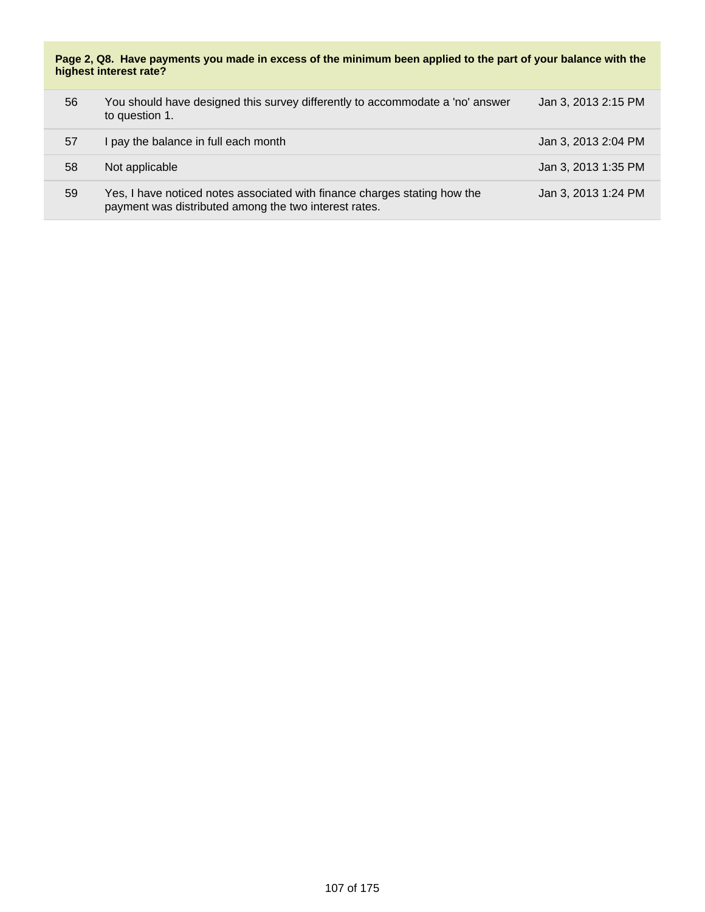**Page 2, Q8. Have payments you made in excess of the minimum been applied to the part of your balance with the highest interest rate?**

| | | |
|---|---|---|
| 56 | You should have designed this survey differently to accommodate a 'no' answer to question 1. | Jan 3, 2013 2:15 PM |
| 57 | I pay the balance in full each month | Jan 3, 2013 2:04 PM |
| 58 | Not applicable | Jan 3, 2013 1:35 PM |
| 59 | Yes, I have noticed notes associated with finance charges stating how the payment was distributed among the two interest rates. | Jan 3, 2013 1:24 PM |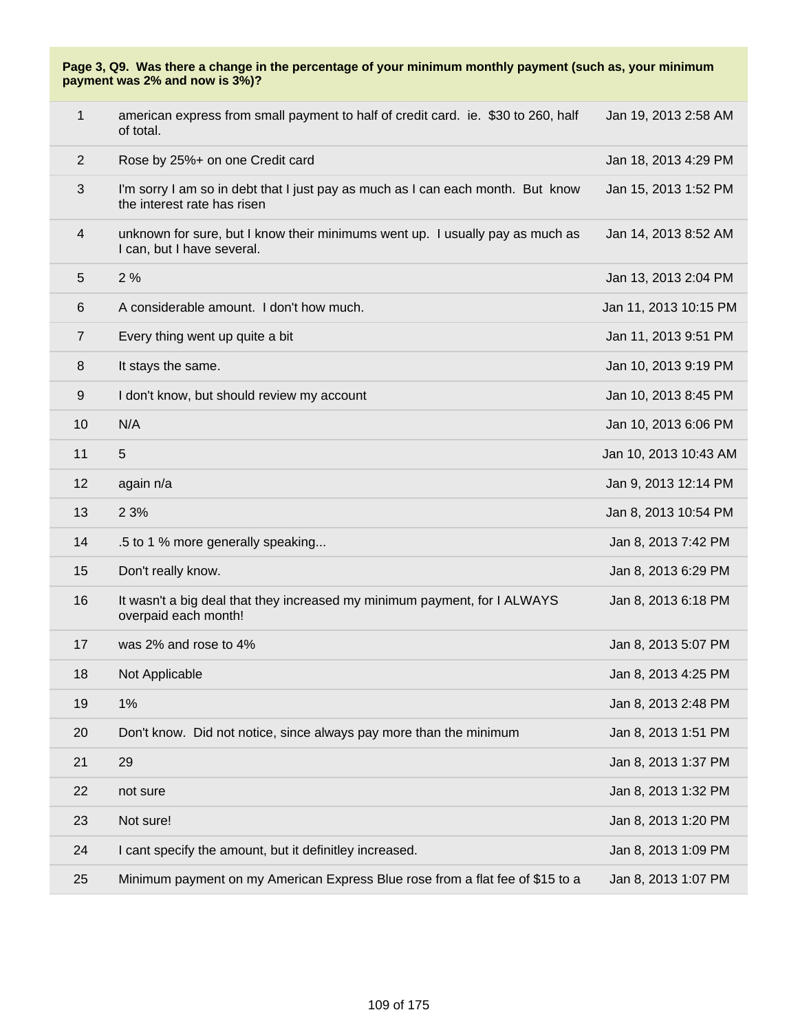**Page 3, Q9. Was there a change in the percentage of your minimum monthly payment (such as, your minimum payment was 2% and now is 3%)?**

| | | |
|---|---|---|
| 1 | american express from small payment to half of credit card. ie. $30 to 260, half of total. | Jan 19, 2013 2:58 AM |
| 2 | Rose by 25%+ on one Credit card | Jan 18, 2013 4:29 PM |
| 3 | I'm sorry I am so in debt that I just pay as much as I can each month. But know the interest rate has risen | Jan 15, 2013 1:52 PM |
| 4 | unknown for sure, but I know their minimums went up. I usually pay as much as I can, but I have several. | Jan 14, 2013 8:52 AM |
| 5 | 2 % | Jan 13, 2013 2:04 PM |
| 6 | A considerable amount. I don't how much. | Jan 11, 2013 10:15 PM |
| 7 | Every thing went up quite a bit | Jan 11, 2013 9:51 PM |
| 8 | It stays the same. | Jan 10, 2013 9:19 PM |
| 9 | I don't know, but should review my account | Jan 10, 2013 8:45 PM |
| 10 | N/A | Jan 10, 2013 6:06 PM |
| 11 | 5 | Jan 10, 2013 10:43 AM |
| 12 | again n/a | Jan 9, 2013 12:14 PM |
| 13 | 2 3% | Jan 8, 2013 10:54 PM |
| 14 | .5 to 1 % more generally speaking... | Jan 8, 2013 7:42 PM |
| 15 | Don't really know. | Jan 8, 2013 6:29 PM |
| 16 | It wasn't a big deal that they increased my minimum payment, for I ALWAYS overpaid each month! | Jan 8, 2013 6:18 PM |
| 17 | was 2% and rose to 4% | Jan 8, 2013 5:07 PM |
| 18 | Not Applicable | Jan 8, 2013 4:25 PM |
| 19 | 1% | Jan 8, 2013 2:48 PM |
| 20 | Don't know. Did not notice, since always pay more than the minimum | Jan 8, 2013 1:51 PM |
| 21 | 29 | Jan 8, 2013 1:37 PM |
| 22 | not sure | Jan 8, 2013 1:32 PM |
| 23 | Not sure! | Jan 8, 2013 1:20 PM |
| 24 | I cant specify the amount, but it definitley increased. | Jan 8, 2013 1:09 PM |
| 25 | Minimum payment on my American Express Blue rose from a flat fee of $15 to a | Jan 8, 2013 1:07 PM |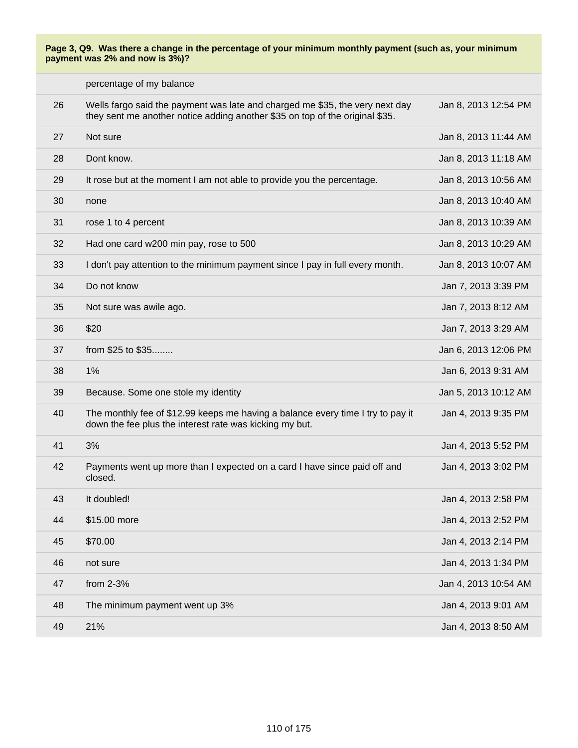**Page 3, Q9. Was there a change in the percentage of your minimum monthly payment (such as, your minimum payment was 2% and now is 3%)?**

| | | |
|---|---|---|
| | percentage of my balance | |
| 26 | Wells fargo said the payment was late and charged me $35, the very next day they sent me another notice adding another $35 on top of the original $35. | Jan 8, 2013 12:54 PM |
| 27 | Not sure | Jan 8, 2013 11:44 AM |
| 28 | Dont know. | Jan 8, 2013 11:18 AM |
| 29 | It rose but at the moment I am not able to provide you the percentage. | Jan 8, 2013 10:56 AM |
| 30 | none | Jan 8, 2013 10:40 AM |
| 31 | rose 1 to 4 percent | Jan 8, 2013 10:39 AM |
| 32 | Had one card w200 min pay, rose to 500 | Jan 8, 2013 10:29 AM |
| 33 | I don't pay attention to the minimum payment since I pay in full every month. | Jan 8, 2013 10:07 AM |
| 34 | Do not know | Jan 7, 2013 3:39 PM |
| 35 | Not sure was awile ago. | Jan 7, 2013 8:12 AM |
| 36 | $20 | Jan 7, 2013 3:29 AM |
| 37 | from $25 to $35........ | Jan 6, 2013 12:06 PM |
| 38 | 1% | Jan 6, 2013 9:31 AM |
| 39 | Because. Some one stole my identity | Jan 5, 2013 10:12 AM |
| 40 | The monthly fee of $12.99 keeps me having a balance every time I try to pay it down the fee plus the interest rate was kicking my but. | Jan 4, 2013 9:35 PM |
| 41 | 3% | Jan 4, 2013 5:52 PM |
| 42 | Payments went up more than I expected on a card I have since paid off and closed. | Jan 4, 2013 3:02 PM |
| 43 | It doubled! | Jan 4, 2013 2:58 PM |
| 44 | $15.00 more | Jan 4, 2013 2:52 PM |
| 45 | $70.00 | Jan 4, 2013 2:14 PM |
| 46 | not sure | Jan 4, 2013 1:34 PM |
| 47 | from 2-3% | Jan 4, 2013 10:54 AM |
| 48 | The minimum payment went up 3% | Jan 4, 2013 9:01 AM |
| 49 | 21% | Jan 4, 2013 8:50 AM |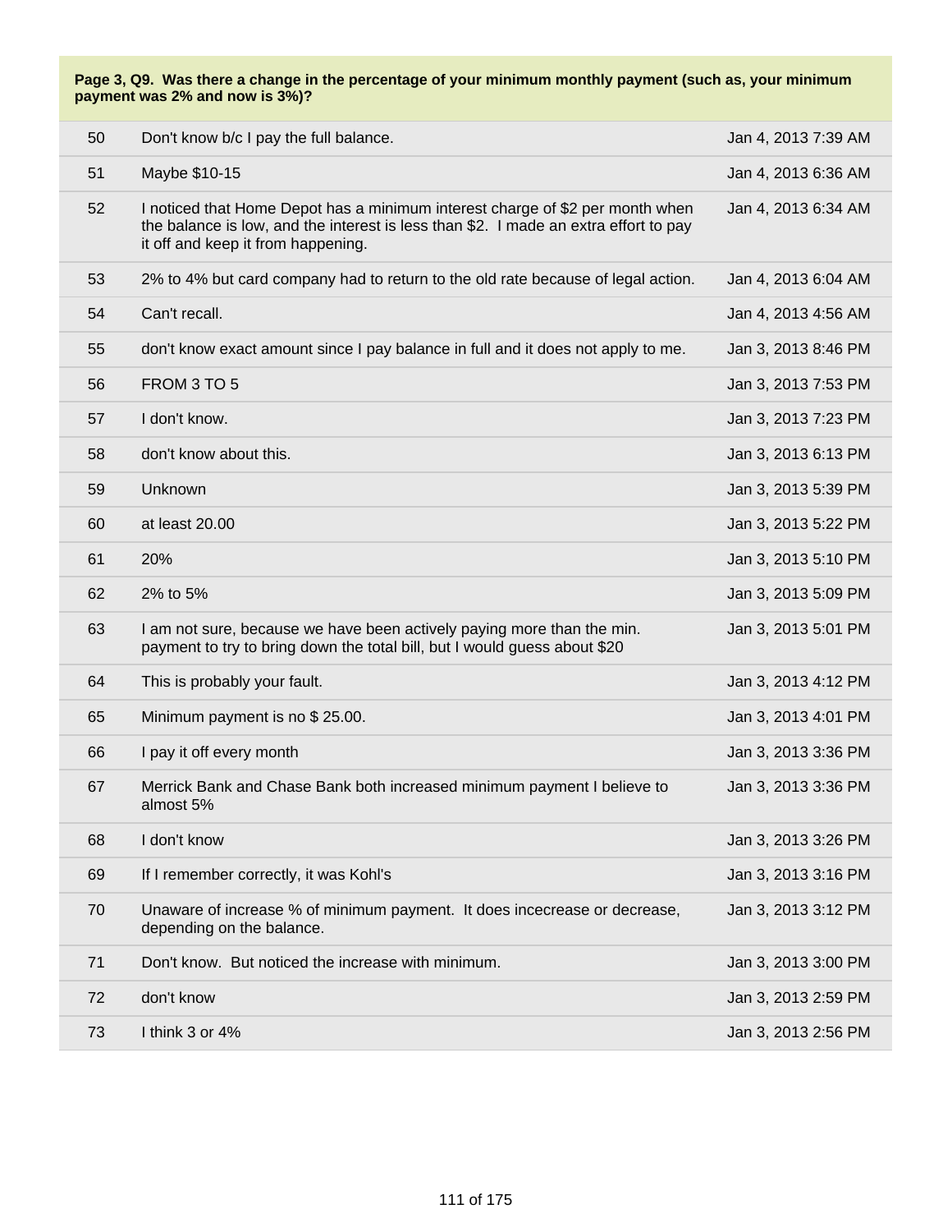**Page 3, Q9. Was there a change in the percentage of your minimum monthly payment (such as, your minimum payment was 2% and now is 3%)?**

| | | |
|---|---|---|
| 50 | Don't know b/c I pay the full balance. | Jan 4, 2013 7:39 AM |
| 51 | Maybe $10-15 | Jan 4, 2013 6:36 AM |
| 52 | I noticed that Home Depot has a minimum interest charge of $2 per month when the balance is low, and the interest is less than $2. I made an extra effort to pay it off and keep it from happening. | Jan 4, 2013 6:34 AM |
| 53 | 2% to 4% but card company had to return to the old rate because of legal action. | Jan 4, 2013 6:04 AM |
| 54 | Can't recall. | Jan 4, 2013 4:56 AM |
| 55 | don't know exact amount since I pay balance in full and it does not apply to me. | Jan 3, 2013 8:46 PM |
| 56 | FROM 3 TO 5 | Jan 3, 2013 7:53 PM |
| 57 | I don't know. | Jan 3, 2013 7:23 PM |
| 58 | don't know about this. | Jan 3, 2013 6:13 PM |
| 59 | Unknown | Jan 3, 2013 5:39 PM |
| 60 | at least 20.00 | Jan 3, 2013 5:22 PM |
| 61 | 20% | Jan 3, 2013 5:10 PM |
| 62 | 2% to 5% | Jan 3, 2013 5:09 PM |
| 63 | I am not sure, because we have been actively paying more than the min. payment to try to bring down the total bill, but I would guess about $20 | Jan 3, 2013 5:01 PM |
| 64 | This is probably your fault. | Jan 3, 2013 4:12 PM |
| 65 | Minimum payment is no $ 25.00. | Jan 3, 2013 4:01 PM |
| 66 | I pay it off every month | Jan 3, 2013 3:36 PM |
| 67 | Merrick Bank and Chase Bank both increased minimum payment I believe to almost 5% | Jan 3, 2013 3:36 PM |
| 68 | I don't know | Jan 3, 2013 3:26 PM |
| 69 | If I remember correctly, it was Kohl's | Jan 3, 2013 3:16 PM |
| 70 | Unaware of increase % of minimum payment. It does incecrease or decrease, depending on the balance. | Jan 3, 2013 3:12 PM |
| 71 | Don't know. But noticed the increase with minimum. | Jan 3, 2013 3:00 PM |
| 72 | don't know | Jan 3, 2013 2:59 PM |
| 73 | I think 3 or 4% | Jan 3, 2013 2:56 PM |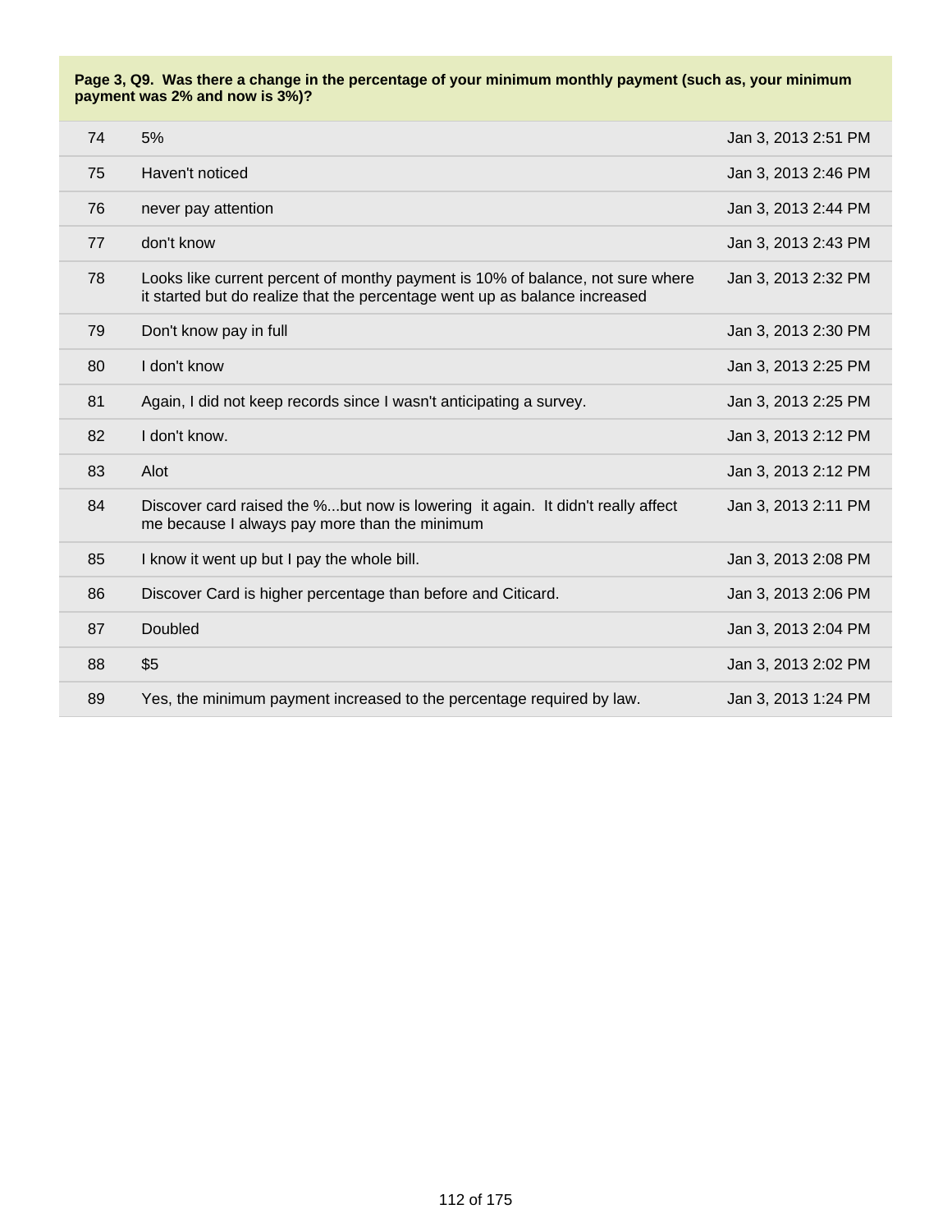**Page 3, Q9. Was there a change in the percentage of your minimum monthly payment (such as, your minimum payment was 2% and now is 3%)?**

| | | |
|---|---|---|
| 74 | 5% | Jan 3, 2013 2:51 PM |
| 75 | Haven't noticed | Jan 3, 2013 2:46 PM |
| 76 | never pay attention | Jan 3, 2013 2:44 PM |
| 77 | don't know | Jan 3, 2013 2:43 PM |
| 78 | Looks like current percent of monthy payment is 10% of balance, not sure where it started but do realize that the percentage went up as balance increased | Jan 3, 2013 2:32 PM |
| 79 | Don't know pay in full | Jan 3, 2013 2:30 PM |
| 80 | I don't know | Jan 3, 2013 2:25 PM |
| 81 | Again, I did not keep records since I wasn't anticipating a survey. | Jan 3, 2013 2:25 PM |
| 82 | I don't know. | Jan 3, 2013 2:12 PM |
| 83 | Alot | Jan 3, 2013 2:12 PM |
| 84 | Discover card raised the %...but now is lowering it again. It didn't really affect me because I always pay more than the minimum | Jan 3, 2013 2:11 PM |
| 85 | I know it went up but I pay the whole bill. | Jan 3, 2013 2:08 PM |
| 86 | Discover Card is higher percentage than before and Citicard. | Jan 3, 2013 2:06 PM |
| 87 | Doubled | Jan 3, 2013 2:04 PM |
| 88 | $5 | Jan 3, 2013 2:02 PM |
| 89 | Yes, the minimum payment increased to the percentage required by law. | Jan 3, 2013 1:24 PM |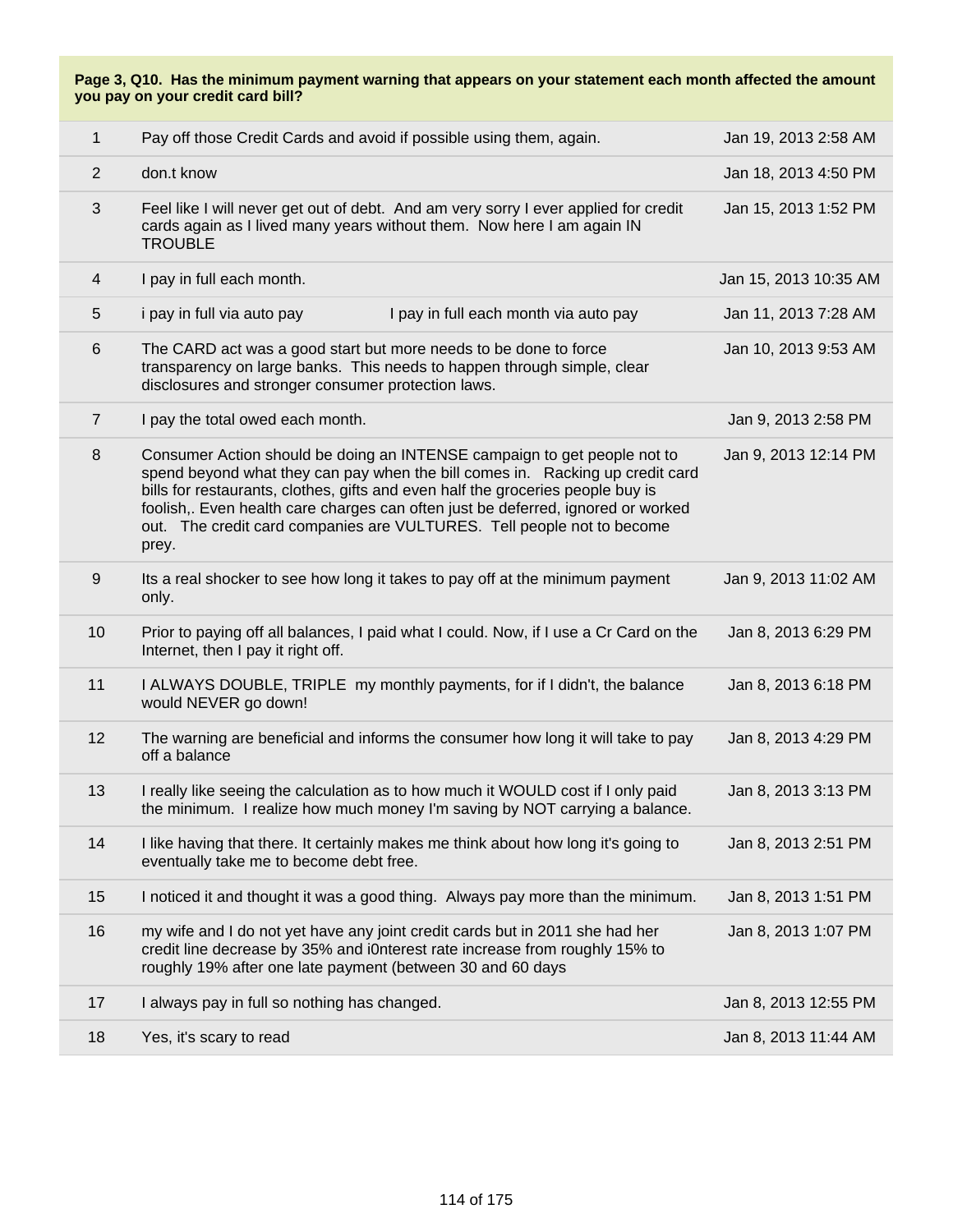| Page 3, Q10. Has the minimum payment warning that appears on your statement each month affected the amount you pay on your credit card bill? | | |
|---|---|---|
| 1 | Pay off those Credit Cards and avoid if possible using them, again. | Jan 19, 2013 2:58 AM |
| 2 | don.t know | Jan 18, 2013 4:50 PM |
| 3 | Feel like I will never get out of debt. And am very sorry I ever applied for credit cards again as I lived many years without them. Now here I am again IN TROUBLE | Jan 15, 2013 1:52 PM |
| 4 | I pay in full each month. | Jan 15, 2013 10:35 AM |
| 5 | i pay in full via auto pay I pay in full each month via auto pay | Jan 11, 2013 7:28 AM |
| 6 | The CARD act was a good start but more needs to be done to force transparency on large banks. This needs to happen through simple, clear disclosures and stronger consumer protection laws. | Jan 10, 2013 9:53 AM |
| 7 | I pay the total owed each month. | Jan 9, 2013 2:58 PM |
| 8 | Consumer Action should be doing an INTENSE campaign to get people not to spend beyond what they can pay when the bill comes in. Racking up credit card bills for restaurants, clothes, gifts and even half the groceries people buy is foolish,. Even health care charges can often just be deferred, ignored or worked out. The credit card companies are VULTURES. Tell people not to become prey. | Jan 9, 2013 12:14 PM |
| 9 | Its a real shocker to see how long it takes to pay off at the minimum payment only. | Jan 9, 2013 11:02 AM |
| 10 | Prior to paying off all balances, I paid what I could. Now, if I use a Cr Card on the Internet, then I pay it right off. | Jan 8, 2013 6:29 PM |
| 11 | I ALWAYS DOUBLE, TRIPLE my monthly payments, for if I didn't, the balance would NEVER go down! | Jan 8, 2013 6:18 PM |
| 12 | The warning are beneficial and informs the consumer how long it will take to pay off a balance | Jan 8, 2013 4:29 PM |
| 13 | I really like seeing the calculation as to how much it WOULD cost if I only paid the minimum. I realize how much money I'm saving by NOT carrying a balance. | Jan 8, 2013 3:13 PM |
| 14 | I like having that there. It certainly makes me think about how long it's going to eventually take me to become debt free. | Jan 8, 2013 2:51 PM |
| 15 | I noticed it and thought it was a good thing. Always pay more than the minimum. | Jan 8, 2013 1:51 PM |
| 16 | my wife and I do not yet have any joint credit cards but in 2011 she had her credit line decrease by 35% and i0nterest rate increase from roughly 15% to roughly 19% after one late payment (between 30 and 60 days | Jan 8, 2013 1:07 PM |
| 17 | I always pay in full so nothing has changed. | Jan 8, 2013 12:55 PM |
| 18 | Yes, it's scary to read | Jan 8, 2013 11:44 AM |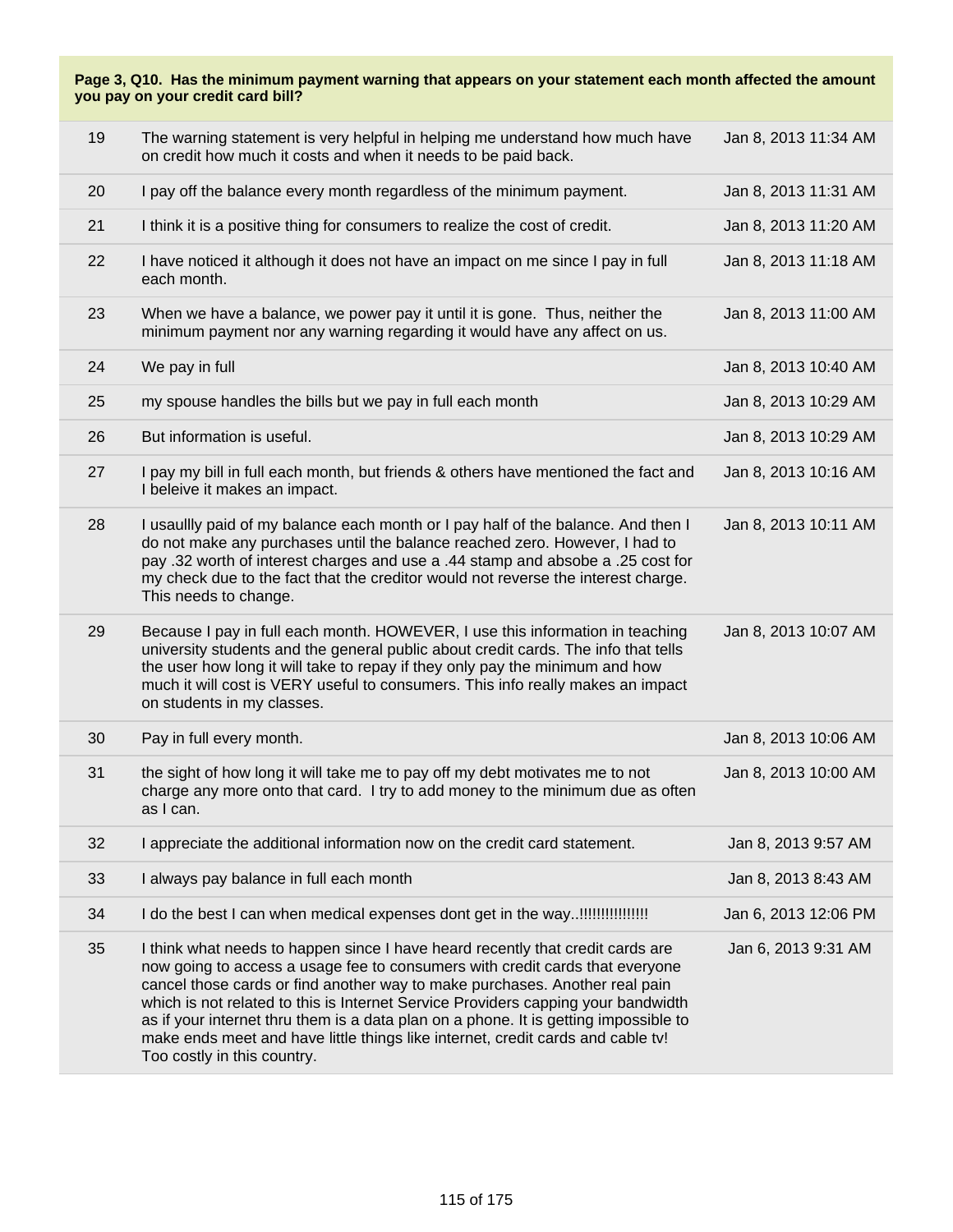**Page 3, Q10. Has the minimum payment warning that appears on your statement each month affected the amount you pay on your credit card bill?**

| # | Response | Date |
|---|---|---|
| 19 | The warning statement is very helpful in helping me understand how much have on credit how much it costs and when it needs to be paid back. | Jan 8, 2013 11:34 AM |
| 20 | I pay off the balance every month regardless of the minimum payment. | Jan 8, 2013 11:31 AM |
| 21 | I think it is a positive thing for consumers to realize the cost of credit. | Jan 8, 2013 11:20 AM |
| 22 | I have noticed it although it does not have an impact on me since I pay in full each month. | Jan 8, 2013 11:18 AM |
| 23 | When we have a balance, we power pay it until it is gone. Thus, neither the minimum payment nor any warning regarding it would have any affect on us. | Jan 8, 2013 11:00 AM |
| 24 | We pay in full | Jan 8, 2013 10:40 AM |
| 25 | my spouse handles the bills but we pay in full each month | Jan 8, 2013 10:29 AM |
| 26 | But information is useful. | Jan 8, 2013 10:29 AM |
| 27 | I pay my bill in full each month, but friends & others have mentioned the fact and I beleive it makes an impact. | Jan 8, 2013 10:16 AM |
| 28 | I usaullly paid of my balance each month or I pay half of the balance. And then I do not make any purchases until the balance reached zero. However, I had to pay .32 worth of interest charges and use a .44 stamp and absobe a .25 cost for my check due to the fact that the creditor would not reverse the interest charge. This needs to change. | Jan 8, 2013 10:11 AM |
| 29 | Because I pay in full each month. HOWEVER, I use this information in teaching university students and the general public about credit cards. The info that tells the user how long it will take to repay if they only pay the minimum and how much it will cost is VERY useful to consumers. This info really makes an impact on students in my classes. | Jan 8, 2013 10:07 AM |
| 30 | Pay in full every month. | Jan 8, 2013 10:06 AM |
| 31 | the sight of how long it will take me to pay off my debt motivates me to not charge any more onto that card. I try to add money to the minimum due as often as I can. | Jan 8, 2013 10:00 AM |
| 32 | I appreciate the additional information now on the credit card statement. | Jan 8, 2013 9:57 AM |
| 33 | I always pay balance in full each month | Jan 8, 2013 8:43 AM |
| 34 | I do the best I can when medical expenses dont get in the way..!!!!!!!!!!!!!!!! | Jan 6, 2013 12:06 PM |
| 35 | I think what needs to happen since I have heard recently that credit cards are now going to access a usage fee to consumers with credit cards that everyone cancel those cards or find another way to make purchases. Another real pain which is not related to this is Internet Service Providers capping your bandwidth as if your internet thru them is a data plan on a phone. It is getting impossible to make ends meet and have little things like internet, credit cards and cable tv! Too costly in this country. | Jan 6, 2013 9:31 AM |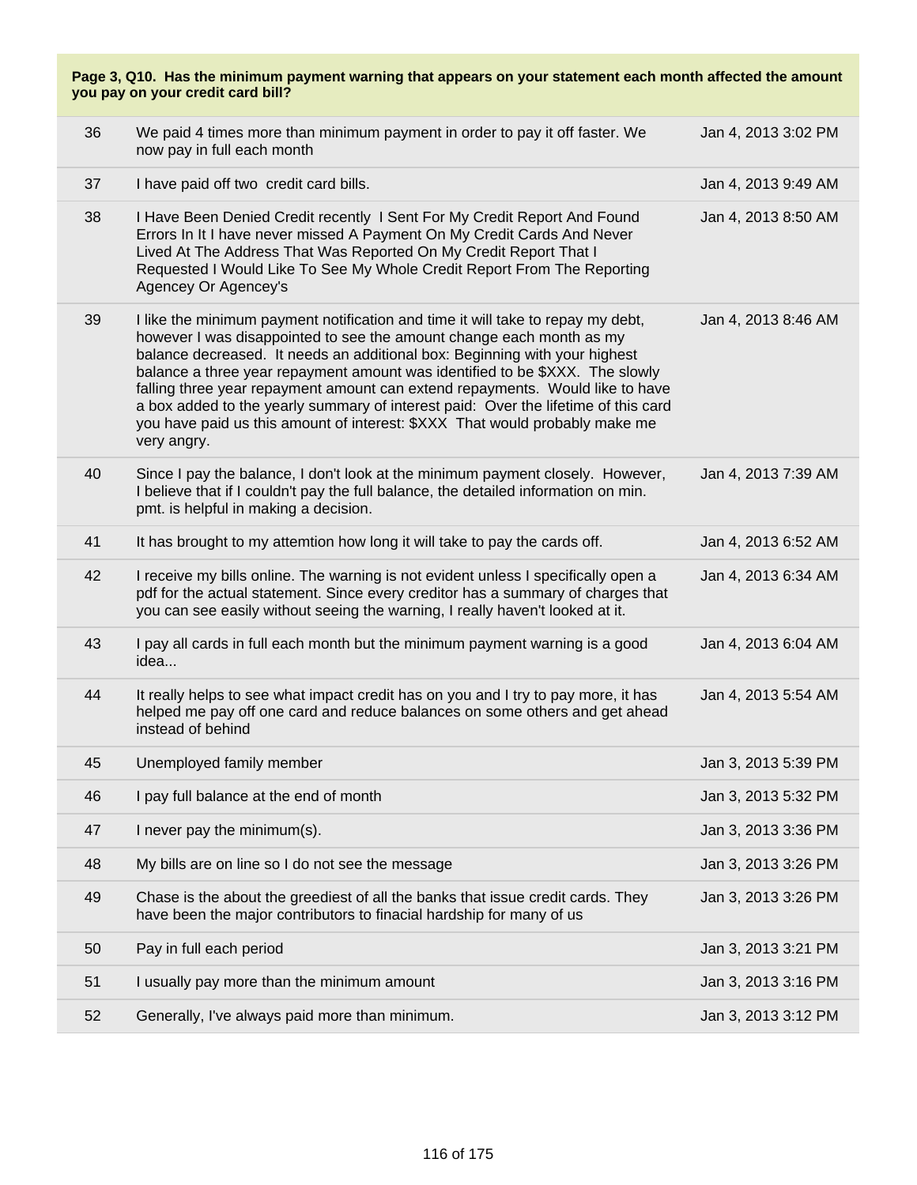**Page 3, Q10. Has the minimum payment warning that appears on your statement each month affected the amount you pay on your credit card bill?**

| # | Response | Date |
|---|---|---|
| 36 | We paid 4 times more than minimum payment in order to pay it off faster. We now pay in full each month | Jan 4, 2013 3:02 PM |
| 37 | I have paid off two credit card bills. | Jan 4, 2013 9:49 AM |
| 38 | I Have Been Denied Credit recently I Sent For My Credit Report And Found Errors In It I have never missed A Payment On My Credit Cards And Never Lived At The Address That Was Reported On My Credit Report That I Requested I Would Like To See My Whole Credit Report From The Reporting Agencey Or Agencey's | Jan 4, 2013 8:50 AM |
| 39 | I like the minimum payment notification and time it will take to repay my debt, however I was disappointed to see the amount change each month as my balance decreased. It needs an additional box: Beginning with your highest balance a three year repayment amount was identified to be $XXX. The slowly falling three year repayment amount can extend repayments. Would like to have a box added to the yearly summary of interest paid: Over the lifetime of this card you have paid us this amount of interest: $XXX That would probably make me very angry. | Jan 4, 2013 8:46 AM |
| 40 | Since I pay the balance, I don't look at the minimum payment closely. However, I believe that if I couldn't pay the full balance, the detailed information on min. pmt. is helpful in making a decision. | Jan 4, 2013 7:39 AM |
| 41 | It has brought to my attemtion how long it will take to pay the cards off. | Jan 4, 2013 6:52 AM |
| 42 | I receive my bills online. The warning is not evident unless I specifically open a pdf for the actual statement. Since every creditor has a summary of charges that you can see easily without seeing the warning, I really haven't looked at it. | Jan 4, 2013 6:34 AM |
| 43 | I pay all cards in full each month but the minimum payment warning is a good idea... | Jan 4, 2013 6:04 AM |
| 44 | It really helps to see what impact credit has on you and I try to pay more, it has helped me pay off one card and reduce balances on some others and get ahead instead of behind | Jan 4, 2013 5:54 AM |
| 45 | Unemployed family member | Jan 3, 2013 5:39 PM |
| 46 | I pay full balance at the end of month | Jan 3, 2013 5:32 PM |
| 47 | I never pay the minimum(s). | Jan 3, 2013 3:36 PM |
| 48 | My bills are on line so I do not see the message | Jan 3, 2013 3:26 PM |
| 49 | Chase is the about the greediest of all the banks that issue credit cards. They have been the major contributors to finacial hardship for many of us | Jan 3, 2013 3:26 PM |
| 50 | Pay in full each period | Jan 3, 2013 3:21 PM |
| 51 | I usually pay more than the minimum amount | Jan 3, 2013 3:16 PM |
| 52 | Generally, I've always paid more than minimum. | Jan 3, 2013 3:12 PM |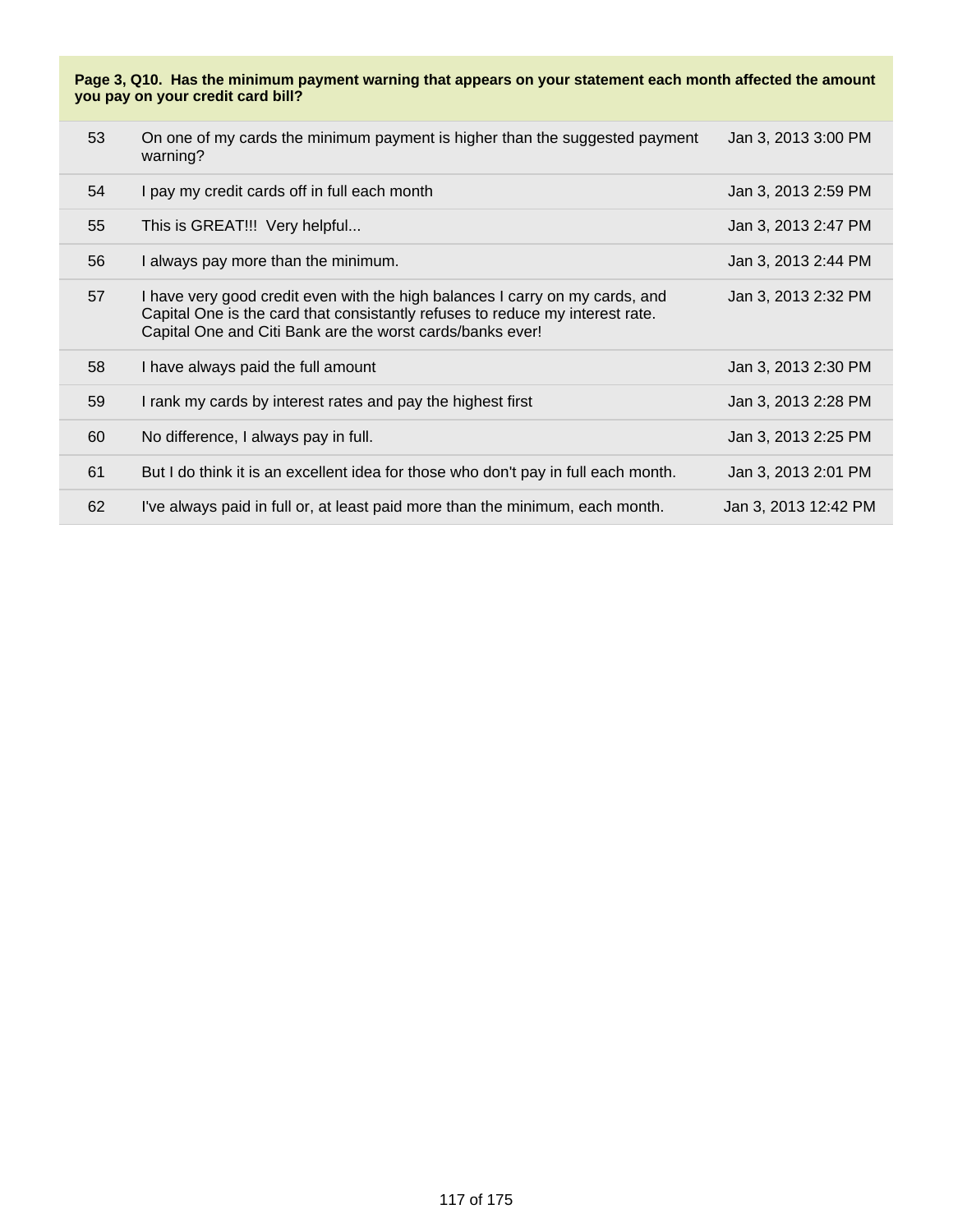**Page 3, Q10. Has the minimum payment warning that appears on your statement each month affected the amount you pay on your credit card bill?**

| | | |
|---|---|---|
| 53 | On one of my cards the minimum payment is higher than the suggested payment warning? | Jan 3, 2013 3:00 PM |
| 54 | I pay my credit cards off in full each month | Jan 3, 2013 2:59 PM |
| 55 | This is GREAT!!! Very helpful... | Jan 3, 2013 2:47 PM |
| 56 | I always pay more than the minimum. | Jan 3, 2013 2:44 PM |
| 57 | I have very good credit even with the high balances I carry on my cards, and Capital One is the card that consistantly refuses to reduce my interest rate. Capital One and Citi Bank are the worst cards/banks ever! | Jan 3, 2013 2:32 PM |
| 58 | I have always paid the full amount | Jan 3, 2013 2:30 PM |
| 59 | I rank my cards by interest rates and pay the highest first | Jan 3, 2013 2:28 PM |
| 60 | No difference, I always pay in full. | Jan 3, 2013 2:25 PM |
| 61 | But I do think it is an excellent idea for those who don't pay in full each month. | Jan 3, 2013 2:01 PM |
| 62 | I've always paid in full or, at least paid more than the minimum, each month. | Jan 3, 2013 12:42 PM |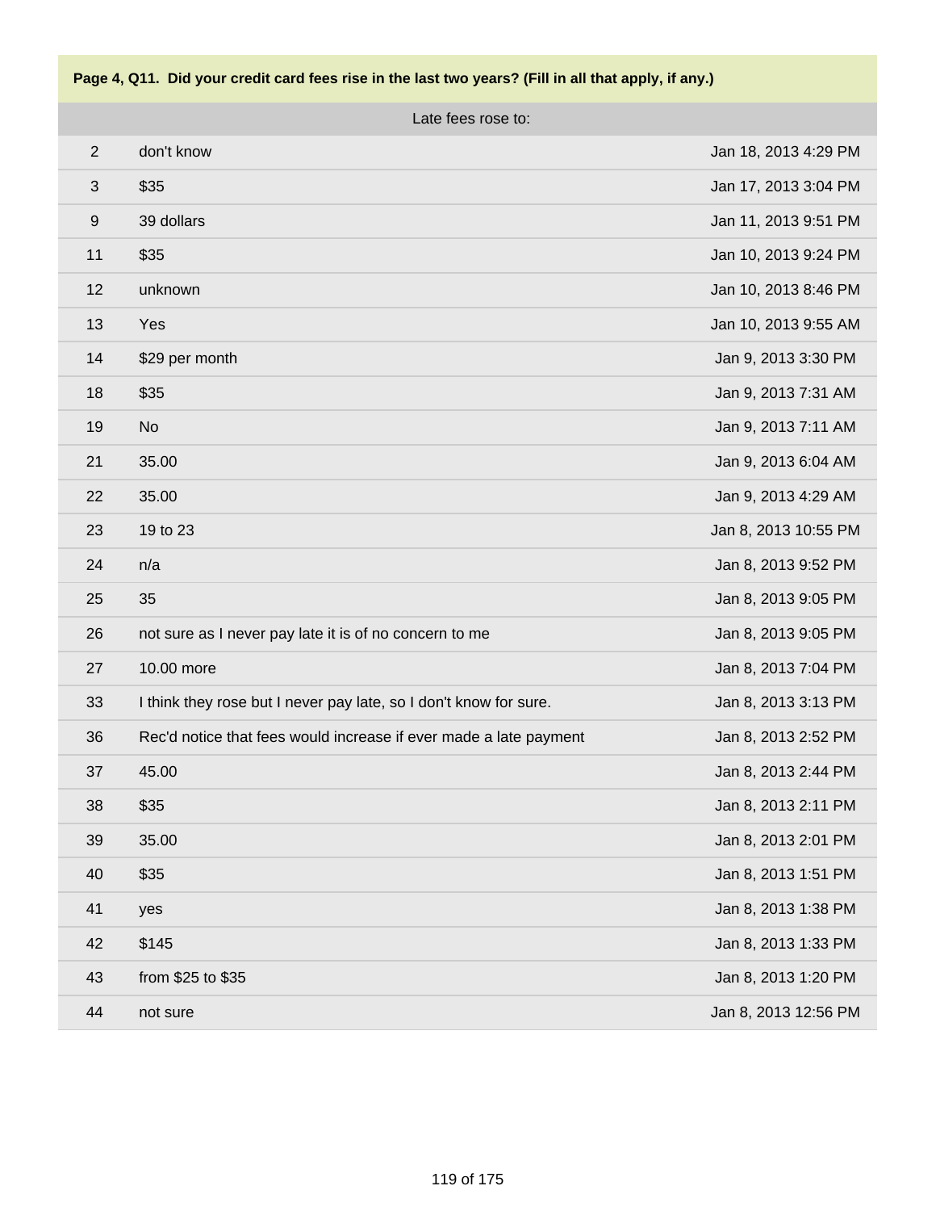**Page 4, Q11. Did your credit card fees rise in the last two years? (Fill in all that apply, if any.)**

| Late fees rose to: | | |
|---|---|---|
| 2 | don't know | Jan 18, 2013 4:29 PM |
| 3 | $35 | Jan 17, 2013 3:04 PM |
| 9 | 39 dollars | Jan 11, 2013 9:51 PM |
| 11 | $35 | Jan 10, 2013 9:24 PM |
| 12 | unknown | Jan 10, 2013 8:46 PM |
| 13 | Yes | Jan 10, 2013 9:55 AM |
| 14 | $29 per month | Jan 9, 2013 3:30 PM |
| 18 | $35 | Jan 9, 2013 7:31 AM |
| 19 | No | Jan 9, 2013 7:11 AM |
| 21 | 35.00 | Jan 9, 2013 6:04 AM |
| 22 | 35.00 | Jan 9, 2013 4:29 AM |
| 23 | 19 to 23 | Jan 8, 2013 10:55 PM |
| 24 | n/a | Jan 8, 2013 9:52 PM |
| 25 | 35 | Jan 8, 2013 9:05 PM |
| 26 | not sure as I never pay late it is of no concern to me | Jan 8, 2013 9:05 PM |
| 27 | 10.00 more | Jan 8, 2013 7:04 PM |
| 33 | I think they rose but I never pay late, so I don't know for sure. | Jan 8, 2013 3:13 PM |
| 36 | Rec'd notice that fees would increase if ever made a late payment | Jan 8, 2013 2:52 PM |
| 37 | 45.00 | Jan 8, 2013 2:44 PM |
| 38 | $35 | Jan 8, 2013 2:11 PM |
| 39 | 35.00 | Jan 8, 2013 2:01 PM |
| 40 | $35 | Jan 8, 2013 1:51 PM |
| 41 | yes | Jan 8, 2013 1:38 PM |
| 42 | $145 | Jan 8, 2013 1:33 PM |
| 43 | from $25 to $35 | Jan 8, 2013 1:20 PM |
| 44 | not sure | Jan 8, 2013 12:56 PM |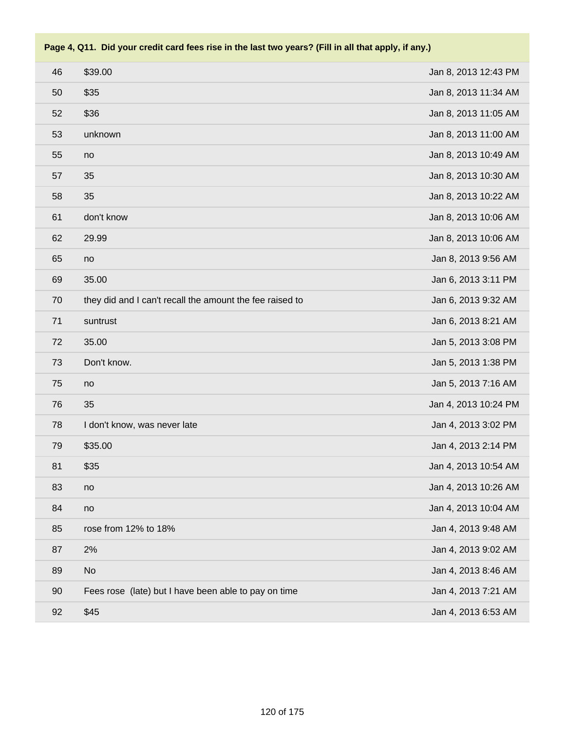**Page 4, Q11. Did your credit card fees rise in the last two years? (Fill in all that apply, if any.)**

| | | |
|---|---|---|
| 46 | $39.00 | Jan 8, 2013 12:43 PM |
| 50 | $35 | Jan 8, 2013 11:34 AM |
| 52 | $36 | Jan 8, 2013 11:05 AM |
| 53 | unknown | Jan 8, 2013 11:00 AM |
| 55 | no | Jan 8, 2013 10:49 AM |
| 57 | 35 | Jan 8, 2013 10:30 AM |
| 58 | 35 | Jan 8, 2013 10:22 AM |
| 61 | don't know | Jan 8, 2013 10:06 AM |
| 62 | 29.99 | Jan 8, 2013 10:06 AM |
| 65 | no | Jan 8, 2013 9:56 AM |
| 69 | 35.00 | Jan 6, 2013 3:11 PM |
| 70 | they did and I can't recall the amount the fee raised to | Jan 6, 2013 9:32 AM |
| 71 | suntrust | Jan 6, 2013 8:21 AM |
| 72 | 35.00 | Jan 5, 2013 3:08 PM |
| 73 | Don't know. | Jan 5, 2013 1:38 PM |
| 75 | no | Jan 5, 2013 7:16 AM |
| 76 | 35 | Jan 4, 2013 10:24 PM |
| 78 | I don't know, was never late | Jan 4, 2013 3:02 PM |
| 79 | $35.00 | Jan 4, 2013 2:14 PM |
| 81 | $35 | Jan 4, 2013 10:54 AM |
| 83 | no | Jan 4, 2013 10:26 AM |
| 84 | no | Jan 4, 2013 10:04 AM |
| 85 | rose from 12% to 18% | Jan 4, 2013 9:48 AM |
| 87 | 2% | Jan 4, 2013 9:02 AM |
| 89 | No | Jan 4, 2013 8:46 AM |
| 90 | Fees rose (late) but I have been able to pay on time | Jan 4, 2013 7:21 AM |
| 92 | $45 | Jan 4, 2013 6:53 AM |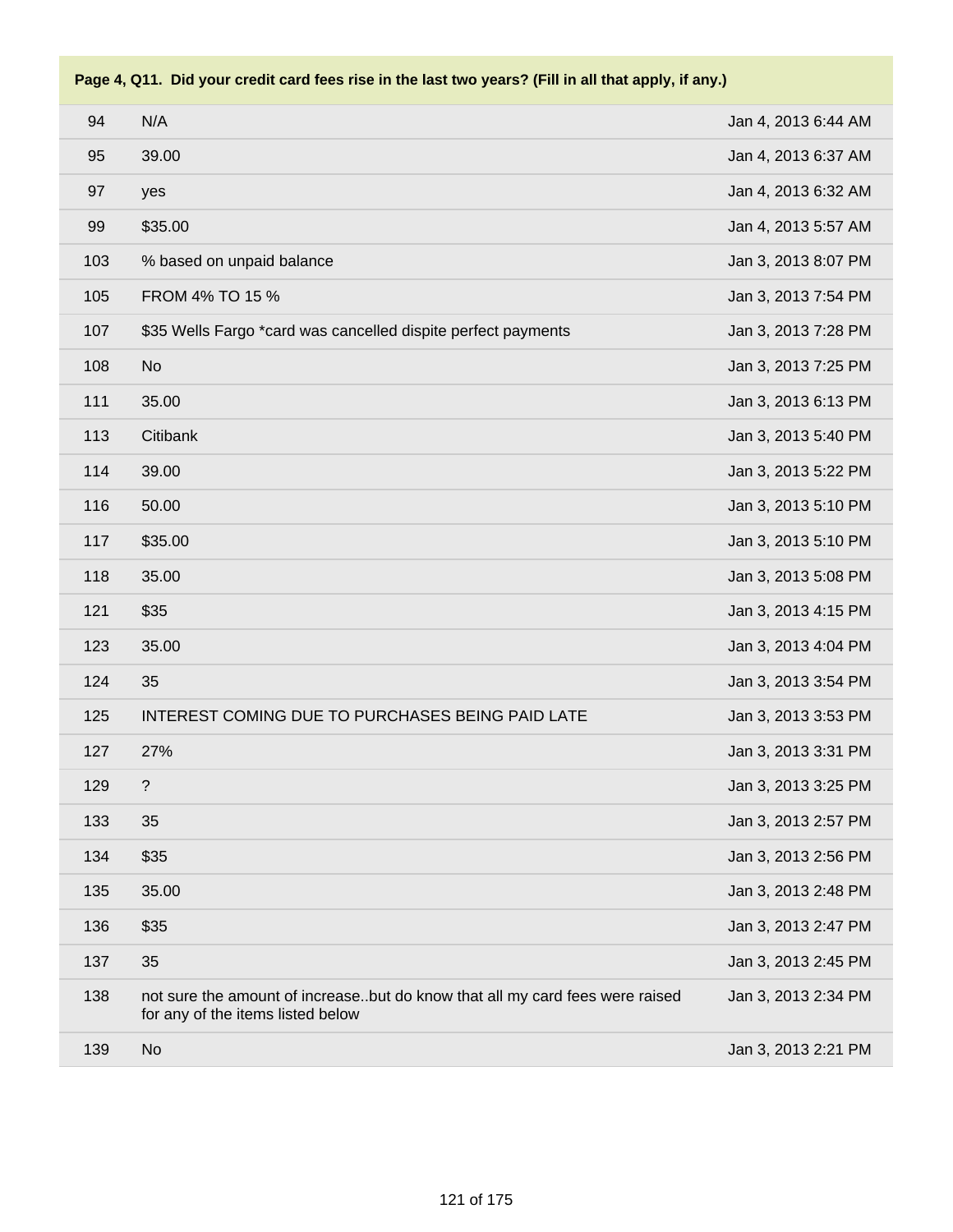**Page 4, Q11. Did your credit card fees rise in the last two years? (Fill in all that apply, if any.)**

| | | |
|---|---|---|
| 94 | N/A | Jan 4, 2013 6:44 AM |
| 95 | 39.00 | Jan 4, 2013 6:37 AM |
| 97 | yes | Jan 4, 2013 6:32 AM |
| 99 | $35.00 | Jan 4, 2013 5:57 AM |
| 103 | % based on unpaid balance | Jan 3, 2013 8:07 PM |
| 105 | FROM 4% TO 15 % | Jan 3, 2013 7:54 PM |
| 107 | $35 Wells Fargo *card was cancelled dispite perfect payments | Jan 3, 2013 7:28 PM |
| 108 | No | Jan 3, 2013 7:25 PM |
| 111 | 35.00 | Jan 3, 2013 6:13 PM |
| 113 | Citibank | Jan 3, 2013 5:40 PM |
| 114 | 39.00 | Jan 3, 2013 5:22 PM |
| 116 | 50.00 | Jan 3, 2013 5:10 PM |
| 117 | $35.00 | Jan 3, 2013 5:10 PM |
| 118 | 35.00 | Jan 3, 2013 5:08 PM |
| 121 | $35 | Jan 3, 2013 4:15 PM |
| 123 | 35.00 | Jan 3, 2013 4:04 PM |
| 124 | 35 | Jan 3, 2013 3:54 PM |
| 125 | INTEREST COMING DUE TO PURCHASES BEING PAID LATE | Jan 3, 2013 3:53 PM |
| 127 | 27% | Jan 3, 2013 3:31 PM |
| 129 | ? | Jan 3, 2013 3:25 PM |
| 133 | 35 | Jan 3, 2013 2:57 PM |
| 134 | $35 | Jan 3, 2013 2:56 PM |
| 135 | 35.00 | Jan 3, 2013 2:48 PM |
| 136 | $35 | Jan 3, 2013 2:47 PM |
| 137 | 35 | Jan 3, 2013 2:45 PM |
| 138 | not sure the amount of increase..but do know that all my card fees were raised for any of the items listed below | Jan 3, 2013 2:34 PM |
| 139 | No | Jan 3, 2013 2:21 PM |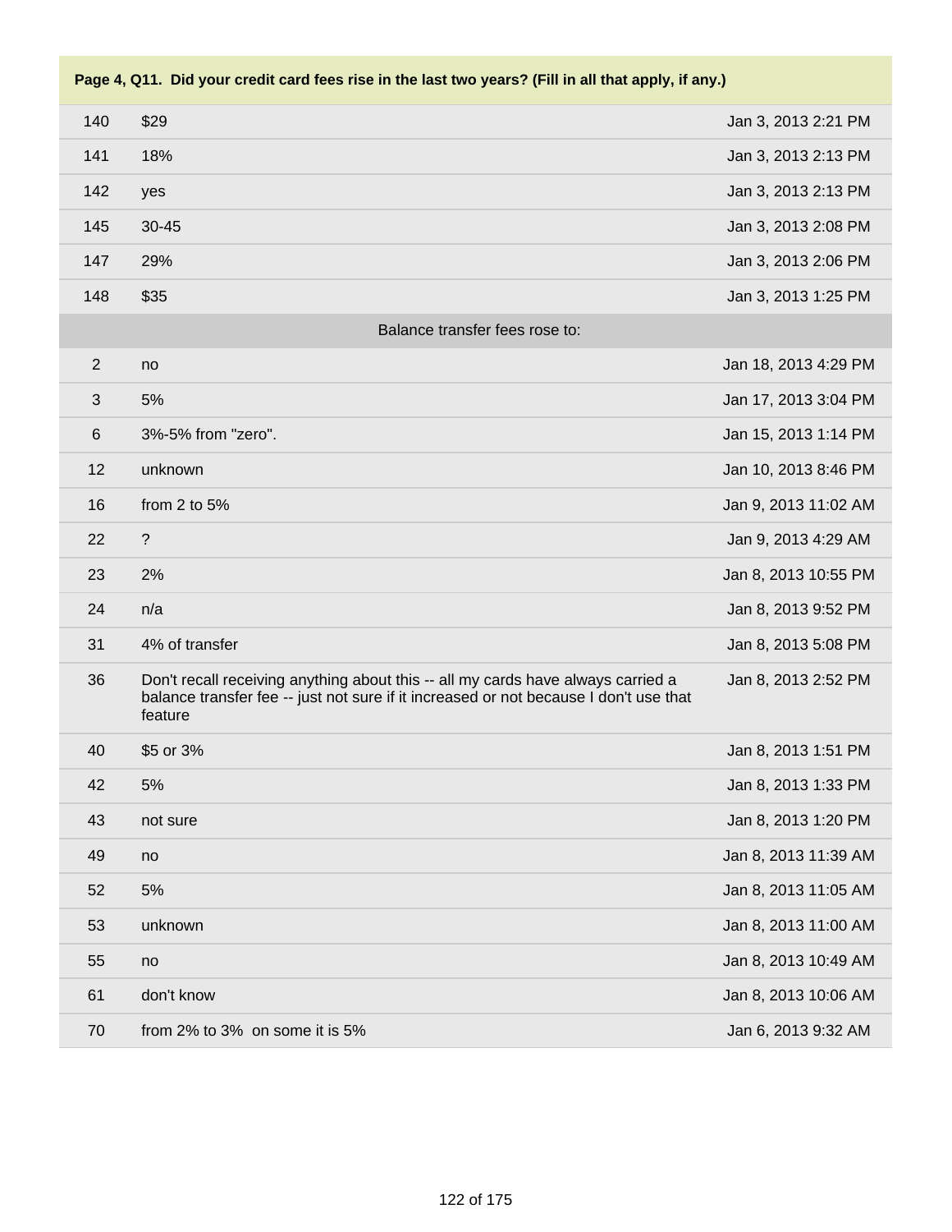**Page 4, Q11. Did your credit card fees rise in the last two years? (Fill in all that apply, if any.)**

| | | |
|---|---|---|
| 140 | $29 | Jan 3, 2013 2:21 PM |
| 141 | 18% | Jan 3, 2013 2:13 PM |
| 142 | yes | Jan 3, 2013 2:13 PM |
| 145 | 30-45 | Jan 3, 2013 2:08 PM |
| 147 | 29% | Jan 3, 2013 2:06 PM |
| 148 | $35 | Jan 3, 2013 1:25 PM |
| | **Balance transfer fees rose to:** | |
| 2 | no | Jan 18, 2013 4:29 PM |
| 3 | 5% | Jan 17, 2013 3:04 PM |
| 6 | 3%-5% from "zero". | Jan 15, 2013 1:14 PM |
| 12 | unknown | Jan 10, 2013 8:46 PM |
| 16 | from 2 to 5% | Jan 9, 2013 11:02 AM |
| 22 | ? | Jan 9, 2013 4:29 AM |
| 23 | 2% | Jan 8, 2013 10:55 PM |
| 24 | n/a | Jan 8, 2013 9:52 PM |
| 31 | 4% of transfer | Jan 8, 2013 5:08 PM |
| 36 | Don't recall receiving anything about this -- all my cards have always carried a balance transfer fee -- just not sure if it increased or not because I don't use that feature | Jan 8, 2013 2:52 PM |
| 40 | $5 or 3% | Jan 8, 2013 1:51 PM |
| 42 | 5% | Jan 8, 2013 1:33 PM |
| 43 | not sure | Jan 8, 2013 1:20 PM |
| 49 | no | Jan 8, 2013 11:39 AM |
| 52 | 5% | Jan 8, 2013 11:05 AM |
| 53 | unknown | Jan 8, 2013 11:00 AM |
| 55 | no | Jan 8, 2013 10:49 AM |
| 61 | don't know | Jan 8, 2013 10:06 AM |
| 70 | from 2% to 3% on some it is 5% | Jan 6, 2013 9:32 AM |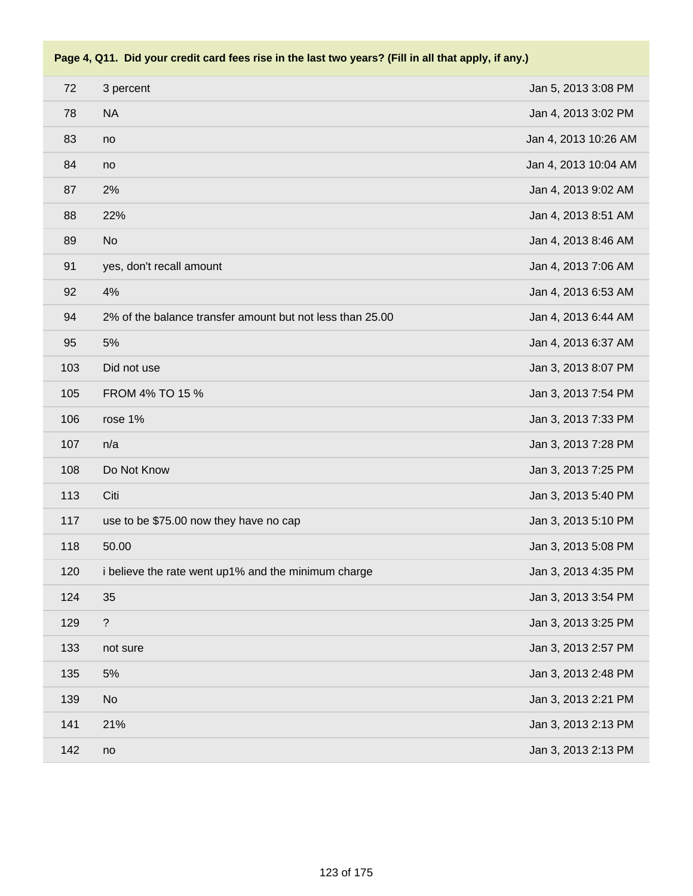**Page 4, Q11. Did your credit card fees rise in the last two years? (Fill in all that apply, if any.)**

| | | |
|---|---|---|
| 72 | 3 percent | Jan 5, 2013 3:08 PM |
| 78 | NA | Jan 4, 2013 3:02 PM |
| 83 | no | Jan 4, 2013 10:26 AM |
| 84 | no | Jan 4, 2013 10:04 AM |
| 87 | 2% | Jan 4, 2013 9:02 AM |
| 88 | 22% | Jan 4, 2013 8:51 AM |
| 89 | No | Jan 4, 2013 8:46 AM |
| 91 | yes, don't recall amount | Jan 4, 2013 7:06 AM |
| 92 | 4% | Jan 4, 2013 6:53 AM |
| 94 | 2% of the balance transfer amount but not less than 25.00 | Jan 4, 2013 6:44 AM |
| 95 | 5% | Jan 4, 2013 6:37 AM |
| 103 | Did not use | Jan 3, 2013 8:07 PM |
| 105 | FROM 4% TO 15 % | Jan 3, 2013 7:54 PM |
| 106 | rose 1% | Jan 3, 2013 7:33 PM |
| 107 | n/a | Jan 3, 2013 7:28 PM |
| 108 | Do Not Know | Jan 3, 2013 7:25 PM |
| 113 | Citi | Jan 3, 2013 5:40 PM |
| 117 | use to be $75.00 now they have no cap | Jan 3, 2013 5:10 PM |
| 118 | 50.00 | Jan 3, 2013 5:08 PM |
| 120 | i believe the rate went up1% and the minimum charge | Jan 3, 2013 4:35 PM |
| 124 | 35 | Jan 3, 2013 3:54 PM |
| 129 | ? | Jan 3, 2013 3:25 PM |
| 133 | not sure | Jan 3, 2013 2:57 PM |
| 135 | 5% | Jan 3, 2013 2:48 PM |
| 139 | No | Jan 3, 2013 2:21 PM |
| 141 | 21% | Jan 3, 2013 2:13 PM |
| 142 | no | Jan 3, 2013 2:13 PM |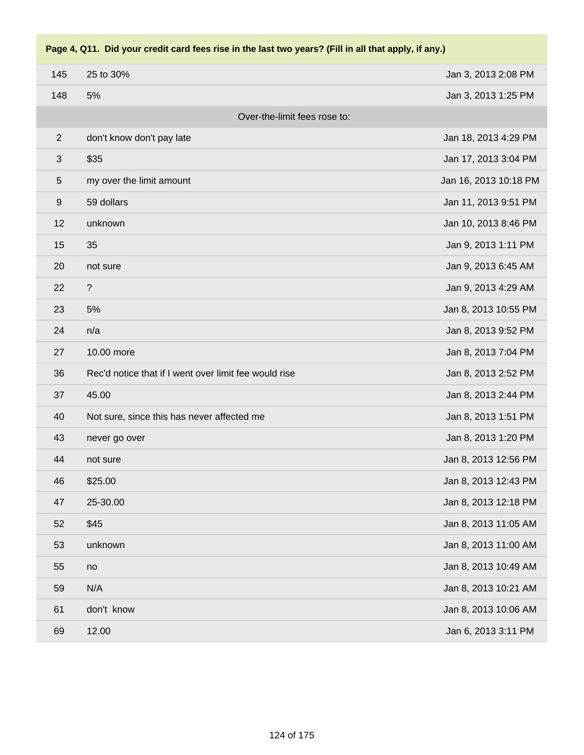| Page 4, Q11. Did your credit card fees rise in the last two years? (Fill in all that apply, if any.) | | |
|---|---|---|
| 145 | 25 to 30% | Jan 3, 2013 2:08 PM |
| 148 | 5% | Jan 3, 2013 1:25 PM |
| | Over-the-limit fees rose to: | |
| 2 | don't know don't pay late | Jan 18, 2013 4:29 PM |
| 3 | $35 | Jan 17, 2013 3:04 PM |
| 5 | my over the limit amount | Jan 16, 2013 10:18 PM |
| 9 | 59 dollars | Jan 11, 2013 9:51 PM |
| 12 | unknown | Jan 10, 2013 8:46 PM |
| 15 | 35 | Jan 9, 2013 1:11 PM |
| 20 | not sure | Jan 9, 2013 6:45 AM |
| 22 | ? | Jan 9, 2013 4:29 AM |
| 23 | 5% | Jan 8, 2013 10:55 PM |
| 24 | n/a | Jan 8, 2013 9:52 PM |
| 27 | 10.00 more | Jan 8, 2013 7:04 PM |
| 36 | Rec'd notice that if I went over limit fee would rise | Jan 8, 2013 2:52 PM |
| 37 | 45.00 | Jan 8, 2013 2:44 PM |
| 40 | Not sure, since this has never affected me | Jan 8, 2013 1:51 PM |
| 43 | never go over | Jan 8, 2013 1:20 PM |
| 44 | not sure | Jan 8, 2013 12:56 PM |
| 46 | $25.00 | Jan 8, 2013 12:43 PM |
| 47 | 25-30.00 | Jan 8, 2013 12:18 PM |
| 52 | $45 | Jan 8, 2013 11:05 AM |
| 53 | unknown | Jan 8, 2013 11:00 AM |
| 55 | no | Jan 8, 2013 10:49 AM |
| 59 | N/A | Jan 8, 2013 10:21 AM |
| 61 | don't know | Jan 8, 2013 10:06 AM |
| 69 | 12.00 | Jan 6, 2013 3:11 PM |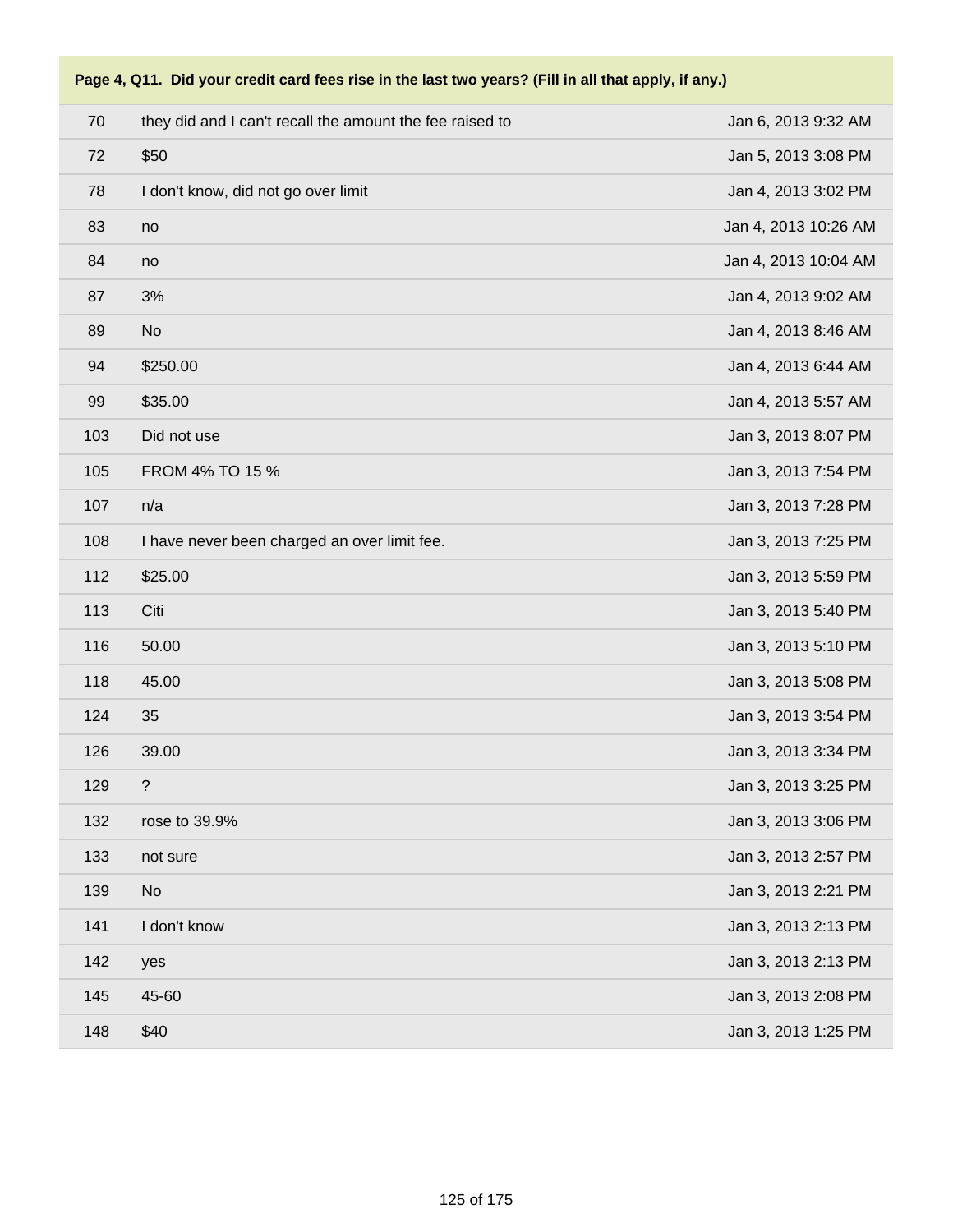**Page 4, Q11. Did your credit card fees rise in the last two years? (Fill in all that apply, if any.)**

| | | |
|---|---|---|
| 70 | they did and I can't recall the amount the fee raised to | Jan 6, 2013 9:32 AM |
| 72 | $50 | Jan 5, 2013 3:08 PM |
| 78 | I don't know, did not go over limit | Jan 4, 2013 3:02 PM |
| 83 | no | Jan 4, 2013 10:26 AM |
| 84 | no | Jan 4, 2013 10:04 AM |
| 87 | 3% | Jan 4, 2013 9:02 AM |
| 89 | No | Jan 4, 2013 8:46 AM |
| 94 | $250.00 | Jan 4, 2013 6:44 AM |
| 99 | $35.00 | Jan 4, 2013 5:57 AM |
| 103 | Did not use | Jan 3, 2013 8:07 PM |
| 105 | FROM 4% TO 15 % | Jan 3, 2013 7:54 PM |
| 107 | n/a | Jan 3, 2013 7:28 PM |
| 108 | I have never been charged an over limit fee. | Jan 3, 2013 7:25 PM |
| 112 | $25.00 | Jan 3, 2013 5:59 PM |
| 113 | Citi | Jan 3, 2013 5:40 PM |
| 116 | 50.00 | Jan 3, 2013 5:10 PM |
| 118 | 45.00 | Jan 3, 2013 5:08 PM |
| 124 | 35 | Jan 3, 2013 3:54 PM |
| 126 | 39.00 | Jan 3, 2013 3:34 PM |
| 129 | ? | Jan 3, 2013 3:25 PM |
| 132 | rose to 39.9% | Jan 3, 2013 3:06 PM |
| 133 | not sure | Jan 3, 2013 2:57 PM |
| 139 | No | Jan 3, 2013 2:21 PM |
| 141 | I don't know | Jan 3, 2013 2:13 PM |
| 142 | yes | Jan 3, 2013 2:13 PM |
| 145 | 45-60 | Jan 3, 2013 2:08 PM |
| 148 | $40 | Jan 3, 2013 1:25 PM |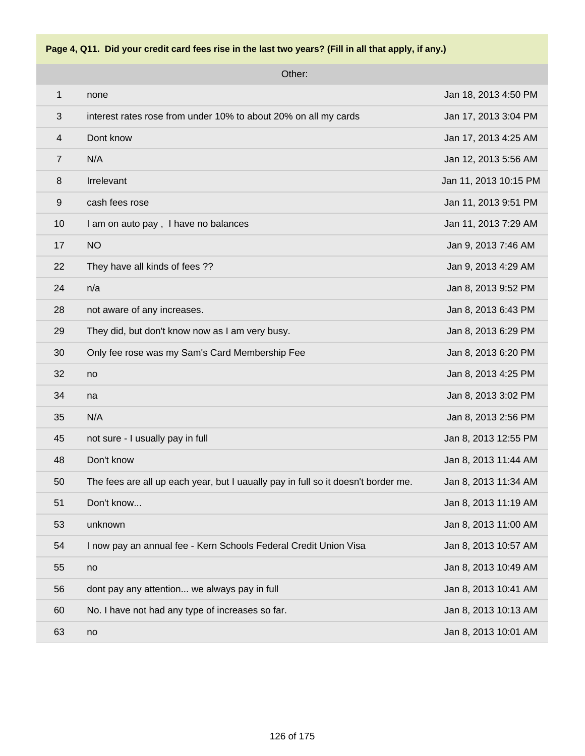**Page 4, Q11. Did your credit card fees rise in the last two years? (Fill in all that apply, if any.)**

| | Other: | |
|---|---|---|
| 1 | none | Jan 18, 2013 4:50 PM |
| 3 | interest rates rose from under 10% to about 20% on all my cards | Jan 17, 2013 3:04 PM |
| 4 | Dont know | Jan 17, 2013 4:25 AM |
| 7 | N/A | Jan 12, 2013 5:56 AM |
| 8 | Irrelevant | Jan 11, 2013 10:15 PM |
| 9 | cash fees rose | Jan 11, 2013 9:51 PM |
| 10 | I am on auto pay , I have no balances | Jan 11, 2013 7:29 AM |
| 17 | NO | Jan 9, 2013 7:46 AM |
| 22 | They have all kinds of fees ?? | Jan 9, 2013 4:29 AM |
| 24 | n/a | Jan 8, 2013 9:52 PM |
| 28 | not aware of any increases. | Jan 8, 2013 6:43 PM |
| 29 | They did, but don't know now as I am very busy. | Jan 8, 2013 6:29 PM |
| 30 | Only fee rose was my Sam's Card Membership Fee | Jan 8, 2013 6:20 PM |
| 32 | no | Jan 8, 2013 4:25 PM |
| 34 | na | Jan 8, 2013 3:02 PM |
| 35 | N/A | Jan 8, 2013 2:56 PM |
| 45 | not sure - I usually pay in full | Jan 8, 2013 12:55 PM |
| 48 | Don't know | Jan 8, 2013 11:44 AM |
| 50 | The fees are all up each year, but I uaually pay in full so it doesn't border me. | Jan 8, 2013 11:34 AM |
| 51 | Don't know... | Jan 8, 2013 11:19 AM |
| 53 | unknown | Jan 8, 2013 11:00 AM |
| 54 | I now pay an annual fee - Kern Schools Federal Credit Union Visa | Jan 8, 2013 10:57 AM |
| 55 | no | Jan 8, 2013 10:49 AM |
| 56 | dont pay any attention... we always pay in full | Jan 8, 2013 10:41 AM |
| 60 | No. I have not had any type of increases so far. | Jan 8, 2013 10:13 AM |
| 63 | no | Jan 8, 2013 10:01 AM |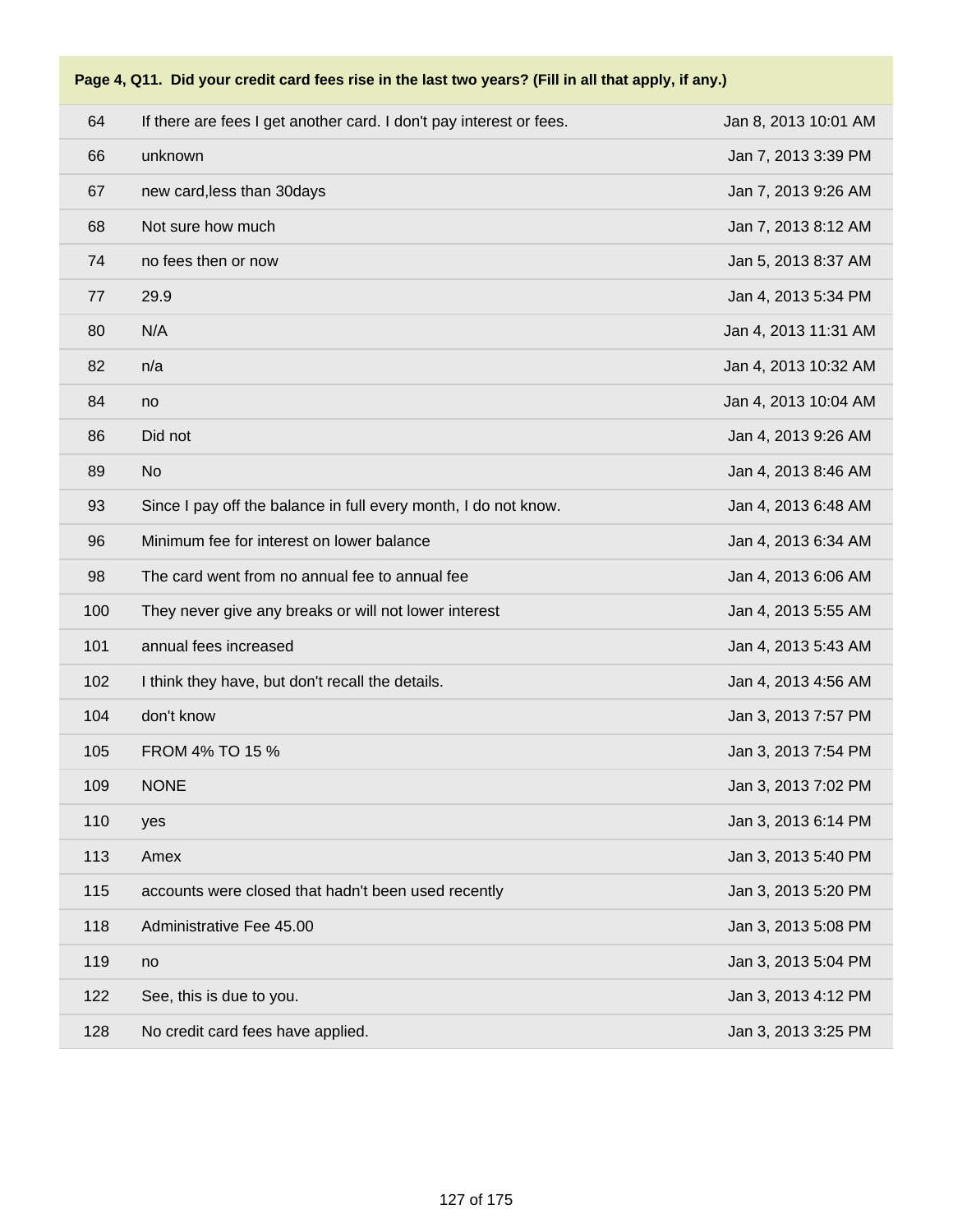**Page 4, Q11. Did your credit card fees rise in the last two years? (Fill in all that apply, if any.)**

| | | |
|---|---|---|
| 64 | If there are fees I get another card. I don't pay interest or fees. | Jan 8, 2013 10:01 AM |
| 66 | unknown | Jan 7, 2013 3:39 PM |
| 67 | new card,less than 30days | Jan 7, 2013 9:26 AM |
| 68 | Not sure how much | Jan 7, 2013 8:12 AM |
| 74 | no fees then or now | Jan 5, 2013 8:37 AM |
| 77 | 29.9 | Jan 4, 2013 5:34 PM |
| 80 | N/A | Jan 4, 2013 11:31 AM |
| 82 | n/a | Jan 4, 2013 10:32 AM |
| 84 | no | Jan 4, 2013 10:04 AM |
| 86 | Did not | Jan 4, 2013 9:26 AM |
| 89 | No | Jan 4, 2013 8:46 AM |
| 93 | Since I pay off the balance in full every month, I do not know. | Jan 4, 2013 6:48 AM |
| 96 | Minimum fee for interest on lower balance | Jan 4, 2013 6:34 AM |
| 98 | The card went from no annual fee to annual fee | Jan 4, 2013 6:06 AM |
| 100 | They never give any breaks or will not lower interest | Jan 4, 2013 5:55 AM |
| 101 | annual fees increased | Jan 4, 2013 5:43 AM |
| 102 | I think they have, but don't recall the details. | Jan 4, 2013 4:56 AM |
| 104 | don't know | Jan 3, 2013 7:57 PM |
| 105 | FROM 4% TO 15 % | Jan 3, 2013 7:54 PM |
| 109 | NONE | Jan 3, 2013 7:02 PM |
| 110 | yes | Jan 3, 2013 6:14 PM |
| 113 | Amex | Jan 3, 2013 5:40 PM |
| 115 | accounts were closed that hadn't been used recently | Jan 3, 2013 5:20 PM |
| 118 | Administrative Fee 45.00 | Jan 3, 2013 5:08 PM |
| 119 | no | Jan 3, 2013 5:04 PM |
| 122 | See, this is due to you. | Jan 3, 2013 4:12 PM |
| 128 | No credit card fees have applied. | Jan 3, 2013 3:25 PM |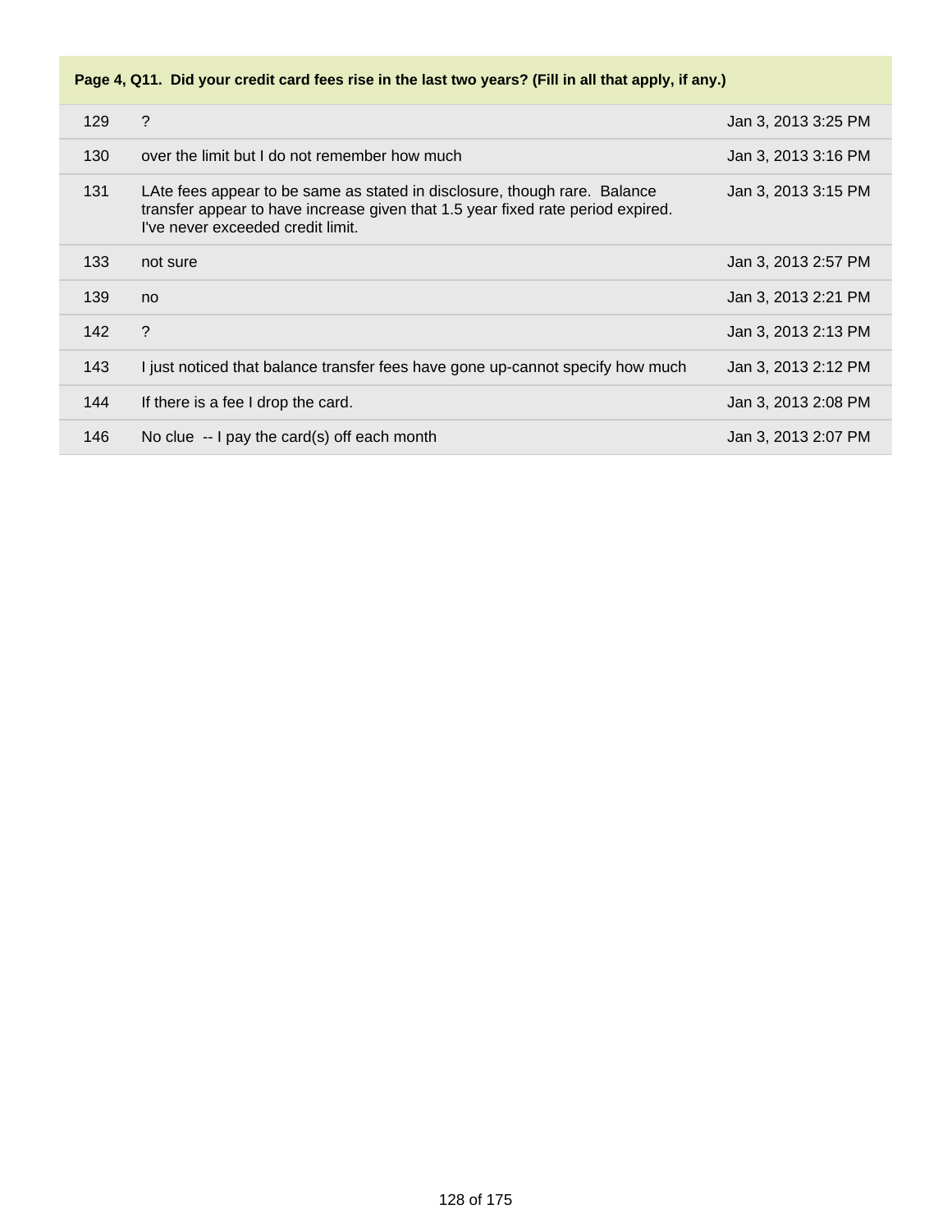**Page 4, Q11. Did your credit card fees rise in the last two years? (Fill in all that apply, if any.)**

| | | |
|---|---|---|
| 129 | ? | Jan 3, 2013 3:25 PM |
| 130 | over the limit but I do not remember how much | Jan 3, 2013 3:16 PM |
| 131 | LAte fees appear to be same as stated in disclosure, though rare. Balance transfer appear to have increase given that 1.5 year fixed rate period expired. I've never exceeded credit limit. | Jan 3, 2013 3:15 PM |
| 133 | not sure | Jan 3, 2013 2:57 PM |
| 139 | no | Jan 3, 2013 2:21 PM |
| 142 | ? | Jan 3, 2013 2:13 PM |
| 143 | I just noticed that balance transfer fees have gone up-cannot specify how much | Jan 3, 2013 2:12 PM |
| 144 | If there is a fee I drop the card. | Jan 3, 2013 2:08 PM |
| 146 | No clue -- I pay the card(s) off each month | Jan 3, 2013 2:07 PM |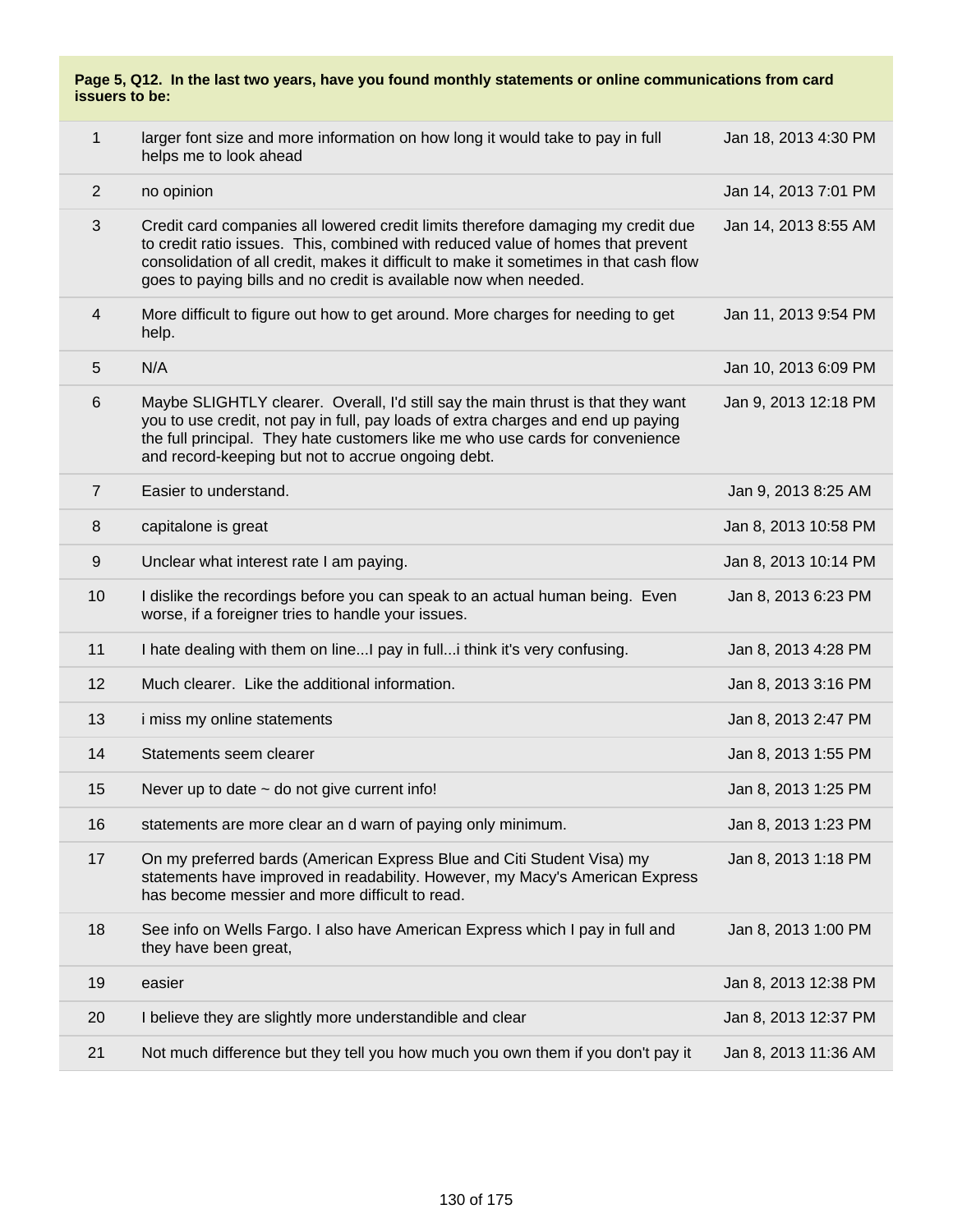**Page 5, Q12. In the last two years, have you found monthly statements or online communications from card issuers to be:**

| | | |
|---|---|---|
| 1 | larger font size and more information on how long it would take to pay in full helps me to look ahead | Jan 18, 2013 4:30 PM |
| 2 | no opinion | Jan 14, 2013 7:01 PM |
| 3 | Credit card companies all lowered credit limits therefore damaging my credit due to credit ratio issues. This, combined with reduced value of homes that prevent consolidation of all credit, makes it difficult to make it sometimes in that cash flow goes to paying bills and no credit is available now when needed. | Jan 14, 2013 8:55 AM |
| 4 | More difficult to figure out how to get around. More charges for needing to get help. | Jan 11, 2013 9:54 PM |
| 5 | N/A | Jan 10, 2013 6:09 PM |
| 6 | Maybe SLIGHTLY clearer. Overall, I'd still say the main thrust is that they want you to use credit, not pay in full, pay loads of extra charges and end up paying the full principal. They hate customers like me who use cards for convenience and record-keeping but not to accrue ongoing debt. | Jan 9, 2013 12:18 PM |
| 7 | Easier to understand. | Jan 9, 2013 8:25 AM |
| 8 | capitalone is great | Jan 8, 2013 10:58 PM |
| 9 | Unclear what interest rate I am paying. | Jan 8, 2013 10:14 PM |
| 10 | I dislike the recordings before you can speak to an actual human being. Even worse, if a foreigner tries to handle your issues. | Jan 8, 2013 6:23 PM |
| 11 | I hate dealing with them on line...I pay in full...i think it's very confusing. | Jan 8, 2013 4:28 PM |
| 12 | Much clearer. Like the additional information. | Jan 8, 2013 3:16 PM |
| 13 | i miss my online statements | Jan 8, 2013 2:47 PM |
| 14 | Statements seem clearer | Jan 8, 2013 1:55 PM |
| 15 | Never up to date ~ do not give current info! | Jan 8, 2013 1:25 PM |
| 16 | statements are more clear an d warn of paying only minimum. | Jan 8, 2013 1:23 PM |
| 17 | On my preferred bards (American Express Blue and Citi Student Visa) my statements have improved in readability. However, my Macy's American Express has become messier and more difficult to read. | Jan 8, 2013 1:18 PM |
| 18 | See info on Wells Fargo. I also have American Express which I pay in full and they have been great, | Jan 8, 2013 1:00 PM |
| 19 | easier | Jan 8, 2013 12:38 PM |
| 20 | I believe they are slightly more understandible and clear | Jan 8, 2013 12:37 PM |
| 21 | Not much difference but they tell you how much you own them if you don't pay it | Jan 8, 2013 11:36 AM |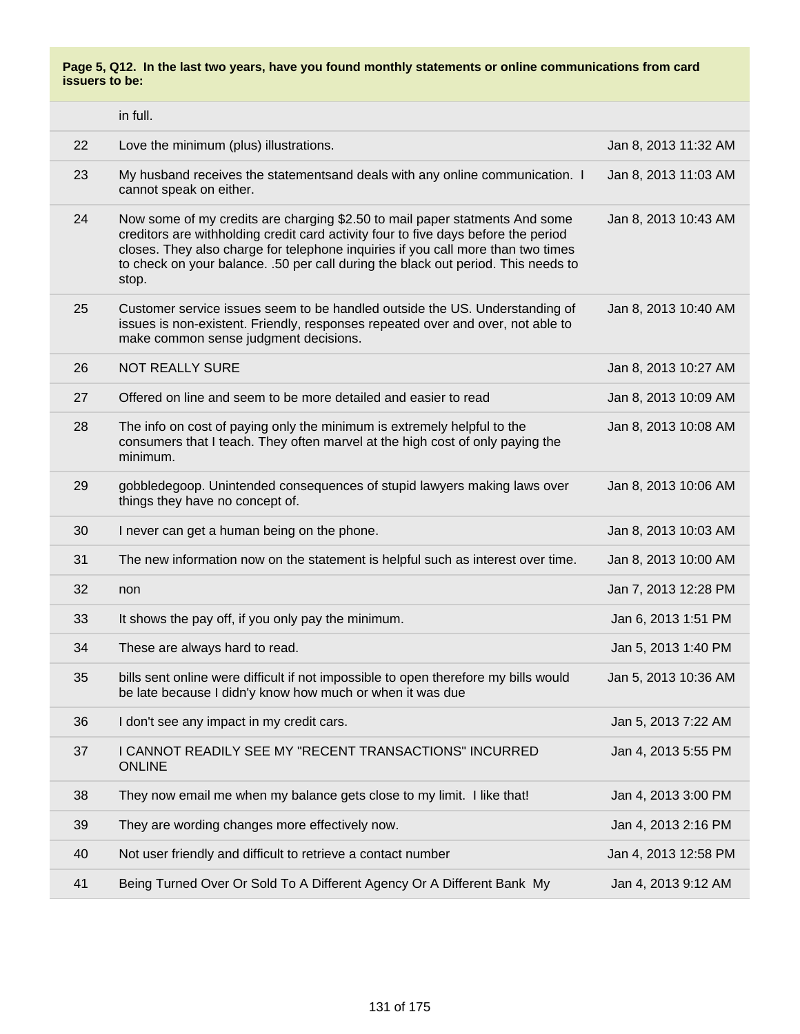**Page 5, Q12. In the last two years, have you found monthly statements or online communications from card issuers to be:**

| | | |
|---|---|---|
| | in full. | |
| 22 | Love the minimum (plus) illustrations. | Jan 8, 2013 11:32 AM |
| 23 | My husband receives the statementsand deals with any online communication. I cannot speak on either. | Jan 8, 2013 11:03 AM |
| 24 | Now some of my credits are charging $2.50 to mail paper statments And some creditors are withholding credit card activity four to five days before the period closes. They also charge for telephone inquiries if you call more than two times to check on your balance. .50 per call during the black out period. This needs to stop. | Jan 8, 2013 10:43 AM |
| 25 | Customer service issues seem to be handled outside the US. Understanding of issues is non-existent. Friendly, responses repeated over and over, not able to make common sense judgment decisions. | Jan 8, 2013 10:40 AM |
| 26 | NOT REALLY SURE | Jan 8, 2013 10:27 AM |
| 27 | Offered on line and seem to be more detailed and easier to read | Jan 8, 2013 10:09 AM |
| 28 | The info on cost of paying only the minimum is extremely helpful to the consumers that I teach. They often marvel at the high cost of only paying the minimum. | Jan 8, 2013 10:08 AM |
| 29 | gobbledegoop. Unintended consequences of stupid lawyers making laws over things they have no concept of. | Jan 8, 2013 10:06 AM |
| 30 | I never can get a human being on the phone. | Jan 8, 2013 10:03 AM |
| 31 | The new information now on the statement is helpful such as interest over time. | Jan 8, 2013 10:00 AM |
| 32 | non | Jan 7, 2013 12:28 PM |
| 33 | It shows the pay off, if you only pay the minimum. | Jan 6, 2013 1:51 PM |
| 34 | These are always hard to read. | Jan 5, 2013 1:40 PM |
| 35 | bills sent online were difficult if not impossible to open therefore my bills would be late because I didn'y know how much or when it was due | Jan 5, 2013 10:36 AM |
| 36 | I don't see any impact in my credit cars. | Jan 5, 2013 7:22 AM |
| 37 | I CANNOT READILY SEE MY "RECENT TRANSACTIONS" INCURRED ONLINE | Jan 4, 2013 5:55 PM |
| 38 | They now email me when my balance gets close to my limit. I like that! | Jan 4, 2013 3:00 PM |
| 39 | They are wording changes more effectively now. | Jan 4, 2013 2:16 PM |
| 40 | Not user friendly and difficult to retrieve a contact number | Jan 4, 2013 12:58 PM |
| 41 | Being Turned Over Or Sold To A Different Agency Or A Different Bank My | Jan 4, 2013 9:12 AM |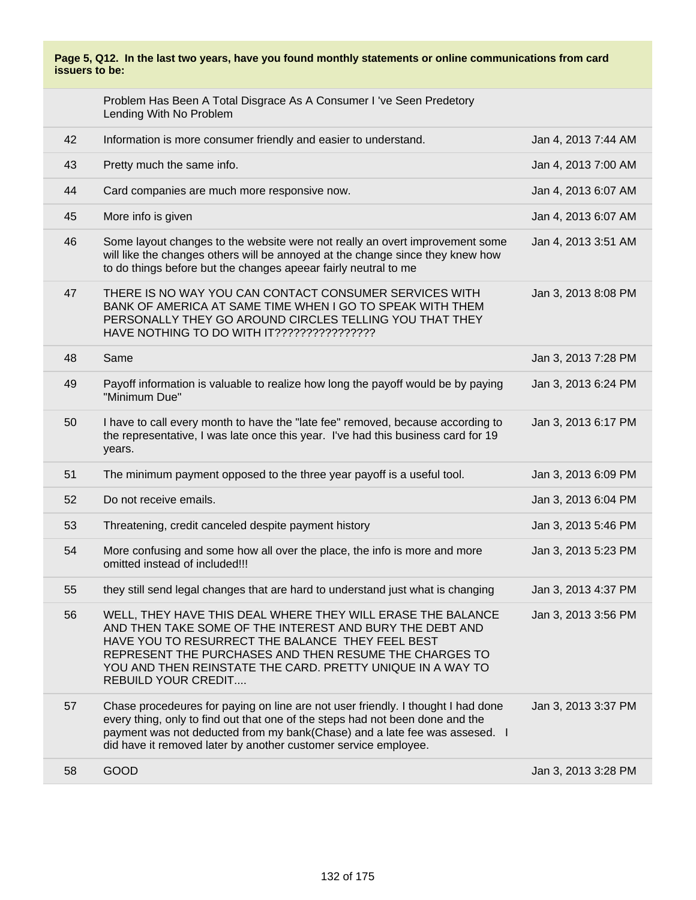**Page 5, Q12. In the last two years, have you found monthly statements or online communications from card issuers to be:**

| | | |
|---|---|---|
| | Problem Has Been A Total Disgrace As A Consumer I 've Seen Predetory Lending With No Problem | |
| 42 | Information is more consumer friendly and easier to understand. | Jan 4, 2013 7:44 AM |
| 43 | Pretty much the same info. | Jan 4, 2013 7:00 AM |
| 44 | Card companies are much more responsive now. | Jan 4, 2013 6:07 AM |
| 45 | More info is given | Jan 4, 2013 6:07 AM |
| 46 | Some layout changes to the website were not really an overt improvement some will like the changes others will be annoyed at the change since they knew how to do things before but the changes apeear fairly neutral to me | Jan 4, 2013 3:51 AM |
| 47 | THERE IS NO WAY YOU CAN CONTACT CONSUMER SERVICES WITH BANK OF AMERICA AT SAME TIME WHEN I GO TO SPEAK WITH THEM PERSONALLY THEY GO AROUND CIRCLES TELLING YOU THAT THEY HAVE NOTHING TO DO WITH IT???????????????? | Jan 3, 2013 8:08 PM |
| 48 | Same | Jan 3, 2013 7:28 PM |
| 49 | Payoff information is valuable to realize how long the payoff would be by paying "Minimum Due" | Jan 3, 2013 6:24 PM |
| 50 | I have to call every month to have the "late fee" removed, because according to the representative, I was late once this year. I've had this business card for 19 years. | Jan 3, 2013 6:17 PM |
| 51 | The minimum payment opposed to the three year payoff is a useful tool. | Jan 3, 2013 6:09 PM |
| 52 | Do not receive emails. | Jan 3, 2013 6:04 PM |
| 53 | Threatening, credit canceled despite payment history | Jan 3, 2013 5:46 PM |
| 54 | More confusing and some how all over the place, the info is more and more omitted instead of included!!! | Jan 3, 2013 5:23 PM |
| 55 | they still send legal changes that are hard to understand just what is changing | Jan 3, 2013 4:37 PM |
| 56 | WELL, THEY HAVE THIS DEAL WHERE THEY WILL ERASE THE BALANCE AND THEN TAKE SOME OF THE INTEREST AND BURY THE DEBT AND HAVE YOU TO RESURRECT THE BALANCE THEY FEEL BEST REPRESENT THE PURCHASES AND THEN RESUME THE CHARGES TO YOU AND THEN REINSTATE THE CARD. PRETTY UNIQUE IN A WAY TO REBUILD YOUR CREDIT.... | Jan 3, 2013 3:56 PM |
| 57 | Chase procedeures for paying on line are not user friendly. I thought I had done every thing, only to find out that one of the steps had not been done and the payment was not deducted from my bank(Chase) and a late fee was assesed. I did have it removed later by another customer service employee. | Jan 3, 2013 3:37 PM |
| 58 | GOOD | Jan 3, 2013 3:28 PM |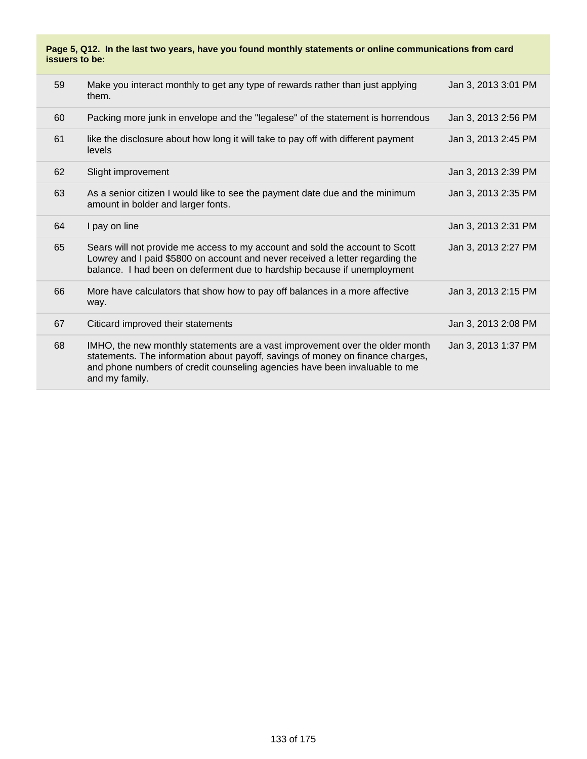**Page 5, Q12. In the last two years, have you found monthly statements or online communications from card issuers to be:**

| | | |
|---|---|---|
| 59 | Make you interact monthly to get any type of rewards rather than just applying them. | Jan 3, 2013 3:01 PM |
| 60 | Packing more junk in envelope and the "legalese" of the statement is horrendous | Jan 3, 2013 2:56 PM |
| 61 | like the disclosure about how long it will take to pay off with different payment levels | Jan 3, 2013 2:45 PM |
| 62 | Slight improvement | Jan 3, 2013 2:39 PM |
| 63 | As a senior citizen I would like to see the payment date due and the minimum amount in bolder and larger fonts. | Jan 3, 2013 2:35 PM |
| 64 | I pay on line | Jan 3, 2013 2:31 PM |
| 65 | Sears will not provide me access to my account and sold the account to Scott Lowrey and I paid $5800 on account and never received a letter regarding the balance. I had been on deferment due to hardship because if unemployment | Jan 3, 2013 2:27 PM |
| 66 | More have calculators that show how to pay off balances in a more affective way. | Jan 3, 2013 2:15 PM |
| 67 | Citicard improved their statements | Jan 3, 2013 2:08 PM |
| 68 | IMHO, the new monthly statements are a vast improvement over the older month statements. The information about payoff, savings of money on finance charges, and phone numbers of credit counseling agencies have been invaluable to me and my family. | Jan 3, 2013 1:37 PM |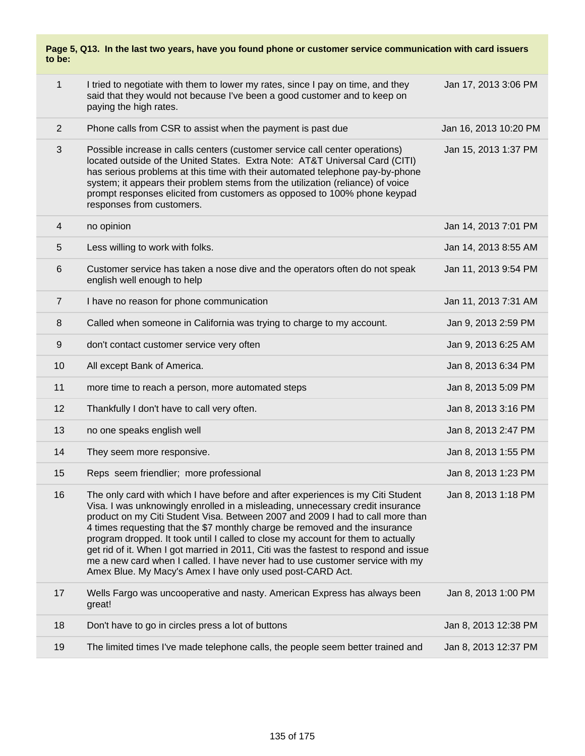**Page 5, Q13. In the last two years, have you found phone or customer service communication with card issuers to be:**

| | | |
|---|---|---|
| 1 | I tried to negotiate with them to lower my rates, since I pay on time, and they said that they would not because I've been a good customer and to keep on paying the high rates. | Jan 17, 2013 3:06 PM |
| 2 | Phone calls from CSR to assist when the payment is past due | Jan 16, 2013 10:20 PM |
| 3 | Possible increase in calls centers (customer service call center operations) located outside of the United States. Extra Note: AT&T Universal Card (CITI) has serious problems at this time with their automated telephone pay-by-phone system; it appears their problem stems from the utilization (reliance) of voice prompt responses elicited from customers as opposed to 100% phone keypad responses from customers. | Jan 15, 2013 1:37 PM |
| 4 | no opinion | Jan 14, 2013 7:01 PM |
| 5 | Less willing to work with folks. | Jan 14, 2013 8:55 AM |
| 6 | Customer service has taken a nose dive and the operators often do not speak english well enough to help | Jan 11, 2013 9:54 PM |
| 7 | I have no reason for phone communication | Jan 11, 2013 7:31 AM |
| 8 | Called when someone in California was trying to charge to my account. | Jan 9, 2013 2:59 PM |
| 9 | don't contact customer service very often | Jan 9, 2013 6:25 AM |
| 10 | All except Bank of America. | Jan 8, 2013 6:34 PM |
| 11 | more time to reach a person, more automated steps | Jan 8, 2013 5:09 PM |
| 12 | Thankfully I don't have to call very often. | Jan 8, 2013 3:16 PM |
| 13 | no one speaks english well | Jan 8, 2013 2:47 PM |
| 14 | They seem more responsive. | Jan 8, 2013 1:55 PM |
| 15 | Reps seem friendlier; more professional | Jan 8, 2013 1:23 PM |
| 16 | The only card with which I have before and after experiences is my Citi Student Visa. I was unknowingly enrolled in a misleading, unnecessary credit insurance product on my Citi Student Visa. Between 2007 and 2009 I had to call more than 4 times requesting that the $7 monthly charge be removed and the insurance program dropped. It took until I called to close my account for them to actually get rid of it. When I got married in 2011, Citi was the fastest to respond and issue me a new card when I called. I have never had to use customer service with my Amex Blue. My Macy's Amex I have only used post-CARD Act. | Jan 8, 2013 1:18 PM |
| 17 | Wells Fargo was uncooperative and nasty. American Express has always been great! | Jan 8, 2013 1:00 PM |
| 18 | Don't have to go in circles press a lot of buttons | Jan 8, 2013 12:38 PM |
| 19 | The limited times I've made telephone calls, the people seem better trained and | Jan 8, 2013 12:37 PM |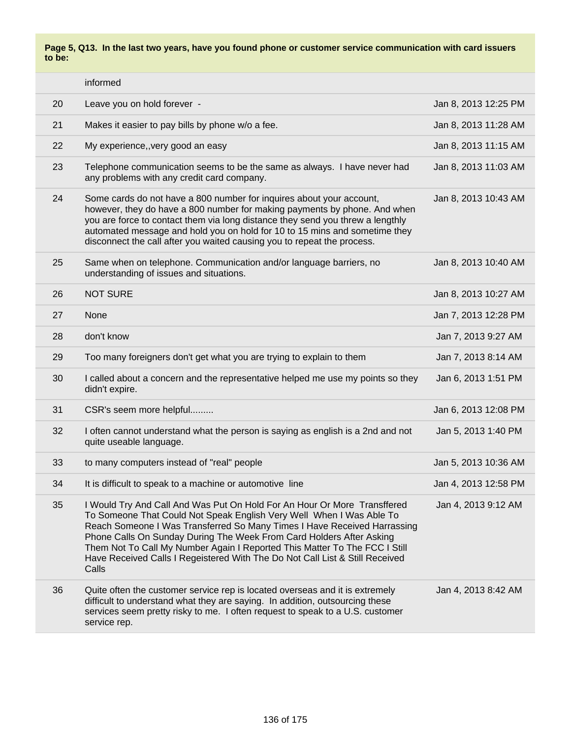**Page 5, Q13. In the last two years, have you found phone or customer service communication with card issuers to be:**

| | | |
|---|---|---|
| | informed | |
| 20 | Leave you on hold forever - | Jan 8, 2013 12:25 PM |
| 21 | Makes it easier to pay bills by phone w/o a fee. | Jan 8, 2013 11:28 AM |
| 22 | My experience,,very good an easy | Jan 8, 2013 11:15 AM |
| 23 | Telephone communication seems to be the same as always. I have never had any problems with any credit card company. | Jan 8, 2013 11:03 AM |
| 24 | Some cards do not have a 800 number for inquires about your account, however, they do have a 800 number for making payments by phone. And when you are force to contact them via long distance they send you threw a lengthly automated message and hold you on hold for 10 to 15 mins and sometime they disconnect the call after you waited causing you to repeat the process. | Jan 8, 2013 10:43 AM |
| 25 | Same when on telephone. Communication and/or language barriers, no understanding of issues and situations. | Jan 8, 2013 10:40 AM |
| 26 | NOT SURE | Jan 8, 2013 10:27 AM |
| 27 | None | Jan 7, 2013 12:28 PM |
| 28 | don't know | Jan 7, 2013 9:27 AM |
| 29 | Too many foreigners don't get what you are trying to explain to them | Jan 7, 2013 8:14 AM |
| 30 | I called about a concern and the representative helped me use my points so they didn't expire. | Jan 6, 2013 1:51 PM |
| 31 | CSR's seem more helpful......... | Jan 6, 2013 12:08 PM |
| 32 | I often cannot understand what the person is saying as english is a 2nd and not quite useable language. | Jan 5, 2013 1:40 PM |
| 33 | to many computers instead of "real" people | Jan 5, 2013 10:36 AM |
| 34 | It is difficult to speak to a machine or automotive line | Jan 4, 2013 12:58 PM |
| 35 | I Would Try And Call And Was Put On Hold For An Hour Or More Transffered To Someone That Could Not Speak English Very Well When I Was Able To Reach Someone I Was Transferred So Many Times I Have Received Harrassing Phone Calls On Sunday During The Week From Card Holders After Asking Them Not To Call My Number Again I Reported This Matter To The FCC I Still Have Received Calls I Regeistered With The Do Not Call List & Still Received Calls | Jan 4, 2013 9:12 AM |
| 36 | Quite often the customer service rep is located overseas and it is extremely difficult to understand what they are saying. In addition, outsourcing these services seem pretty risky to me. I often request to speak to a U.S. customer service rep. | Jan 4, 2013 8:42 AM |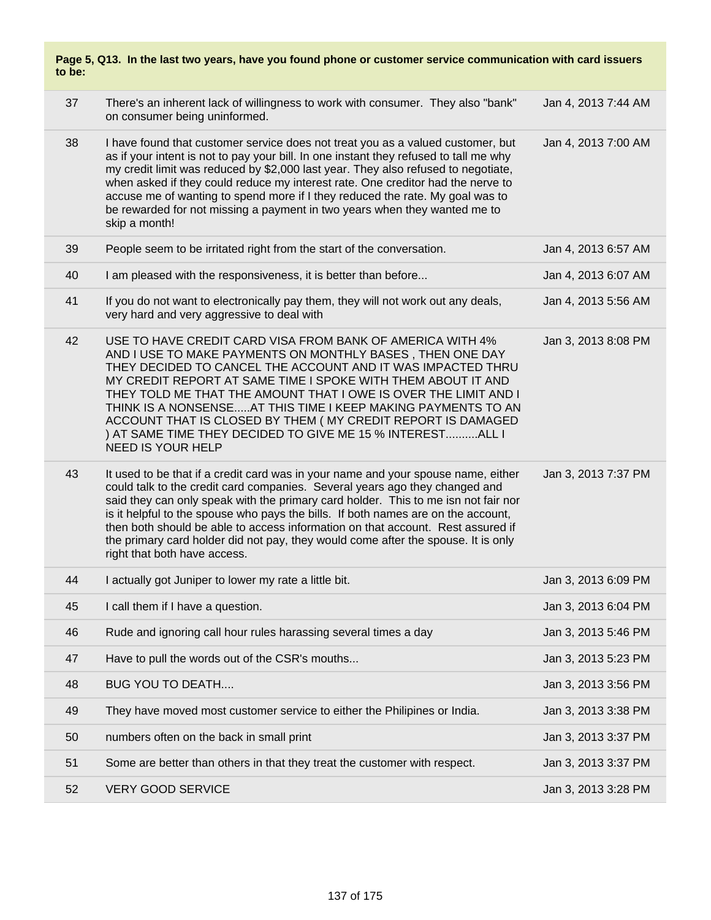**Page 5, Q13. In the last two years, have you found phone or customer service communication with card issuers to be:**

| | | |
|---|---|---|
| 37 | There's an inherent lack of willingness to work with consumer. They also "bank" on consumer being uninformed. | Jan 4, 2013 7:44 AM |
| 38 | I have found that customer service does not treat you as a valued customer, but as if your intent is not to pay your bill. In one instant they refused to tall me why my credit limit was reduced by $2,000 last year. They also refused to negotiate, when asked if they could reduce my interest rate. One creditor had the nerve to accuse me of wanting to spend more if I they reduced the rate. My goal was to be rewarded for not missing a payment in two years when they wanted me to skip a month! | Jan 4, 2013 7:00 AM |
| 39 | People seem to be irritated right from the start of the conversation. | Jan 4, 2013 6:57 AM |
| 40 | I am pleased with the responsiveness, it is better than before... | Jan 4, 2013 6:07 AM |
| 41 | If you do not want to electronically pay them, they will not work out any deals, very hard and very aggressive to deal with | Jan 4, 2013 5:56 AM |
| 42 | USE TO HAVE CREDIT CARD VISA FROM BANK OF AMERICA WITH 4% AND I USE TO MAKE PAYMENTS ON MONTHLY BASES , THEN ONE DAY THEY DECIDED TO CANCEL THE ACCOUNT AND IT WAS IMPACTED THRU MY CREDIT REPORT AT SAME TIME I SPOKE WITH THEM ABOUT IT AND THEY TOLD ME THAT THE AMOUNT THAT I OWE IS OVER THE LIMIT AND I THINK IS A NONSENSE.....AT THIS TIME I KEEP MAKING PAYMENTS TO AN ACCOUNT THAT IS CLOSED BY THEM ( MY CREDIT REPORT IS DAMAGED ) AT SAME TIME THEY DECIDED TO GIVE ME 15 % INTEREST..........ALL I NEED IS YOUR HELP | Jan 3, 2013 8:08 PM |
| 43 | It used to be that if a credit card was in your name and your spouse name, either could talk to the credit card companies. Several years ago they changed and said they can only speak with the primary card holder. This to me isn not fair nor is it helpful to the spouse who pays the bills. If both names are on the account, then both should be able to access information on that account. Rest assured if the primary card holder did not pay, they would come after the spouse. It is only right that both have access. | Jan 3, 2013 7:37 PM |
| 44 | I actually got Juniper to lower my rate a little bit. | Jan 3, 2013 6:09 PM |
| 45 | I call them if I have a question. | Jan 3, 2013 6:04 PM |
| 46 | Rude and ignoring call hour rules harassing several times a day | Jan 3, 2013 5:46 PM |
| 47 | Have to pull the words out of the CSR's mouths... | Jan 3, 2013 5:23 PM |
| 48 | BUG YOU TO DEATH.... | Jan 3, 2013 3:56 PM |
| 49 | They have moved most customer service to either the Philipines or India. | Jan 3, 2013 3:38 PM |
| 50 | numbers often on the back in small print | Jan 3, 2013 3:37 PM |
| 51 | Some are better than others in that they treat the customer with respect. | Jan 3, 2013 3:37 PM |
| 52 | VERY GOOD SERVICE | Jan 3, 2013 3:28 PM |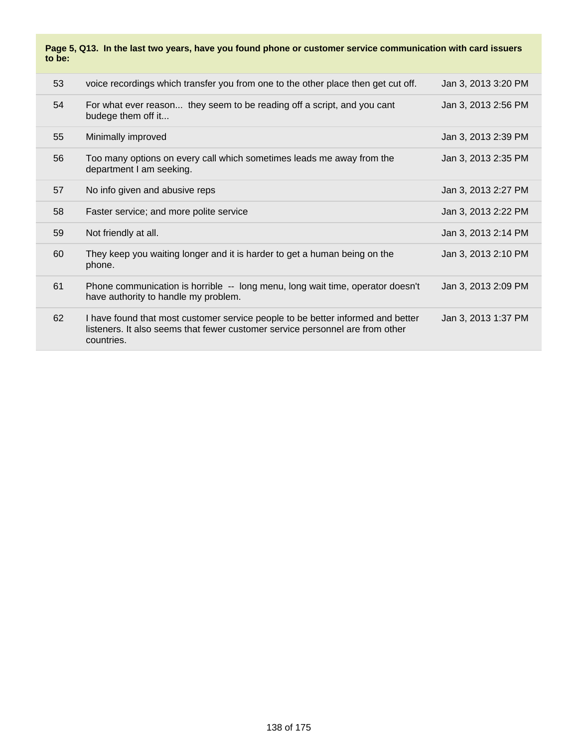**Page 5, Q13. In the last two years, have you found phone or customer service communication with card issuers to be:**

| | | |
|---|---|---|
| 53 | voice recordings which transfer you from one to the other place then get cut off. | Jan 3, 2013 3:20 PM |
| 54 | For what ever reason... they seem to be reading off a script, and you cant budege them off it... | Jan 3, 2013 2:56 PM |
| 55 | Minimally improved | Jan 3, 2013 2:39 PM |
| 56 | Too many options on every call which sometimes leads me away from the department I am seeking. | Jan 3, 2013 2:35 PM |
| 57 | No info given and abusive reps | Jan 3, 2013 2:27 PM |
| 58 | Faster service; and more polite service | Jan 3, 2013 2:22 PM |
| 59 | Not friendly at all. | Jan 3, 2013 2:14 PM |
| 60 | They keep you waiting longer and it is harder to get a human being on the phone. | Jan 3, 2013 2:10 PM |
| 61 | Phone communication is horrible -- long menu, long wait time, operator doesn't have authority to handle my problem. | Jan 3, 2013 2:09 PM |
| 62 | I have found that most customer service people to be better informed and better listeners. It also seems that fewer customer service personnel are from other countries. | Jan 3, 2013 1:37 PM |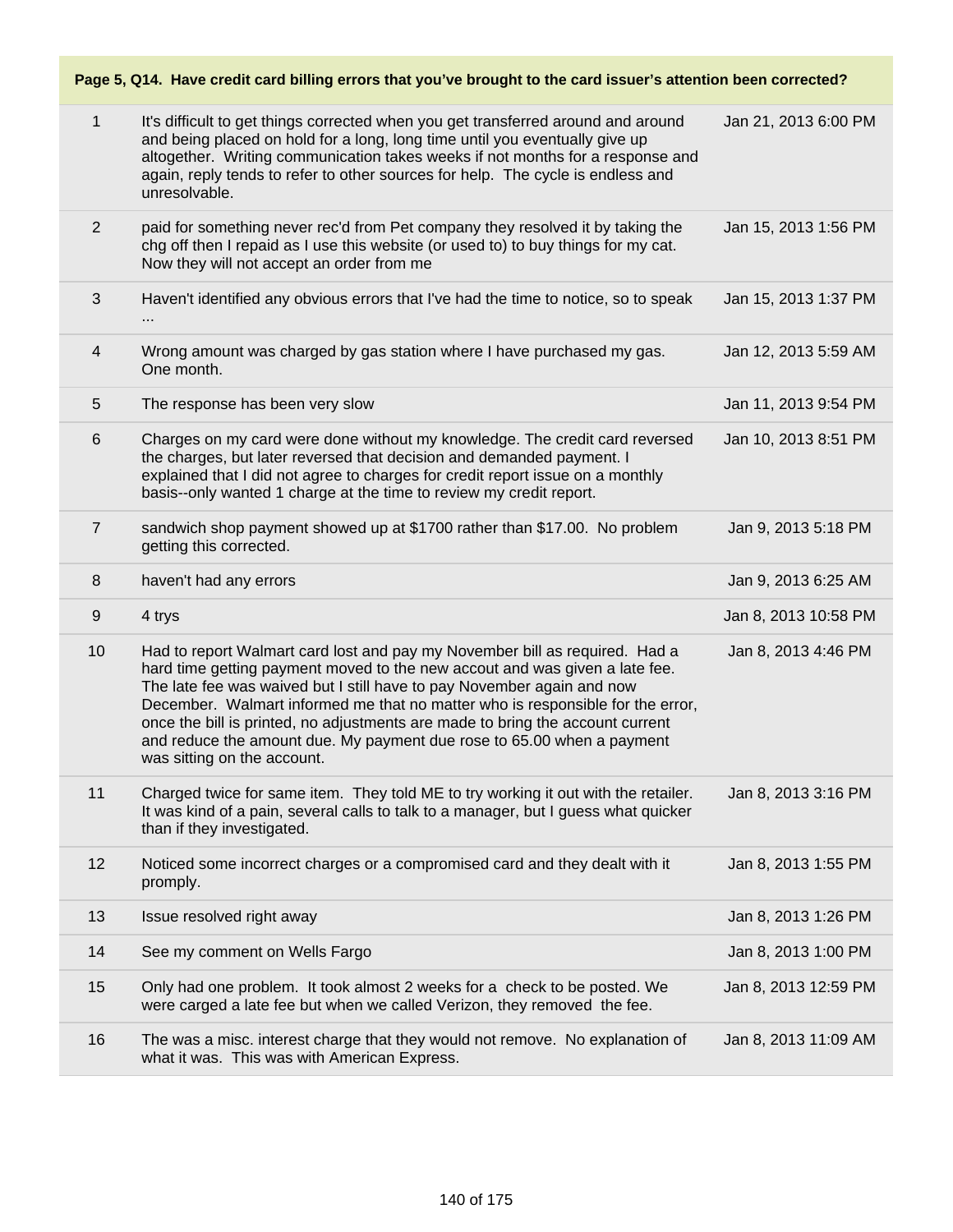| Page 5, Q14. Have credit card billing errors that you've brought to the card issuer's attention been corrected? | | |
|---|---|---|
| 1 | It's difficult to get things corrected when you get transferred around and around and being placed on hold for a long, long time until you eventually give up altogether. Writing communication takes weeks if not months for a response and again, reply tends to refer to other sources for help. The cycle is endless and unresolvable. | Jan 21, 2013 6:00 PM |
| 2 | paid for something never rec'd from Pet company they resolved it by taking the chg off then I repaid as I use this website (or used to) to buy things for my cat. Now they will not accept an order from me | Jan 15, 2013 1:56 PM |
| 3 | Haven't identified any obvious errors that I've had the time to notice, so to speak ... | Jan 15, 2013 1:37 PM |
| 4 | Wrong amount was charged by gas station where I have purchased my gas. One month. | Jan 12, 2013 5:59 AM |
| 5 | The response has been very slow | Jan 11, 2013 9:54 PM |
| 6 | Charges on my card were done without my knowledge. The credit card reversed the charges, but later reversed that decision and demanded payment. I explained that I did not agree to charges for credit report issue on a monthly basis--only wanted 1 charge at the time to review my credit report. | Jan 10, 2013 8:51 PM |
| 7 | sandwich shop payment showed up at $1700 rather than $17.00. No problem getting this corrected. | Jan 9, 2013 5:18 PM |
| 8 | haven't had any errors | Jan 9, 2013 6:25 AM |
| 9 | 4 trys | Jan 8, 2013 10:58 PM |
| 10 | Had to report Walmart card lost and pay my November bill as required. Had a hard time getting payment moved to the new accout and was given a late fee. The late fee was waived but I still have to pay November again and now December. Walmart informed me that no matter who is responsible for the error, once the bill is printed, no adjustments are made to bring the account current and reduce the amount due. My payment due rose to 65.00 when a payment was sitting on the account. | Jan 8, 2013 4:46 PM |
| 11 | Charged twice for same item. They told ME to try working it out with the retailer. It was kind of a pain, several calls to talk to a manager, but I guess what quicker than if they investigated. | Jan 8, 2013 3:16 PM |
| 12 | Noticed some incorrect charges or a compromised card and they dealt with it promply. | Jan 8, 2013 1:55 PM |
| 13 | Issue resolved right away | Jan 8, 2013 1:26 PM |
| 14 | See my comment on Wells Fargo | Jan 8, 2013 1:00 PM |
| 15 | Only had one problem. It took almost 2 weeks for a check to be posted. We were carged a late fee but when we called Verizon, they removed the fee. | Jan 8, 2013 12:59 PM |
| 16 | The was a misc. interest charge that they would not remove. No explanation of what it was. This was with American Express. | Jan 8, 2013 11:09 AM |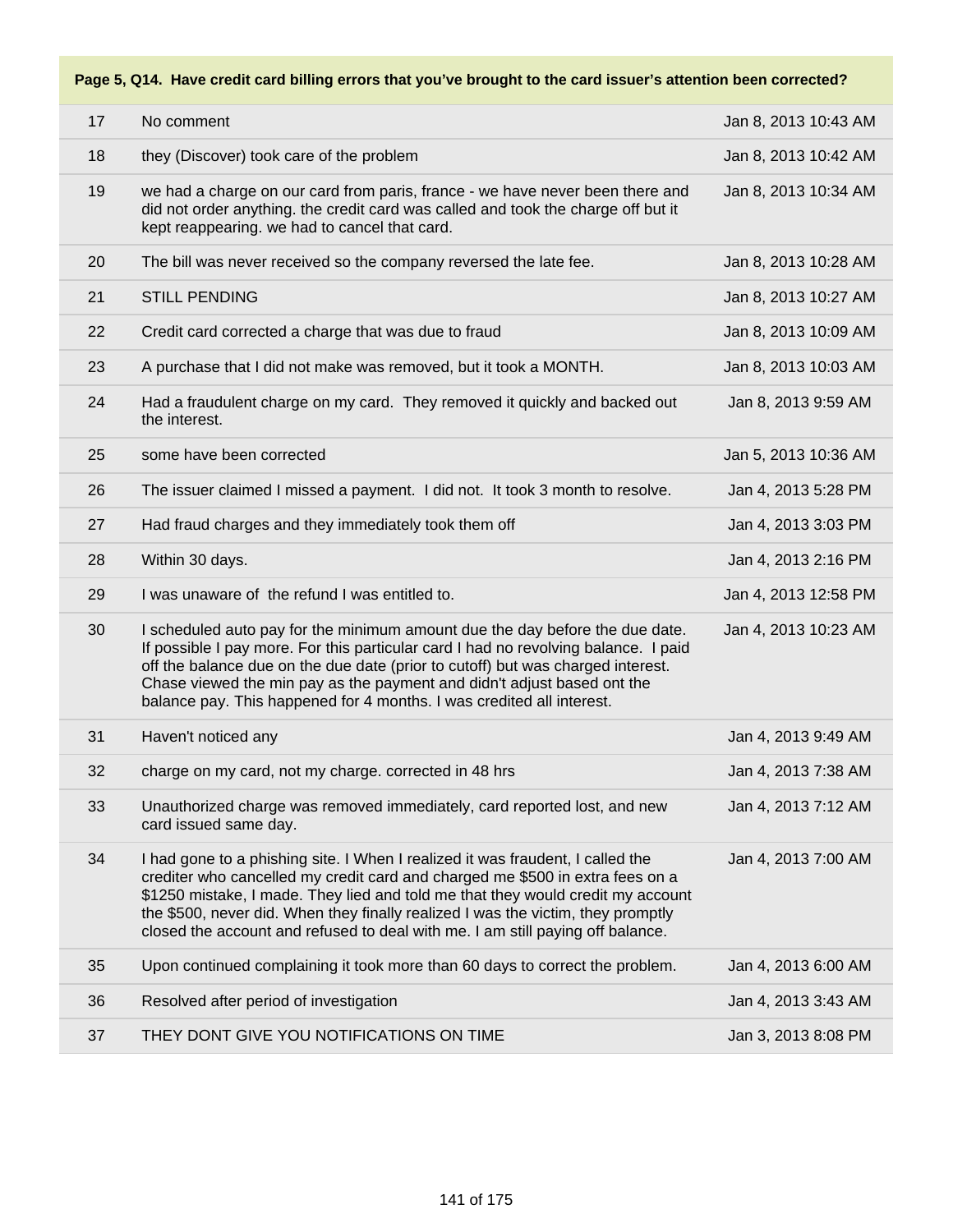**Page 5, Q14. Have credit card billing errors that you've brought to the card issuer's attention been corrected?**

| | | |
|---|---|---|
| 17 | No comment | Jan 8, 2013 10:43 AM |
| 18 | they (Discover) took care of the problem | Jan 8, 2013 10:42 AM |
| 19 | we had a charge on our card from paris, france - we have never been there and did not order anything. the credit card was called and took the charge off but it kept reappearing. we had to cancel that card. | Jan 8, 2013 10:34 AM |
| 20 | The bill was never received so the company reversed the late fee. | Jan 8, 2013 10:28 AM |
| 21 | STILL PENDING | Jan 8, 2013 10:27 AM |
| 22 | Credit card corrected a charge that was due to fraud | Jan 8, 2013 10:09 AM |
| 23 | A purchase that I did not make was removed, but it took a MONTH. | Jan 8, 2013 10:03 AM |
| 24 | Had a fraudulent charge on my card. They removed it quickly and backed out the interest. | Jan 8, 2013 9:59 AM |
| 25 | some have been corrected | Jan 5, 2013 10:36 AM |
| 26 | The issuer claimed I missed a payment. I did not. It took 3 month to resolve. | Jan 4, 2013 5:28 PM |
| 27 | Had fraud charges and they immediately took them off | Jan 4, 2013 3:03 PM |
| 28 | Within 30 days. | Jan 4, 2013 2:16 PM |
| 29 | I was unaware of the refund I was entitled to. | Jan 4, 2013 12:58 PM |
| 30 | I scheduled auto pay for the minimum amount due the day before the due date. If possible I pay more. For this particular card I had no revolving balance. I paid off the balance due on the due date (prior to cutoff) but was charged interest. Chase viewed the min pay as the payment and didn't adjust based ont the balance pay. This happened for 4 months. I was credited all interest. | Jan 4, 2013 10:23 AM |
| 31 | Haven't noticed any | Jan 4, 2013 9:49 AM |
| 32 | charge on my card, not my charge. corrected in 48 hrs | Jan 4, 2013 7:38 AM |
| 33 | Unauthorized charge was removed immediately, card reported lost, and new card issued same day. | Jan 4, 2013 7:12 AM |
| 34 | I had gone to a phishing site. I When I realized it was fraudent, I called the crediter who cancelled my credit card and charged me $500 in extra fees on a $1250 mistake, I made. They lied and told me that they would credit my account the $500, never did. When they finally realized I was the victim, they promptly closed the account and refused to deal with me. I am still paying off balance. | Jan 4, 2013 7:00 AM |
| 35 | Upon continued complaining it took more than 60 days to correct the problem. | Jan 4, 2013 6:00 AM |
| 36 | Resolved after period of investigation | Jan 4, 2013 3:43 AM |
| 37 | THEY DONT GIVE YOU NOTIFICATIONS ON TIME | Jan 3, 2013 8:08 PM |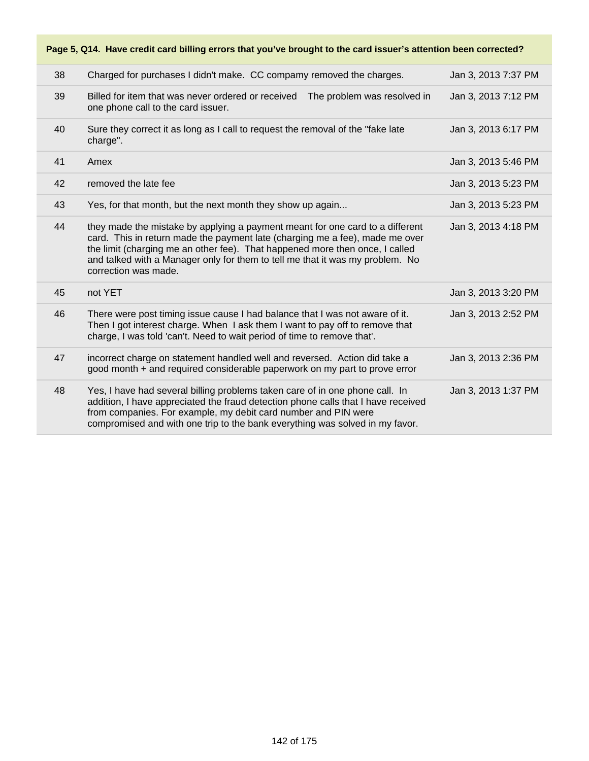**Page 5, Q14. Have credit card billing errors that you've brought to the card issuer's attention been corrected?**

| | | |
|---|---|---|
| 38 | Charged for purchases I didn't make. CC compamy removed the charges. | Jan 3, 2013 7:37 PM |
| 39 | Billed for item that was never ordered or received The problem was resolved in one phone call to the card issuer. | Jan 3, 2013 7:12 PM |
| 40 | Sure they correct it as long as I call to request the removal of the "fake late charge". | Jan 3, 2013 6:17 PM |
| 41 | Amex | Jan 3, 2013 5:46 PM |
| 42 | removed the late fee | Jan 3, 2013 5:23 PM |
| 43 | Yes, for that month, but the next month they show up again... | Jan 3, 2013 5:23 PM |
| 44 | they made the mistake by applying a payment meant for one card to a different card. This in return made the payment late (charging me a fee), made me over the limit (charging me an other fee). That happened more then once, I called and talked with a Manager only for them to tell me that it was my problem. No correction was made. | Jan 3, 2013 4:18 PM |
| 45 | not YET | Jan 3, 2013 3:20 PM |
| 46 | There were post timing issue cause I had balance that I was not aware of it. Then I got interest charge. When I ask them I want to pay off to remove that charge, I was told 'can't. Need to wait period of time to remove that'. | Jan 3, 2013 2:52 PM |
| 47 | incorrect charge on statement handled well and reversed. Action did take a good month + and required considerable paperwork on my part to prove error | Jan 3, 2013 2:36 PM |
| 48 | Yes, I have had several billing problems taken care of in one phone call. In addition, I have appreciated the fraud detection phone calls that I have received from companies. For example, my debit card number and PIN were compromised and with one trip to the bank everything was solved in my favor. | Jan 3, 2013 1:37 PM |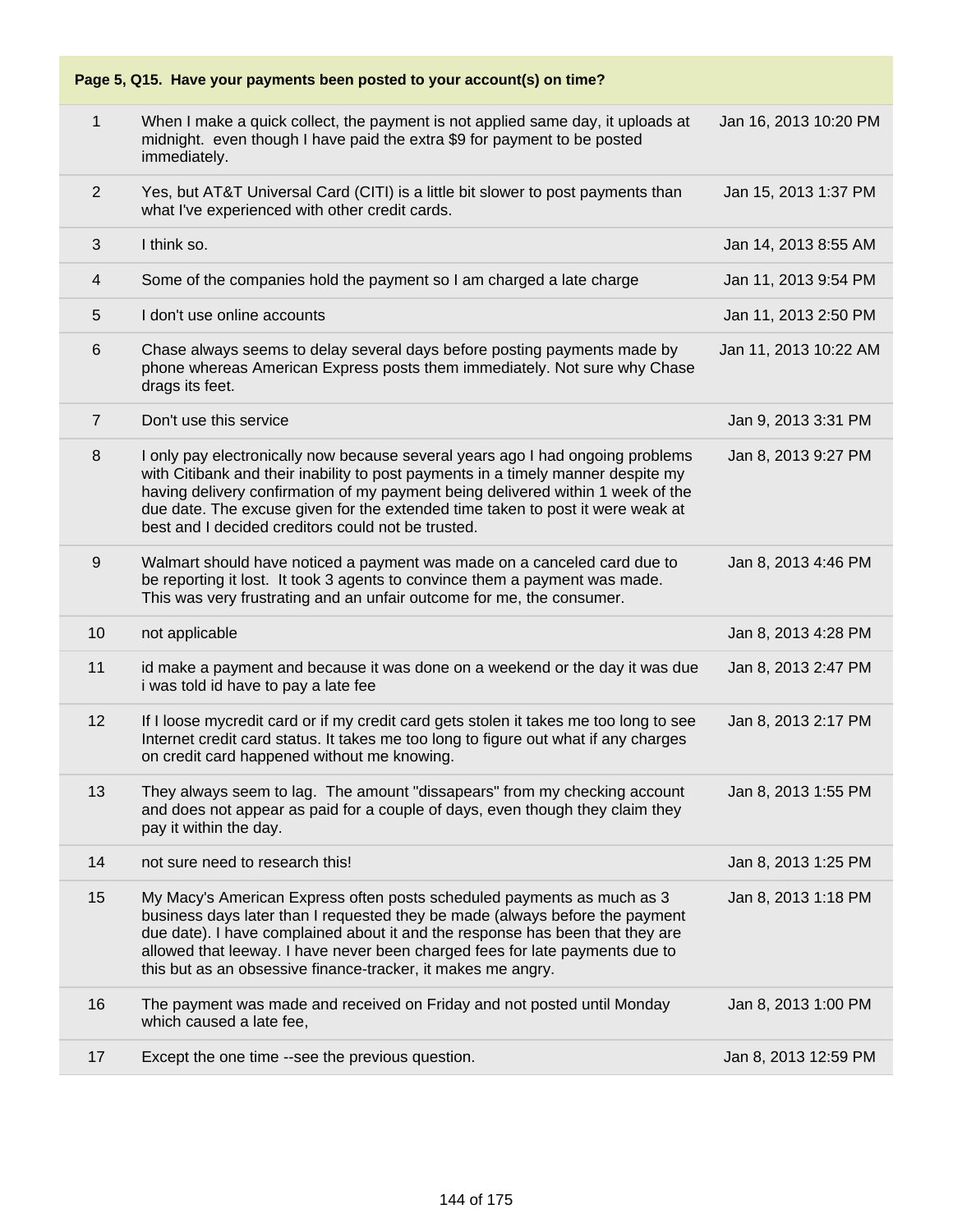| Page 5, Q15. Have your payments been posted to your account(s) on time? | | |
|---|---|---|
| 1 | When I make a quick collect, the payment is not applied same day, it uploads at midnight. even though I have paid the extra $9 for payment to be posted immediately. | Jan 16, 2013 10:20 PM |
| 2 | Yes, but AT&T Universal Card (CITI) is a little bit slower to post payments than what I've experienced with other credit cards. | Jan 15, 2013 1:37 PM |
| 3 | I think so. | Jan 14, 2013 8:55 AM |
| 4 | Some of the companies hold the payment so I am charged a late charge | Jan 11, 2013 9:54 PM |
| 5 | I don't use online accounts | Jan 11, 2013 2:50 PM |
| 6 | Chase always seems to delay several days before posting payments made by phone whereas American Express posts them immediately. Not sure why Chase drags its feet. | Jan 11, 2013 10:22 AM |
| 7 | Don't use this service | Jan 9, 2013 3:31 PM |
| 8 | I only pay electronically now because several years ago I had ongoing problems with Citibank and their inability to post payments in a timely manner despite my having delivery confirmation of my payment being delivered within 1 week of the due date. The excuse given for the extended time taken to post it were weak at best and I decided creditors could not be trusted. | Jan 8, 2013 9:27 PM |
| 9 | Walmart should have noticed a payment was made on a canceled card due to be reporting it lost. It took 3 agents to convince them a payment was made. This was very frustrating and an unfair outcome for me, the consumer. | Jan 8, 2013 4:46 PM |
| 10 | not applicable | Jan 8, 2013 4:28 PM |
| 11 | id make a payment and because it was done on a weekend or the day it was due i was told id have to pay a late fee | Jan 8, 2013 2:47 PM |
| 12 | If I loose mycredit card or if my credit card gets stolen it takes me too long to see Internet credit card status. It takes me too long to figure out what if any charges on credit card happened without me knowing. | Jan 8, 2013 2:17 PM |
| 13 | They always seem to lag. The amount "dissapears" from my checking account and does not appear as paid for a couple of days, even though they claim they pay it within the day. | Jan 8, 2013 1:55 PM |
| 14 | not sure need to research this! | Jan 8, 2013 1:25 PM |
| 15 | My Macy's American Express often posts scheduled payments as much as 3 business days later than I requested they be made (always before the payment due date). I have complained about it and the response has been that they are allowed that leeway. I have never been charged fees for late payments due to this but as an obsessive finance-tracker, it makes me angry. | Jan 8, 2013 1:18 PM |
| 16 | The payment was made and received on Friday and not posted until Monday which caused a late fee, | Jan 8, 2013 1:00 PM |
| 17 | Except the one time --see the previous question. | Jan 8, 2013 12:59 PM |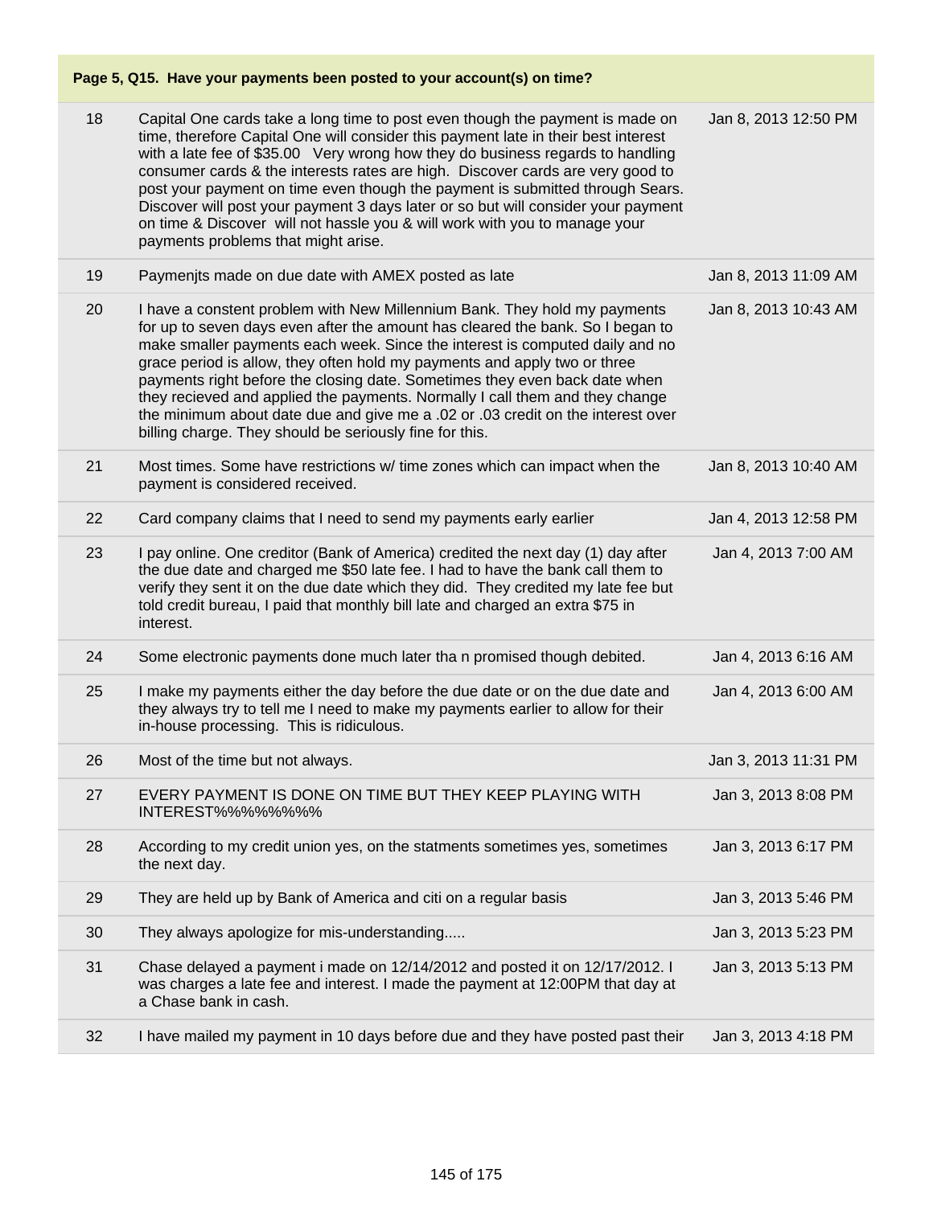**Page 5, Q15. Have your payments been posted to your account(s) on time?**

| | | |
|---|---|---|
| 18 | Capital One cards take a long time to post even though the payment is made on time, therefore Capital One will consider this payment late in their best interest with a late fee of $35.00 Very wrong how they do business regards to handling consumer cards & the interests rates are high. Discover cards are very good to post your payment on time even though the payment is submitted through Sears. Discover will post your payment 3 days later or so but will consider your payment on time & Discover will not hassle you & will work with you to manage your payments problems that might arise. | Jan 8, 2013 12:50 PM |
| 19 | Paymenjts made on due date with AMEX posted as late | Jan 8, 2013 11:09 AM |
| 20 | I have a constent problem with New Millennium Bank. They hold my payments for up to seven days even after the amount has cleared the bank. So I began to make smaller payments each week. Since the interest is computed daily and no grace period is allow, they often hold my payments and apply two or three payments right before the closing date. Sometimes they even back date when they recieved and applied the payments. Normally I call them and they change the minimum about date due and give me a .02 or .03 credit on the interest over billing charge. They should be seriously fine for this. | Jan 8, 2013 10:43 AM |
| 21 | Most times. Some have restrictions w/ time zones which can impact when the payment is considered received. | Jan 8, 2013 10:40 AM |
| 22 | Card company claims that I need to send my payments early earlier | Jan 4, 2013 12:58 PM |
| 23 | I pay online. One creditor (Bank of America) credited the next day (1) day after the due date and charged me $50 late fee. I had to have the bank call them to verify they sent it on the due date which they did. They credited my late fee but told credit bureau, I paid that monthly bill late and charged an extra $75 in interest. | Jan 4, 2013 7:00 AM |
| 24 | Some electronic payments done much later tha n promised though debited. | Jan 4, 2013 6:16 AM |
| 25 | I make my payments either the day before the due date or on the due date and they always try to tell me I need to make my payments earlier to allow for their in-house processing. This is ridiculous. | Jan 4, 2013 6:00 AM |
| 26 | Most of the time but not always. | Jan 3, 2013 11:31 PM |
| 27 | EVERY PAYMENT IS DONE ON TIME BUT THEY KEEP PLAYING WITH INTEREST%%%%%%%% | Jan 3, 2013 8:08 PM |
| 28 | According to my credit union yes, on the statments sometimes yes, sometimes the next day. | Jan 3, 2013 6:17 PM |
| 29 | They are held up by Bank of America and citi on a regular basis | Jan 3, 2013 5:46 PM |
| 30 | They always apologize for mis-understanding..... | Jan 3, 2013 5:23 PM |
| 31 | Chase delayed a payment i made on 12/14/2012 and posted it on 12/17/2012. I was charges a late fee and interest. I made the payment at 12:00PM that day at a Chase bank in cash. | Jan 3, 2013 5:13 PM |
| 32 | I have mailed my payment in 10 days before due and they have posted past their | Jan 3, 2013 4:18 PM |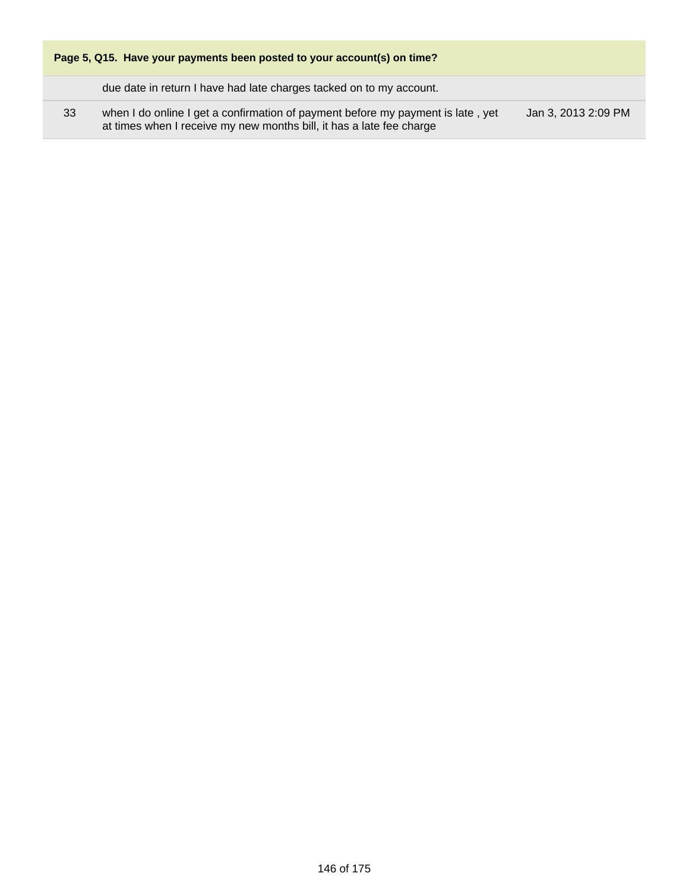| Page 5, Q15. Have your payments been posted to your account(s) on time? | | |
|---|---|---|
| | due date in return I have had late charges tacked on to my account. | |
| 33 | when I do online I get a confirmation of payment before my payment is late , yet at times when I receive my new months bill, it has a late fee charge | Jan 3, 2013 2:09 PM |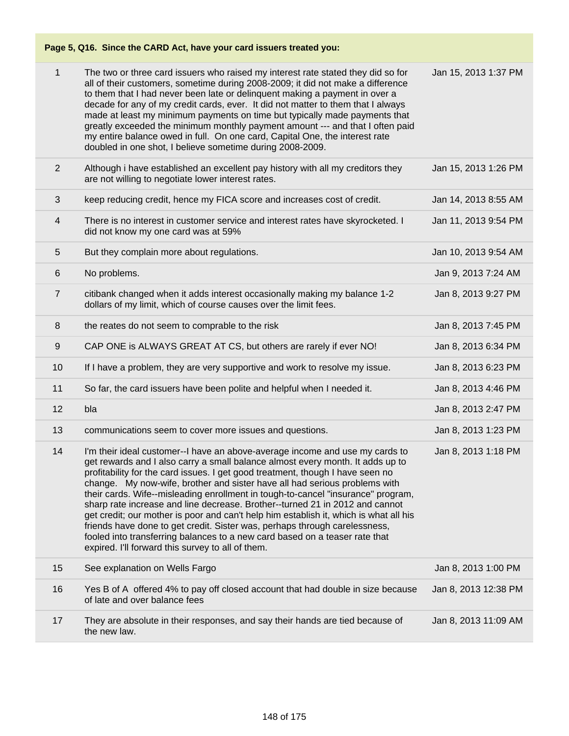| Page 5, Q16. Since the CARD Act, have your card issuers treated you: | | |
|---|---|---|
| 1 | The two or three card issuers who raised my interest rate stated they did so for all of their customers, sometime during 2008-2009; it did not make a difference to them that I had never been late or delinquent making a payment in over a decade for any of my credit cards, ever. It did not matter to them that I always made at least my minimum payments on time but typically made payments that greatly exceeded the minimum monthly payment amount --- and that I often paid my entire balance owed in full. On one card, Capital One, the interest rate doubled in one shot, I believe sometime during 2008-2009. | Jan 15, 2013 1:37 PM |
| 2 | Although i have established an excellent pay history with all my creditors they are not willing to negotiate lower interest rates. | Jan 15, 2013 1:26 PM |
| 3 | keep reducing credit, hence my FICA score and increases cost of credit. | Jan 14, 2013 8:55 AM |
| 4 | There is no interest in customer service and interest rates have skyrocketed. I did not know my one card was at 59% | Jan 11, 2013 9:54 PM |
| 5 | But they complain more about regulations. | Jan 10, 2013 9:54 AM |
| 6 | No problems. | Jan 9, 2013 7:24 AM |
| 7 | citibank changed when it adds interest occasionally making my balance 1-2 dollars of my limit, which of course causes over the limit fees. | Jan 8, 2013 9:27 PM |
| 8 | the reates do not seem to comprable to the risk | Jan 8, 2013 7:45 PM |
| 9 | CAP ONE is ALWAYS GREAT AT CS, but others are rarely if ever NO! | Jan 8, 2013 6:34 PM |
| 10 | If I have a problem, they are very supportive and work to resolve my issue. | Jan 8, 2013 6:23 PM |
| 11 | So far, the card issuers have been polite and helpful when I needed it. | Jan 8, 2013 4:46 PM |
| 12 | bla | Jan 8, 2013 2:47 PM |
| 13 | communications seem to cover more issues and questions. | Jan 8, 2013 1:23 PM |
| 14 | I'm their ideal customer--I have an above-average income and use my cards to get rewards and I also carry a small balance almost every month. It adds up to profitability for the card issues. I get good treatment, though I have seen no change. My now-wife, brother and sister have all had serious problems with their cards. Wife--misleading enrollment in tough-to-cancel "insurance" program, sharp rate increase and line decrease. Brother--turned 21 in 2012 and cannot get credit; our mother is poor and can't help him establish it, which is what all his friends have done to get credit. Sister was, perhaps through carelessness, fooled into transferring balances to a new card based on a teaser rate that expired. I'll forward this survey to all of them. | Jan 8, 2013 1:18 PM |
| 15 | See explanation on Wells Fargo | Jan 8, 2013 1:00 PM |
| 16 | Yes B of A offered 4% to pay off closed account that had double in size because of late and over balance fees | Jan 8, 2013 12:38 PM |
| 17 | They are absolute in their responses, and say their hands are tied because of the new law. | Jan 8, 2013 11:09 AM |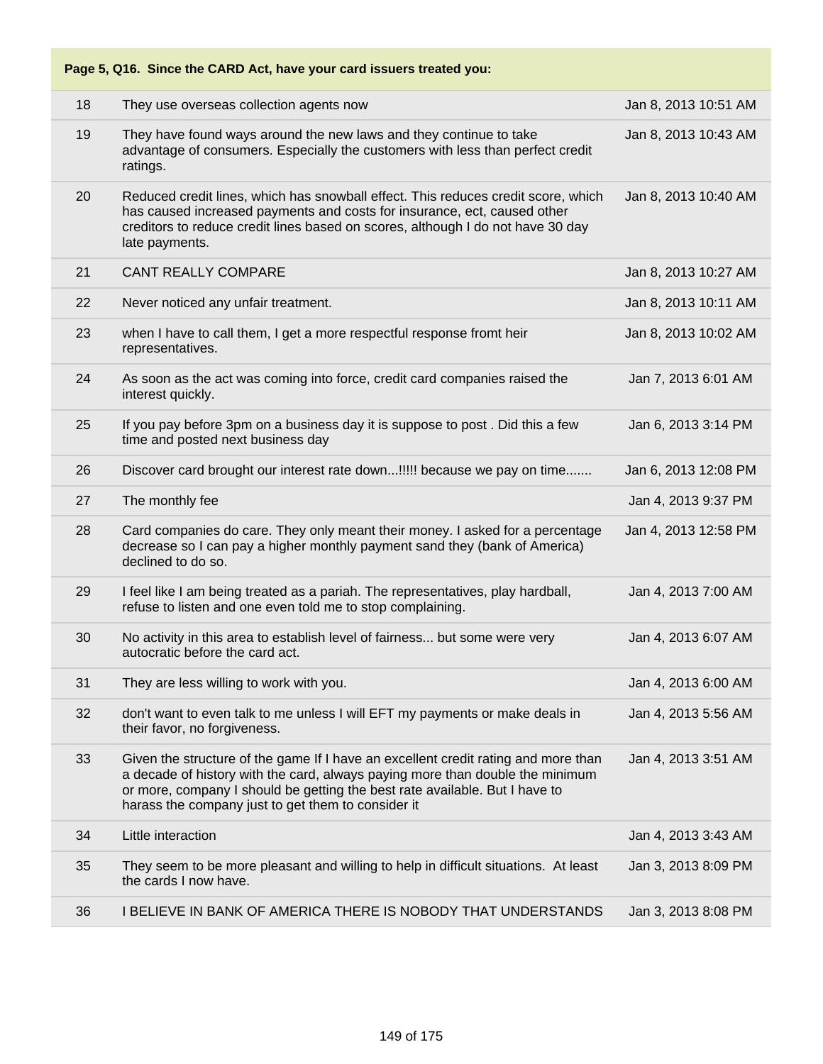| Page 5, Q16. Since the CARD Act, have your card issuers treated you: | | |
|---|---|---|
| 18 | They use overseas collection agents now | Jan 8, 2013 10:51 AM |
| 19 | They have found ways around the new laws and they continue to take advantage of consumers. Especially the customers with less than perfect credit ratings. | Jan 8, 2013 10:43 AM |
| 20 | Reduced credit lines, which has snowball effect. This reduces credit score, which has caused increased payments and costs for insurance, ect, caused other creditors to reduce credit lines based on scores, although I do not have 30 day late payments. | Jan 8, 2013 10:40 AM |
| 21 | CANT REALLY COMPARE | Jan 8, 2013 10:27 AM |
| 22 | Never noticed any unfair treatment. | Jan 8, 2013 10:11 AM |
| 23 | when I have to call them, I get a more respectful response fromt heir representatives. | Jan 8, 2013 10:02 AM |
| 24 | As soon as the act was coming into force, credit card companies raised the interest quickly. | Jan 7, 2013 6:01 AM |
| 25 | If you pay before 3pm on a business day it is suppose to post . Did this a few time and posted next business day | Jan 6, 2013 3:14 PM |
| 26 | Discover card brought our interest rate down...!!!!! because we pay on time....... | Jan 6, 2013 12:08 PM |
| 27 | The monthly fee | Jan 4, 2013 9:37 PM |
| 28 | Card companies do care. They only meant their money. I asked for a percentage decrease so I can pay a higher monthly payment sand they (bank of America) declined to do so. | Jan 4, 2013 12:58 PM |
| 29 | I feel like I am being treated as a pariah. The representatives, play hardball, refuse to listen and one even told me to stop complaining. | Jan 4, 2013 7:00 AM |
| 30 | No activity in this area to establish level of fairness... but some were very autocratic before the card act. | Jan 4, 2013 6:07 AM |
| 31 | They are less willing to work with you. | Jan 4, 2013 6:00 AM |
| 32 | don't want to even talk to me unless I will EFT my payments or make deals in their favor, no forgiveness. | Jan 4, 2013 5:56 AM |
| 33 | Given the structure of the game If I have an excellent credit rating and more than a decade of history with the card, always paying more than double the minimum or more, company I should be getting the best rate available. But I have to harass the company just to get them to consider it | Jan 4, 2013 3:51 AM |
| 34 | Little interaction | Jan 4, 2013 3:43 AM |
| 35 | They seem to be more pleasant and willing to help in difficult situations. At least the cards I now have. | Jan 3, 2013 8:09 PM |
| 36 | I BELIEVE IN BANK OF AMERICA THERE IS NOBODY THAT UNDERSTANDS | Jan 3, 2013 8:08 PM |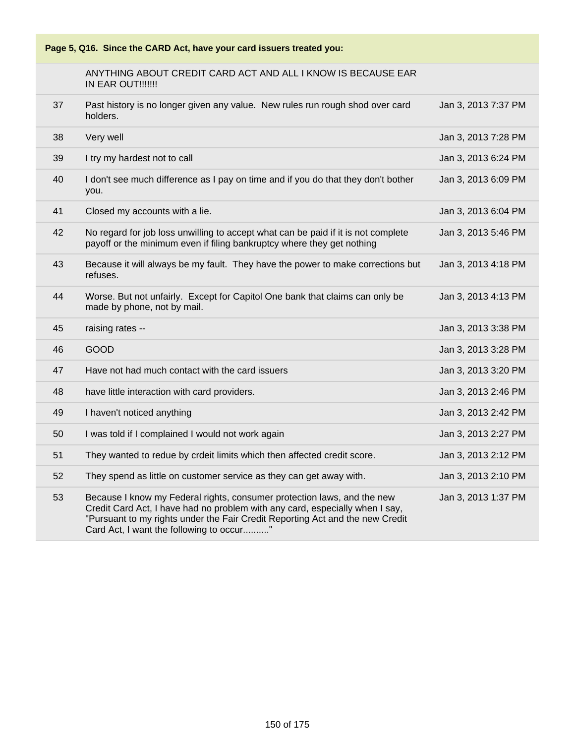**Page 5, Q16. Since the CARD Act, have your card issuers treated you:**

| | | |
|---|---|---|
| | ANYTHING ABOUT CREDIT CARD ACT AND ALL I KNOW IS BECAUSE EAR IN EAR OUT!!!!!!! | |
| 37 | Past history is no longer given any value. New rules run rough shod over card holders. | Jan 3, 2013 7:37 PM |
| 38 | Very well | Jan 3, 2013 7:28 PM |
| 39 | I try my hardest not to call | Jan 3, 2013 6:24 PM |
| 40 | I don't see much difference as I pay on time and if you do that they don't bother you. | Jan 3, 2013 6:09 PM |
| 41 | Closed my accounts with a lie. | Jan 3, 2013 6:04 PM |
| 42 | No regard for job loss unwilling to accept what can be paid if it is not complete payoff or the minimum even if filing bankruptcy where they get nothing | Jan 3, 2013 5:46 PM |
| 43 | Because it will always be my fault. They have the power to make corrections but refuses. | Jan 3, 2013 4:18 PM |
| 44 | Worse. But not unfairly. Except for Capitol One bank that claims can only be made by phone, not by mail. | Jan 3, 2013 4:13 PM |
| 45 | raising rates -- | Jan 3, 2013 3:38 PM |
| 46 | GOOD | Jan 3, 2013 3:28 PM |
| 47 | Have not had much contact with the card issuers | Jan 3, 2013 3:20 PM |
| 48 | have little interaction with card providers. | Jan 3, 2013 2:46 PM |
| 49 | I haven't noticed anything | Jan 3, 2013 2:42 PM |
| 50 | I was told if I complained I would not work again | Jan 3, 2013 2:27 PM |
| 51 | They wanted to redue by crdeit limits which then affected credit score. | Jan 3, 2013 2:12 PM |
| 52 | They spend as little on customer service as they can get away with. | Jan 3, 2013 2:10 PM |
| 53 | Because I know my Federal rights, consumer protection laws, and the new Credit Card Act, I have had no problem with any card, especially when I say, "Pursuant to my rights under the Fair Credit Reporting Act and the new Credit Card Act, I want the following to occur.........." | Jan 3, 2013 1:37 PM |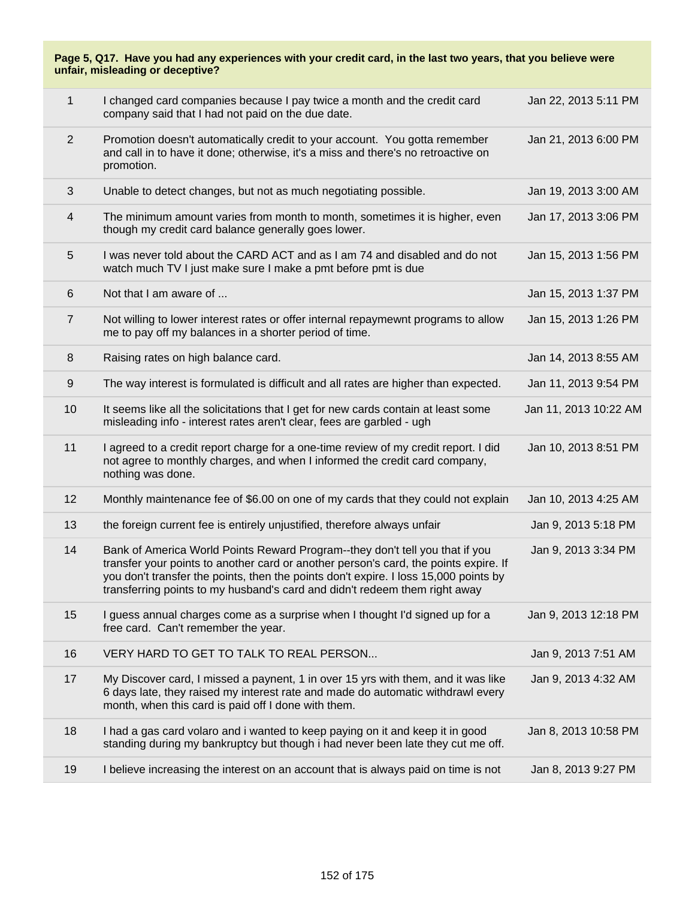**Page 5, Q17. Have you had any experiences with your credit card, in the last two years, that you believe were unfair, misleading or deceptive?**

| | | |
|---|---|---|
| 1 | I changed card companies because I pay twice a month and the credit card company said that I had not paid on the due date. | Jan 22, 2013 5:11 PM |
| 2 | Promotion doesn't automatically credit to your account. You gotta remember and call in to have it done; otherwise, it's a miss and there's no retroactive on promotion. | Jan 21, 2013 6:00 PM |
| 3 | Unable to detect changes, but not as much negotiating possible. | Jan 19, 2013 3:00 AM |
| 4 | The minimum amount varies from month to month, sometimes it is higher, even though my credit card balance generally goes lower. | Jan 17, 2013 3:06 PM |
| 5 | I was never told about the CARD ACT and as I am 74 and disabled and do not watch much TV I just make sure I make a pmt before pmt is due | Jan 15, 2013 1:56 PM |
| 6 | Not that I am aware of ... | Jan 15, 2013 1:37 PM |
| 7 | Not willing to lower interest rates or offer internal repaymewnt programs to allow me to pay off my balances in a shorter period of time. | Jan 15, 2013 1:26 PM |
| 8 | Raising rates on high balance card. | Jan 14, 2013 8:55 AM |
| 9 | The way interest is formulated is difficult and all rates are higher than expected. | Jan 11, 2013 9:54 PM |
| 10 | It seems like all the solicitations that I get for new cards contain at least some misleading info - interest rates aren't clear, fees are garbled - ugh | Jan 11, 2013 10:22 AM |
| 11 | I agreed to a credit report charge for a one-time review of my credit report. I did not agree to monthly charges, and when I informed the credit card company, nothing was done. | Jan 10, 2013 8:51 PM |
| 12 | Monthly maintenance fee of $6.00 on one of my cards that they could not explain | Jan 10, 2013 4:25 AM |
| 13 | the foreign current fee is entirely unjustified, therefore always unfair | Jan 9, 2013 5:18 PM |
| 14 | Bank of America World Points Reward Program--they don't tell you that if you transfer your points to another card or another person's card, the points expire. If you don't transfer the points, then the points don't expire. I loss 15,000 points by transferring points to my husband's card and didn't redeem them right away | Jan 9, 2013 3:34 PM |
| 15 | I guess annual charges come as a surprise when I thought I'd signed up for a free card. Can't remember the year. | Jan 9, 2013 12:18 PM |
| 16 | VERY HARD TO GET TO TALK TO REAL PERSON... | Jan 9, 2013 7:51 AM |
| 17 | My Discover card, I missed a paynent, 1 in over 15 yrs with them, and it was like 6 days late, they raised my interest rate and made do automatic withdrawl every month, when this card is paid off I done with them. | Jan 9, 2013 4:32 AM |
| 18 | I had a gas card volaro and i wanted to keep paying on it and keep it in good standing during my bankruptcy but though i had never been late they cut me off. | Jan 8, 2013 10:58 PM |
| 19 | I believe increasing the interest on an account that is always paid on time is not | Jan 8, 2013 9:27 PM |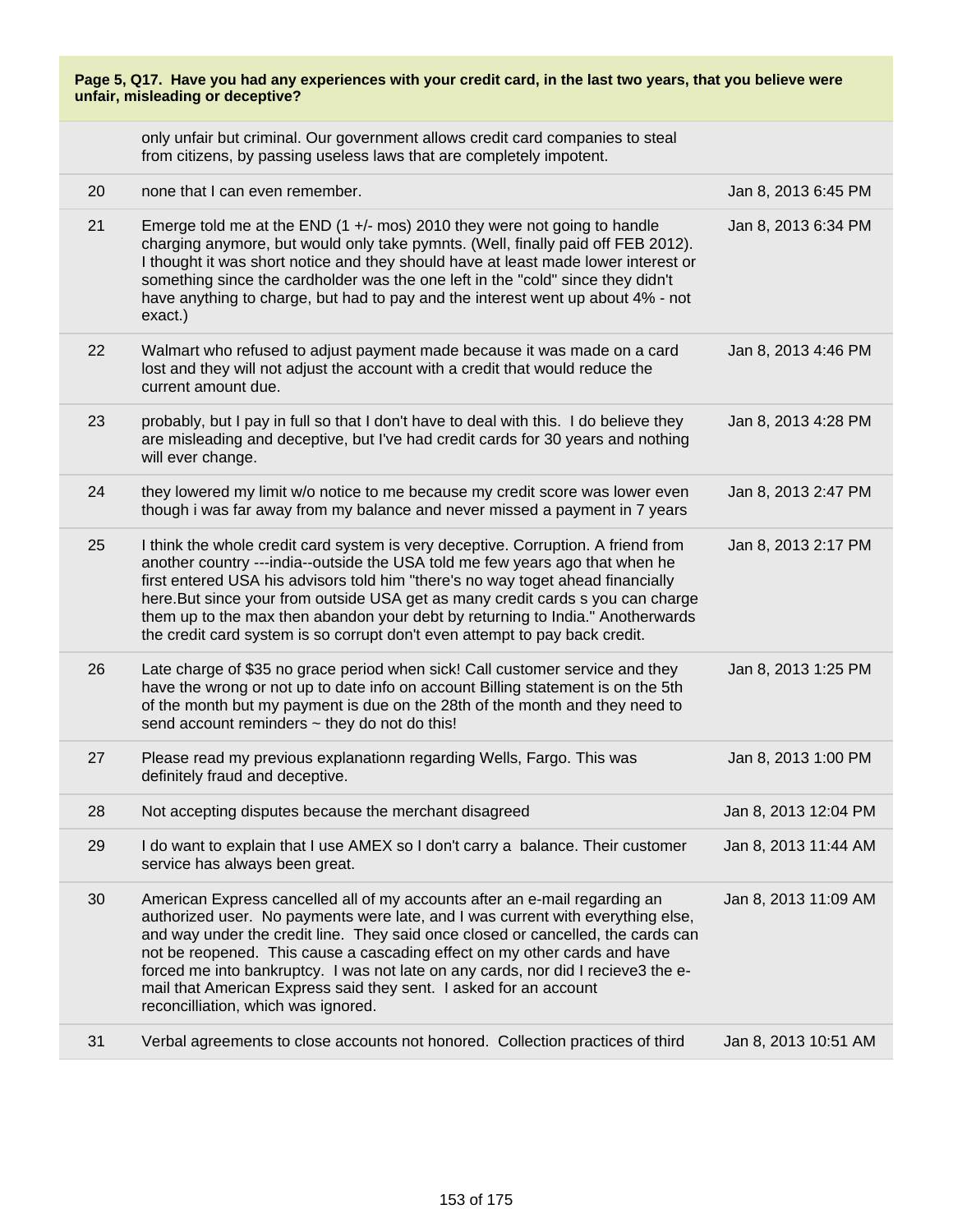**Page 5, Q17. Have you had any experiences with your credit card, in the last two years, that you believe were unfair, misleading or deceptive?**

| | | |
|---|---|---|
| | only unfair but criminal. Our government allows credit card companies to steal from citizens, by passing useless laws that are completely impotent. | |
| 20 | none that I can even remember. | Jan 8, 2013 6:45 PM |
| 21 | Emerge told me at the END (1 +/- mos) 2010 they were not going to handle charging anymore, but would only take pymnts. (Well, finally paid off FEB 2012). I thought it was short notice and they should have at least made lower interest or something since the cardholder was the one left in the "cold" since they didn't have anything to charge, but had to pay and the interest went up about 4% - not exact.) | Jan 8, 2013 6:34 PM |
| 22 | Walmart who refused to adjust payment made because it was made on a card lost and they will not adjust the account with a credit that would reduce the current amount due. | Jan 8, 2013 4:46 PM |
| 23 | probably, but I pay in full so that I don't have to deal with this. I do believe they are misleading and deceptive, but I've had credit cards for 30 years and nothing will ever change. | Jan 8, 2013 4:28 PM |
| 24 | they lowered my limit w/o notice to me because my credit score was lower even though i was far away from my balance and never missed a payment in 7 years | Jan 8, 2013 2:47 PM |
| 25 | I think the whole credit card system is very deceptive. Corruption. A friend from another country ---india--outside the USA told me few years ago that when he first entered USA his advisors told him "there's no way toget ahead financially here.But since your from outside USA get as many credit cards s you can charge them up to the max then abandon your debt by returning to India." Anotherwards the credit card system is so corrupt don't even attempt to pay back credit. | Jan 8, 2013 2:17 PM |
| 26 | Late charge of $35 no grace period when sick! Call customer service and they have the wrong or not up to date info on account Billing statement is on the 5th of the month but my payment is due on the 28th of the month and they need to send account reminders ~ they do not do this! | Jan 8, 2013 1:25 PM |
| 27 | Please read my previous explanationn regarding Wells, Fargo. This was definitely fraud and deceptive. | Jan 8, 2013 1:00 PM |
| 28 | Not accepting disputes because the merchant disagreed | Jan 8, 2013 12:04 PM |
| 29 | I do want to explain that I use AMEX so I don't carry a balance. Their customer service has always been great. | Jan 8, 2013 11:44 AM |
| 30 | American Express cancelled all of my accounts after an e-mail regarding an authorized user. No payments were late, and I was current with everything else, and way under the credit line. They said once closed or cancelled, the cards can not be reopened. This cause a cascading effect on my other cards and have forced me into bankruptcy. I was not late on any cards, nor did I recieve3 the e-mail that American Express said they sent. I asked for an account reconcilliation, which was ignored. | Jan 8, 2013 11:09 AM |
| 31 | Verbal agreements to close accounts not honored. Collection practices of third | Jan 8, 2013 10:51 AM |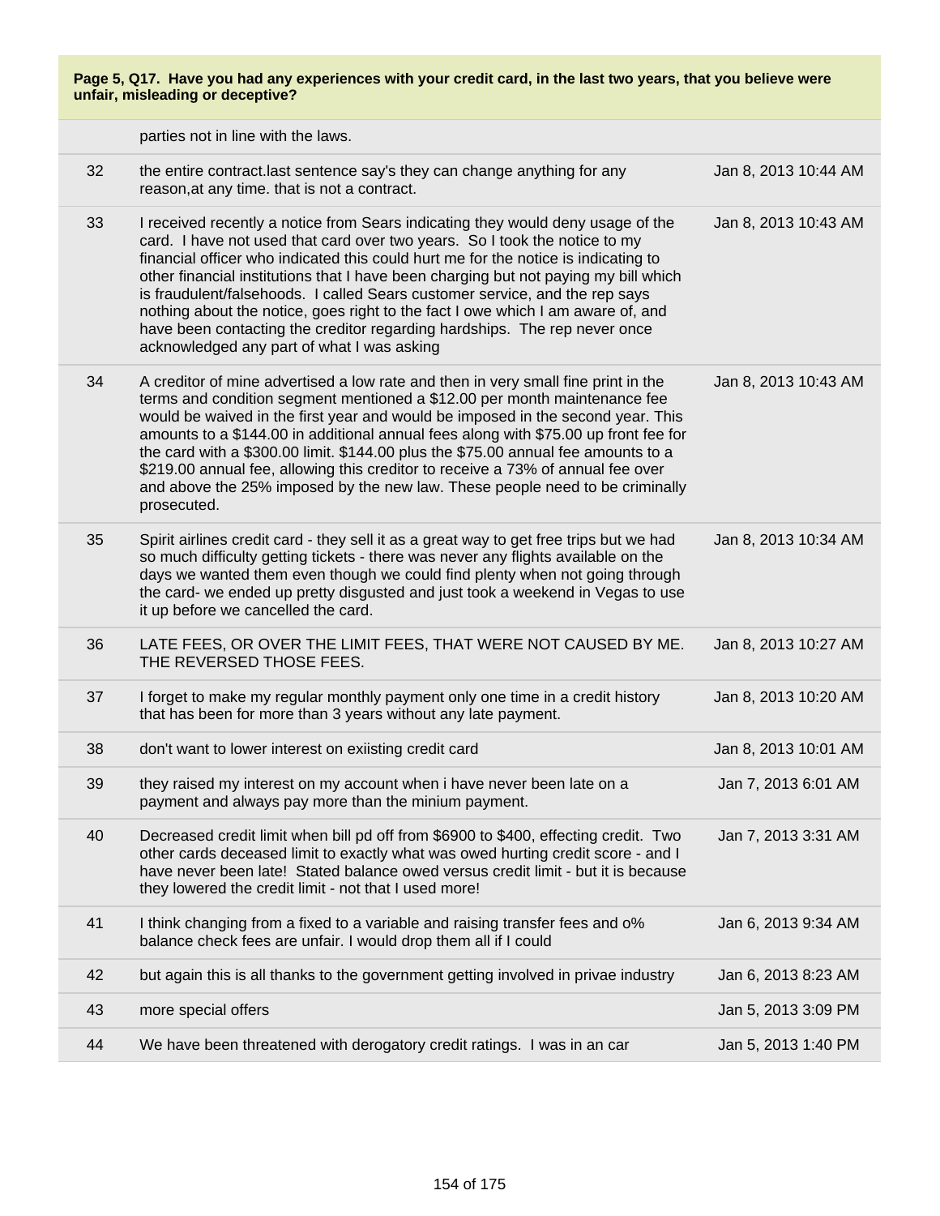**Page 5, Q17. Have you had any experiences with your credit card, in the last two years, that you believe were unfair, misleading or deceptive?**

| | | |
|---|---|---|
| | parties not in line with the laws. | |
| 32 | the entire contract.last sentence say's they can change anything for any reason,at any time. that is not a contract. | Jan 8, 2013 10:44 AM |
| 33 | I received recently a notice from Sears indicating they would deny usage of the card. I have not used that card over two years. So I took the notice to my financial officer who indicated this could hurt me for the notice is indicating to other financial institutions that I have been charging but not paying my bill which is fraudulent/falsehoods. I called Sears customer service, and the rep says nothing about the notice, goes right to the fact I owe which I am aware of, and have been contacting the creditor regarding hardships. The rep never once acknowledged any part of what I was asking | Jan 8, 2013 10:43 AM |
| 34 | A creditor of mine advertised a low rate and then in very small fine print in the terms and condition segment mentioned a $12.00 per month maintenance fee would be waived in the first year and would be imposed in the second year. This amounts to a $144.00 in additional annual fees along with $75.00 up front fee for the card with a $300.00 limit. $144.00 plus the $75.00 annual fee amounts to a $219.00 annual fee, allowing this creditor to receive a 73% of annual fee over and above the 25% imposed by the new law. These people need to be criminally prosecuted. | Jan 8, 2013 10:43 AM |
| 35 | Spirit airlines credit card - they sell it as a great way to get free trips but we had so much difficulty getting tickets - there was never any flights available on the days we wanted them even though we could find plenty when not going through the card- we ended up pretty disgusted and just took a weekend in Vegas to use it up before we cancelled the card. | Jan 8, 2013 10:34 AM |
| 36 | LATE FEES, OR OVER THE LIMIT FEES, THAT WERE NOT CAUSED BY ME. THE REVERSED THOSE FEES. | Jan 8, 2013 10:27 AM |
| 37 | I forget to make my regular monthly payment only one time in a credit history that has been for more than 3 years without any late payment. | Jan 8, 2013 10:20 AM |
| 38 | don't want to lower interest on exiisting credit card | Jan 8, 2013 10:01 AM |
| 39 | they raised my interest on my account when i have never been late on a payment and always pay more than the minium payment. | Jan 7, 2013 6:01 AM |
| 40 | Decreased credit limit when bill pd off from $6900 to $400, effecting credit. Two other cards deceased limit to exactly what was owed hurting credit score - and I have never been late! Stated balance owed versus credit limit - but it is because they lowered the credit limit - not that I used more! | Jan 7, 2013 3:31 AM |
| 41 | I think changing from a fixed to a variable and raising transfer fees and o% balance check fees are unfair. I would drop them all if I could | Jan 6, 2013 9:34 AM |
| 42 | but again this is all thanks to the government getting involved in privae industry | Jan 6, 2013 8:23 AM |
| 43 | more special offers | Jan 5, 2013 3:09 PM |
| 44 | We have been threatened with derogatory credit ratings. I was in an car | Jan 5, 2013 1:40 PM |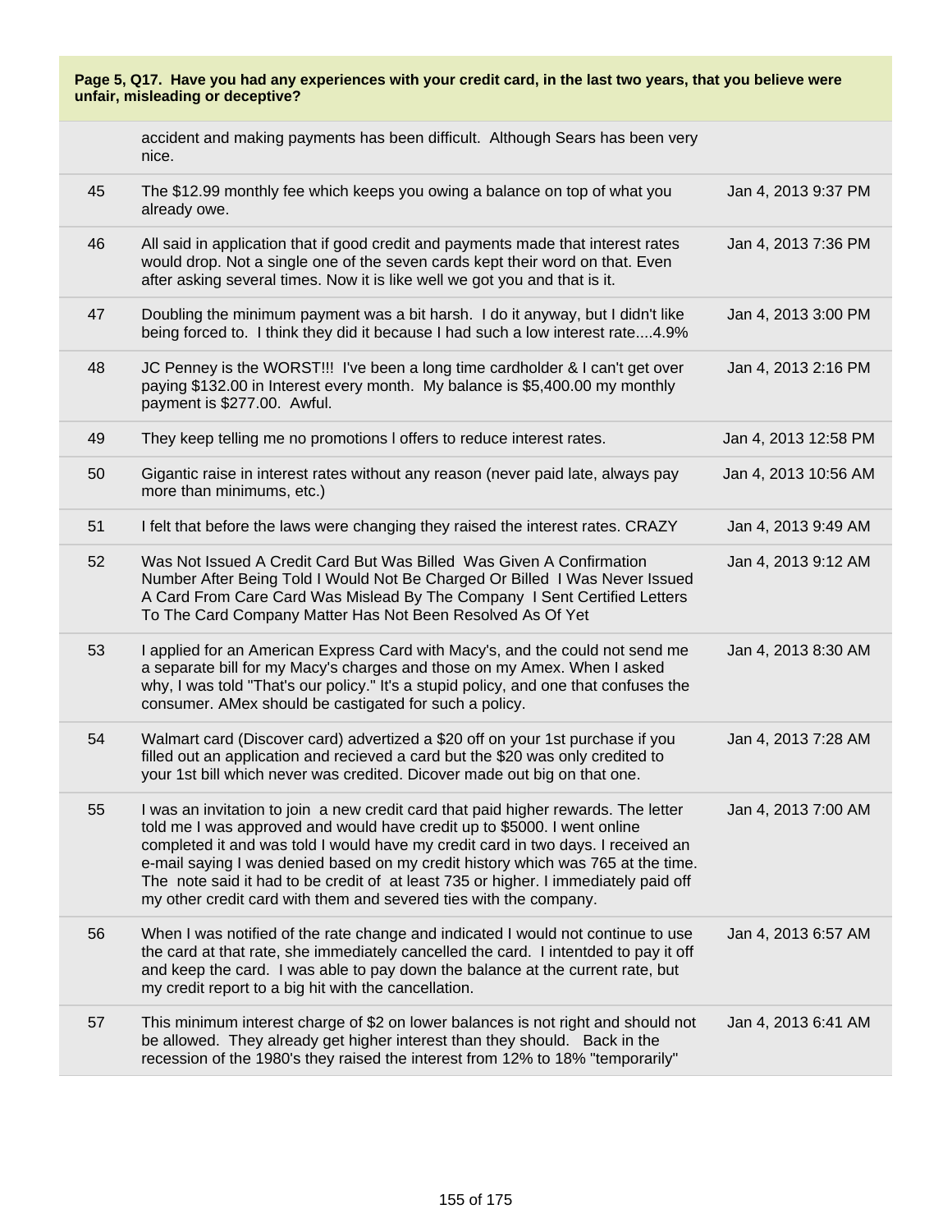**Page 5, Q17. Have you had any experiences with your credit card, in the last two years, that you believe were unfair, misleading or deceptive?**

| | | |
|---|---|---|
| | accident and making payments has been difficult. Although Sears has been very nice. | |
| 45 | The $12.99 monthly fee which keeps you owing a balance on top of what you already owe. | Jan 4, 2013 9:37 PM |
| 46 | All said in application that if good credit and payments made that interest rates would drop. Not a single one of the seven cards kept their word on that. Even after asking several times. Now it is like well we got you and that is it. | Jan 4, 2013 7:36 PM |
| 47 | Doubling the minimum payment was a bit harsh. I do it anyway, but I didn't like being forced to. I think they did it because I had such a low interest rate....4.9% | Jan 4, 2013 3:00 PM |
| 48 | JC Penney is the WORST!!! I've been a long time cardholder & I can't get over paying $132.00 in Interest every month. My balance is $5,400.00 my monthly payment is $277.00. Awful. | Jan 4, 2013 2:16 PM |
| 49 | They keep telling me no promotions l offers to reduce interest rates. | Jan 4, 2013 12:58 PM |
| 50 | Gigantic raise in interest rates without any reason (never paid late, always pay more than minimums, etc.) | Jan 4, 2013 10:56 AM |
| 51 | I felt that before the laws were changing they raised the interest rates. CRAZY | Jan 4, 2013 9:49 AM |
| 52 | Was Not Issued A Credit Card But Was Billed Was Given A Confirmation Number After Being Told I Would Not Be Charged Or Billed I Was Never Issued A Card From Care Card Was Mislead By The Company I Sent Certified Letters To The Card Company Matter Has Not Been Resolved As Of Yet | Jan 4, 2013 9:12 AM |
| 53 | I applied for an American Express Card with Macy's, and the could not send me a separate bill for my Macy's charges and those on my Amex. When I asked why, I was told "That's our policy." It's a stupid policy, and one that confuses the consumer. AMex should be castigated for such a policy. | Jan 4, 2013 8:30 AM |
| 54 | Walmart card (Discover card) advertized a $20 off on your 1st purchase if you filled out an application and recieved a card but the $20 was only credited to your 1st bill which never was credited. Dicover made out big on that one. | Jan 4, 2013 7:28 AM |
| 55 | I was an invitation to join a new credit card that paid higher rewards. The letter told me I was approved and would have credit up to $5000. I went online completed it and was told I would have my credit card in two days. I received an e-mail saying I was denied based on my credit history which was 765 at the time. The note said it had to be credit of at least 735 or higher. I immediately paid off my other credit card with them and severed ties with the company. | Jan 4, 2013 7:00 AM |
| 56 | When I was notified of the rate change and indicated I would not continue to use the card at that rate, she immediately cancelled the card. I intentded to pay it off and keep the card. I was able to pay down the balance at the current rate, but my credit report to a big hit with the cancellation. | Jan 4, 2013 6:57 AM |
| 57 | This minimum interest charge of $2 on lower balances is not right and should not be allowed. They already get higher interest than they should. Back in the recession of the 1980's they raised the interest from 12% to 18% "temporarily" | Jan 4, 2013 6:41 AM |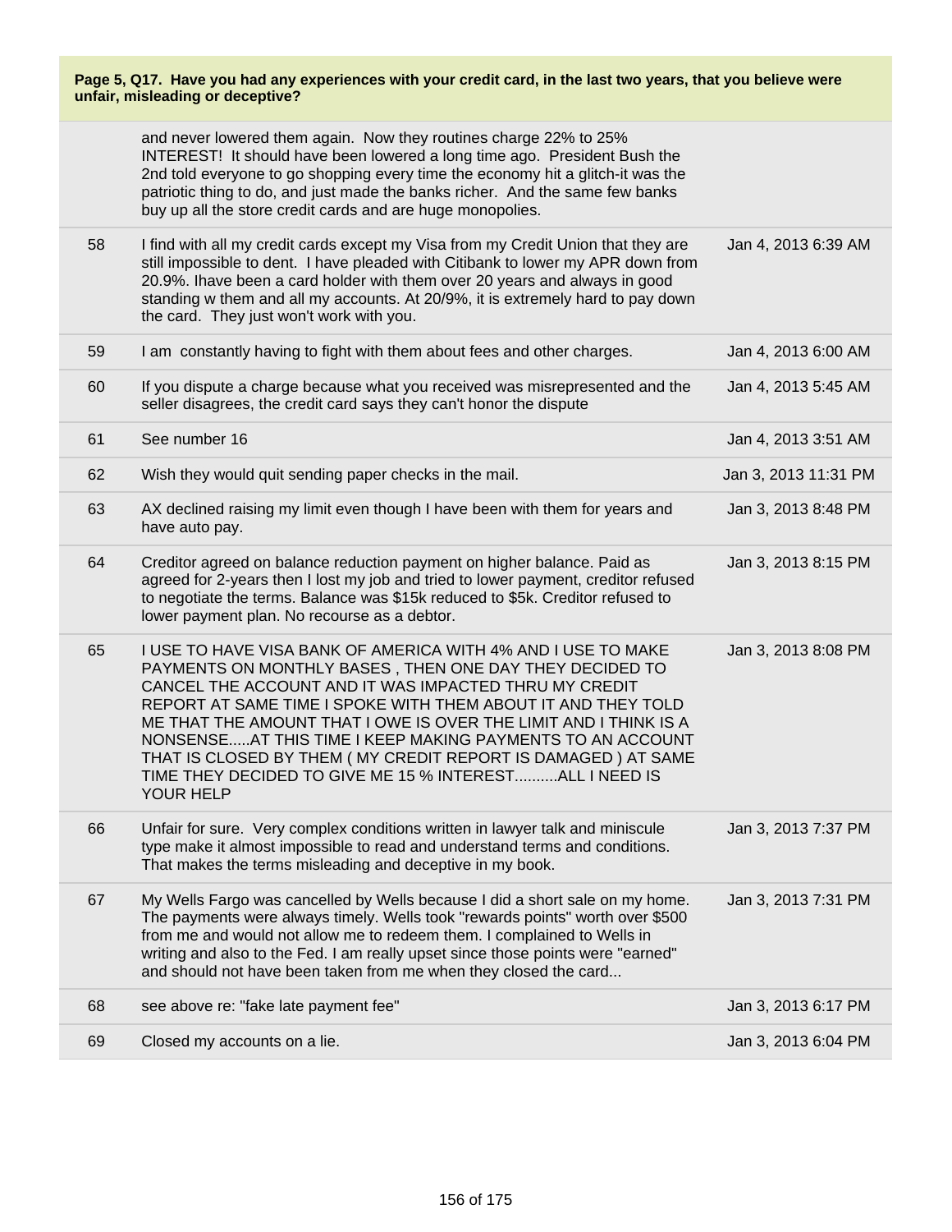**Page 5, Q17. Have you had any experiences with your credit card, in the last two years, that you believe were unfair, misleading or deceptive?**

| | | |
|---|---|---|
| | and never lowered them again. Now they routines charge 22% to 25% INTEREST! It should have been lowered a long time ago. President Bush the 2nd told everyone to go shopping every time the economy hit a glitch-it was the patriotic thing to do, and just made the banks richer. And the same few banks buy up all the store credit cards and are huge monopolies. | |
| 58 | I find with all my credit cards except my Visa from my Credit Union that they are still impossible to dent. I have pleaded with Citibank to lower my APR down from 20.9%. Ihave been a card holder with them over 20 years and always in good standing w them and all my accounts. At 20/9%, it is extremely hard to pay down the card. They just won't work with you. | Jan 4, 2013 6:39 AM |
| 59 | I am constantly having to fight with them about fees and other charges. | Jan 4, 2013 6:00 AM |
| 60 | If you dispute a charge because what you received was misrepresented and the seller disagrees, the credit card says they can't honor the dispute | Jan 4, 2013 5:45 AM |
| 61 | See number 16 | Jan 4, 2013 3:51 AM |
| 62 | Wish they would quit sending paper checks in the mail. | Jan 3, 2013 11:31 PM |
| 63 | AX declined raising my limit even though I have been with them for years and have auto pay. | Jan 3, 2013 8:48 PM |
| 64 | Creditor agreed on balance reduction payment on higher balance. Paid as agreed for 2-years then I lost my job and tried to lower payment, creditor refused to negotiate the terms. Balance was $15k reduced to $5k. Creditor refused to lower payment plan. No recourse as a debtor. | Jan 3, 2013 8:15 PM |
| 65 | I USE TO HAVE VISA BANK OF AMERICA WITH 4% AND I USE TO MAKE PAYMENTS ON MONTHLY BASES , THEN ONE DAY THEY DECIDED TO CANCEL THE ACCOUNT AND IT WAS IMPACTED THRU MY CREDIT REPORT AT SAME TIME I SPOKE WITH THEM ABOUT IT AND THEY TOLD ME THAT THE AMOUNT THAT I OWE IS OVER THE LIMIT AND I THINK IS A NONSENSE.....AT THIS TIME I KEEP MAKING PAYMENTS TO AN ACCOUNT THAT IS CLOSED BY THEM ( MY CREDIT REPORT IS DAMAGED ) AT SAME TIME THEY DECIDED TO GIVE ME 15 % INTEREST..........ALL I NEED IS YOUR HELP | Jan 3, 2013 8:08 PM |
| 66 | Unfair for sure. Very complex conditions written in lawyer talk and miniscule type make it almost impossible to read and understand terms and conditions. That makes the terms misleading and deceptive in my book. | Jan 3, 2013 7:37 PM |
| 67 | My Wells Fargo was cancelled by Wells because I did a short sale on my home. The payments were always timely. Wells took "rewards points" worth over $500 from me and would not allow me to redeem them. I complained to Wells in writing and also to the Fed. I am really upset since those points were "earned" and should not have been taken from me when they closed the card... | Jan 3, 2013 7:31 PM |
| 68 | see above re: "fake late payment fee" | Jan 3, 2013 6:17 PM |
| 69 | Closed my accounts on a lie. | Jan 3, 2013 6:04 PM |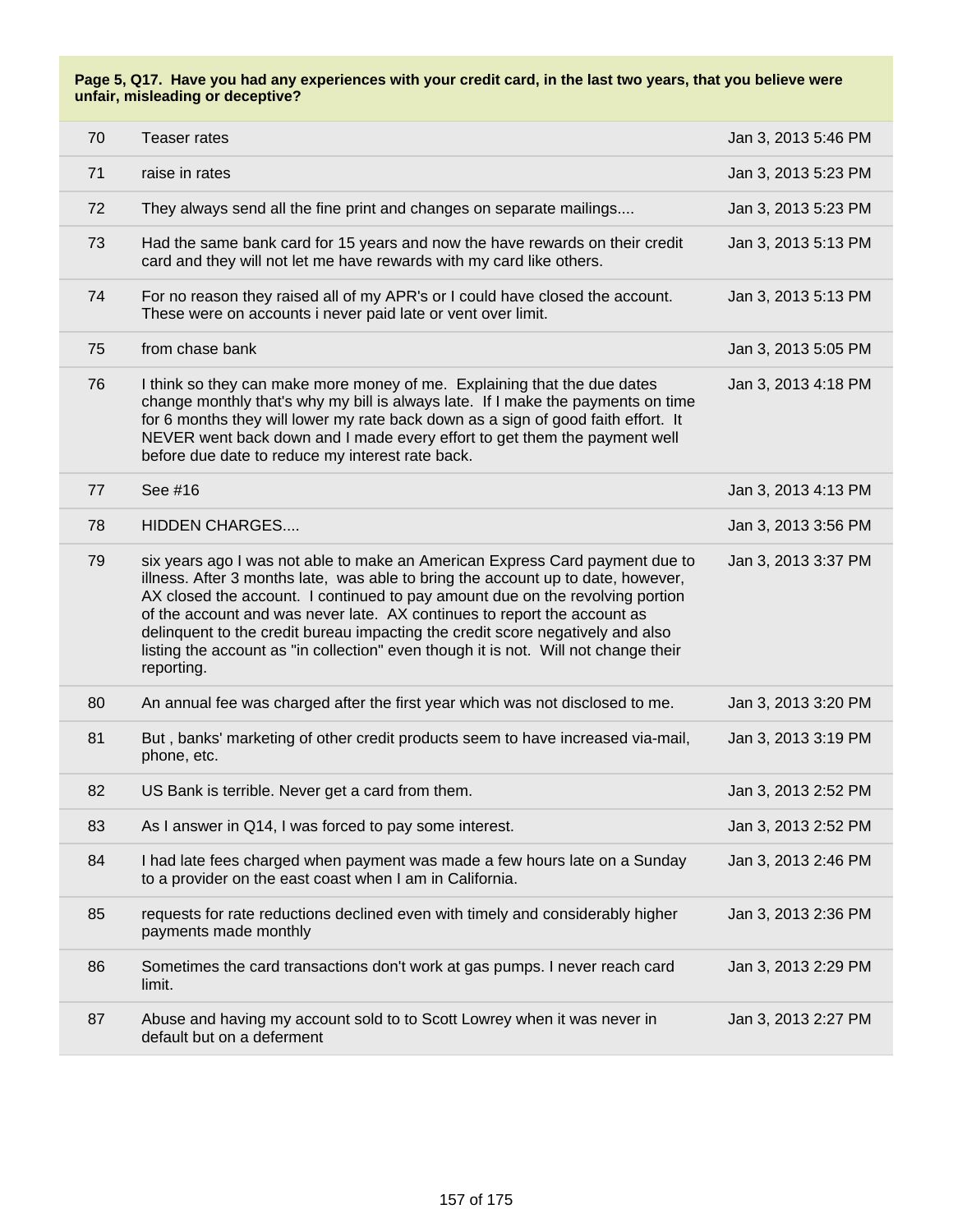**Page 5, Q17. Have you had any experiences with your credit card, in the last two years, that you believe were unfair, misleading or deceptive?**

| | | |
|---|---|---|
| 70 | Teaser rates | Jan 3, 2013 5:46 PM |
| 71 | raise in rates | Jan 3, 2013 5:23 PM |
| 72 | They always send all the fine print and changes on separate mailings.... | Jan 3, 2013 5:23 PM |
| 73 | Had the same bank card for 15 years and now the have rewards on their credit card and they will not let me have rewards with my card like others. | Jan 3, 2013 5:13 PM |
| 74 | For no reason they raised all of my APR's or I could have closed the account. These were on accounts i never paid late or vent over limit. | Jan 3, 2013 5:13 PM |
| 75 | from chase bank | Jan 3, 2013 5:05 PM |
| 76 | I think so they can make more money of me. Explaining that the due dates change monthly that's why my bill is always late. If I make the payments on time for 6 months they will lower my rate back down as a sign of good faith effort. It NEVER went back down and I made every effort to get them the payment well before due date to reduce my interest rate back. | Jan 3, 2013 4:18 PM |
| 77 | See #16 | Jan 3, 2013 4:13 PM |
| 78 | HIDDEN CHARGES.... | Jan 3, 2013 3:56 PM |
| 79 | six years ago I was not able to make an American Express Card payment due to illness. After 3 months late, was able to bring the account up to date, however, AX closed the account. I continued to pay amount due on the revolving portion of the account and was never late. AX continues to report the account as delinquent to the credit bureau impacting the credit score negatively and also listing the account as "in collection" even though it is not. Will not change their reporting. | Jan 3, 2013 3:37 PM |
| 80 | An annual fee was charged after the first year which was not disclosed to me. | Jan 3, 2013 3:20 PM |
| 81 | But , banks' marketing of other credit products seem to have increased via-mail, phone, etc. | Jan 3, 2013 3:19 PM |
| 82 | US Bank is terrible. Never get a card from them. | Jan 3, 2013 2:52 PM |
| 83 | As I answer in Q14, I was forced to pay some interest. | Jan 3, 2013 2:52 PM |
| 84 | I had late fees charged when payment was made a few hours late on a Sunday to a provider on the east coast when I am in California. | Jan 3, 2013 2:46 PM |
| 85 | requests for rate reductions declined even with timely and considerably higher payments made monthly | Jan 3, 2013 2:36 PM |
| 86 | Sometimes the card transactions don't work at gas pumps. I never reach card limit. | Jan 3, 2013 2:29 PM |
| 87 | Abuse and having my account sold to to Scott Lowrey when it was never in default but on a deferment | Jan 3, 2013 2:27 PM |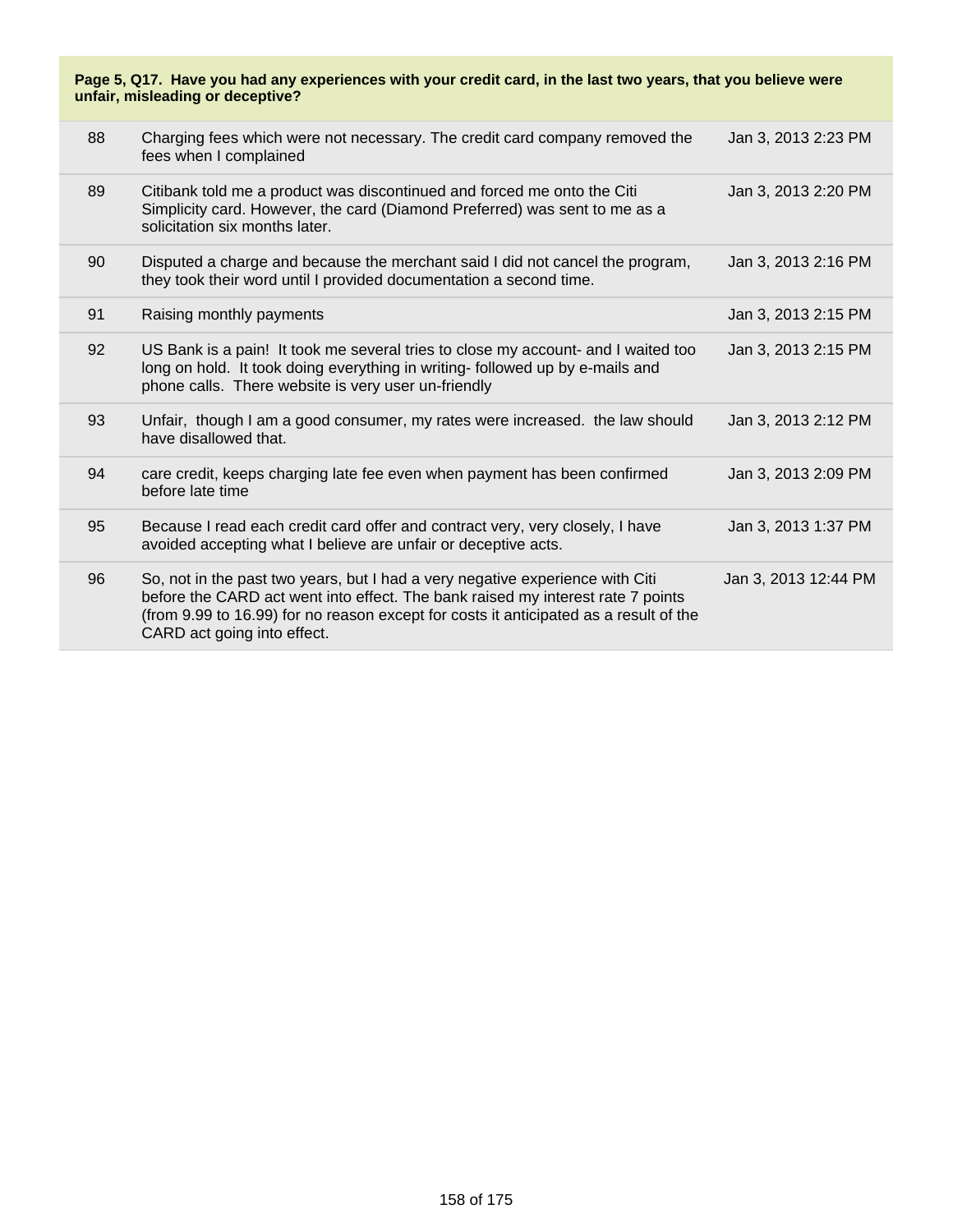**Page 5, Q17. Have you had any experiences with your credit card, in the last two years, that you believe were unfair, misleading or deceptive?**

| | | |
|---|---|---|
| 88 | Charging fees which were not necessary. The credit card company removed the fees when I complained | Jan 3, 2013 2:23 PM |
| 89 | Citibank told me a product was discontinued and forced me onto the Citi Simplicity card. However, the card (Diamond Preferred) was sent to me as a solicitation six months later. | Jan 3, 2013 2:20 PM |
| 90 | Disputed a charge and because the merchant said I did not cancel the program, they took their word until I provided documentation a second time. | Jan 3, 2013 2:16 PM |
| 91 | Raising monthly payments | Jan 3, 2013 2:15 PM |
| 92 | US Bank is a pain! It took me several tries to close my account- and I waited too long on hold. It took doing everything in writing- followed up by e-mails and phone calls. There website is very user un-friendly | Jan 3, 2013 2:15 PM |
| 93 | Unfair, though I am a good consumer, my rates were increased. the law should have disallowed that. | Jan 3, 2013 2:12 PM |
| 94 | care credit, keeps charging late fee even when payment has been confirmed before late time | Jan 3, 2013 2:09 PM |
| 95 | Because I read each credit card offer and contract very, very closely, I have avoided accepting what I believe are unfair or deceptive acts. | Jan 3, 2013 1:37 PM |
| 96 | So, not in the past two years, but I had a very negative experience with Citi before the CARD act went into effect. The bank raised my interest rate 7 points (from 9.99 to 16.99) for no reason except for costs it anticipated as a result of the CARD act going into effect. | Jan 3, 2013 12:44 PM |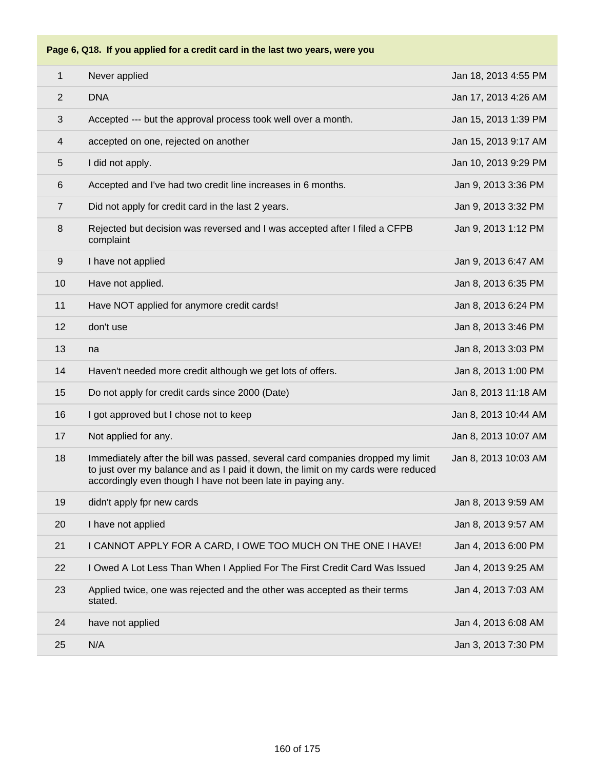**Page 6, Q18. If you applied for a credit card in the last two years, were you**

| | | |
|---|---|---|
| 1 | Never applied | Jan 18, 2013 4:55 PM |
| 2 | DNA | Jan 17, 2013 4:26 AM |
| 3 | Accepted --- but the approval process took well over a month. | Jan 15, 2013 1:39 PM |
| 4 | accepted on one, rejected on another | Jan 15, 2013 9:17 AM |
| 5 | I did not apply. | Jan 10, 2013 9:29 PM |
| 6 | Accepted and I've had two credit line increases in 6 months. | Jan 9, 2013 3:36 PM |
| 7 | Did not apply for credit card in the last 2 years. | Jan 9, 2013 3:32 PM |
| 8 | Rejected but decision was reversed and I was accepted after I filed a CFPB complaint | Jan 9, 2013 1:12 PM |
| 9 | I have not applied | Jan 9, 2013 6:47 AM |
| 10 | Have not applied. | Jan 8, 2013 6:35 PM |
| 11 | Have NOT applied for anymore credit cards! | Jan 8, 2013 6:24 PM |
| 12 | don't use | Jan 8, 2013 3:46 PM |
| 13 | na | Jan 8, 2013 3:03 PM |
| 14 | Haven't needed more credit although we get lots of offers. | Jan 8, 2013 1:00 PM |
| 15 | Do not apply for credit cards since 2000 (Date) | Jan 8, 2013 11:18 AM |
| 16 | I got approved but I chose not to keep | Jan 8, 2013 10:44 AM |
| 17 | Not applied for any. | Jan 8, 2013 10:07 AM |
| 18 | Immediately after the bill was passed, several card companies dropped my limit to just over my balance and as I paid it down, the limit on my cards were reduced accordingly even though I have not been late in paying any. | Jan 8, 2013 10:03 AM |
| 19 | didn't apply fpr new cards | Jan 8, 2013 9:59 AM |
| 20 | I have not applied | Jan 8, 2013 9:57 AM |
| 21 | I CANNOT APPLY FOR A CARD, I OWE TOO MUCH ON THE ONE I HAVE! | Jan 4, 2013 6:00 PM |
| 22 | I Owed A Lot Less Than When I Applied For The First Credit Card Was Issued | Jan 4, 2013 9:25 AM |
| 23 | Applied twice, one was rejected and the other was accepted as their terms stated. | Jan 4, 2013 7:03 AM |
| 24 | have not applied | Jan 4, 2013 6:08 AM |
| 25 | N/A | Jan 3, 2013 7:30 PM |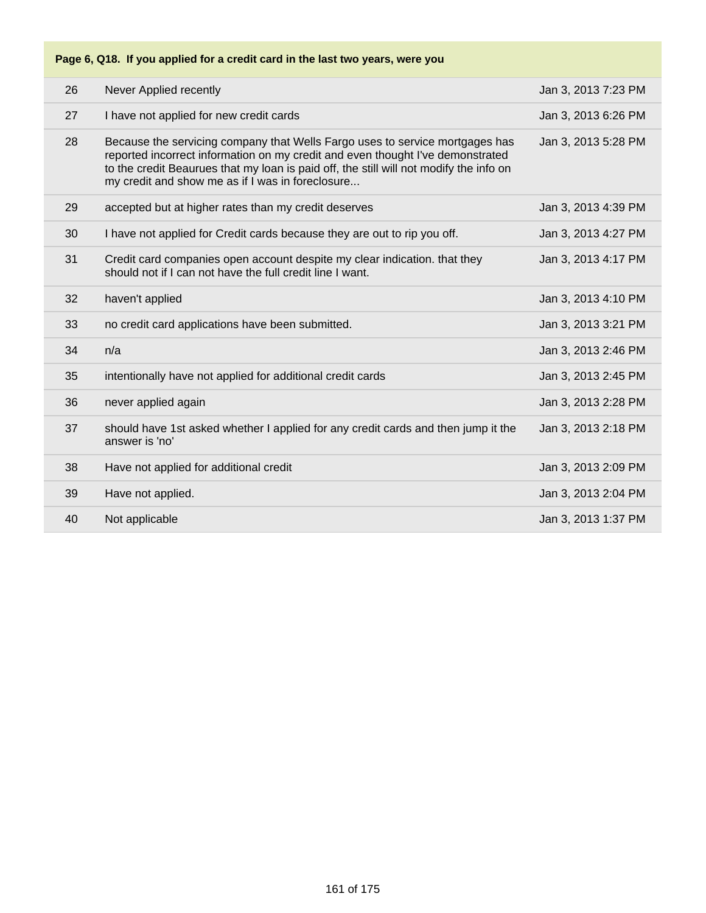| Page 6, Q18. If you applied for a credit card in the last two years, were you | | |
|---|---|---|
| 26 | Never Applied recently | Jan 3, 2013 7:23 PM |
| 27 | I have not applied for new credit cards | Jan 3, 2013 6:26 PM |
| 28 | Because the servicing company that Wells Fargo uses to service mortgages has reported incorrect information on my credit and even thought I've demonstrated to the credit Beaurues that my loan is paid off, the still will not modify the info on my credit and show me as if I was in foreclosure... | Jan 3, 2013 5:28 PM |
| 29 | accepted but at higher rates than my credit deserves | Jan 3, 2013 4:39 PM |
| 30 | I have not applied for Credit cards because they are out to rip you off. | Jan 3, 2013 4:27 PM |
| 31 | Credit card companies open account despite my clear indication. that they should not if I can not have the full credit line I want. | Jan 3, 2013 4:17 PM |
| 32 | haven't applied | Jan 3, 2013 4:10 PM |
| 33 | no credit card applications have been submitted. | Jan 3, 2013 3:21 PM |
| 34 | n/a | Jan 3, 2013 2:46 PM |
| 35 | intentionally have not applied for additional credit cards | Jan 3, 2013 2:45 PM |
| 36 | never applied again | Jan 3, 2013 2:28 PM |
| 37 | should have 1st asked whether I applied for any credit cards and then jump it the answer is 'no' | Jan 3, 2013 2:18 PM |
| 38 | Have not applied for additional credit | Jan 3, 2013 2:09 PM |
| 39 | Have not applied. | Jan 3, 2013 2:04 PM |
| 40 | Not applicable | Jan 3, 2013 1:37 PM |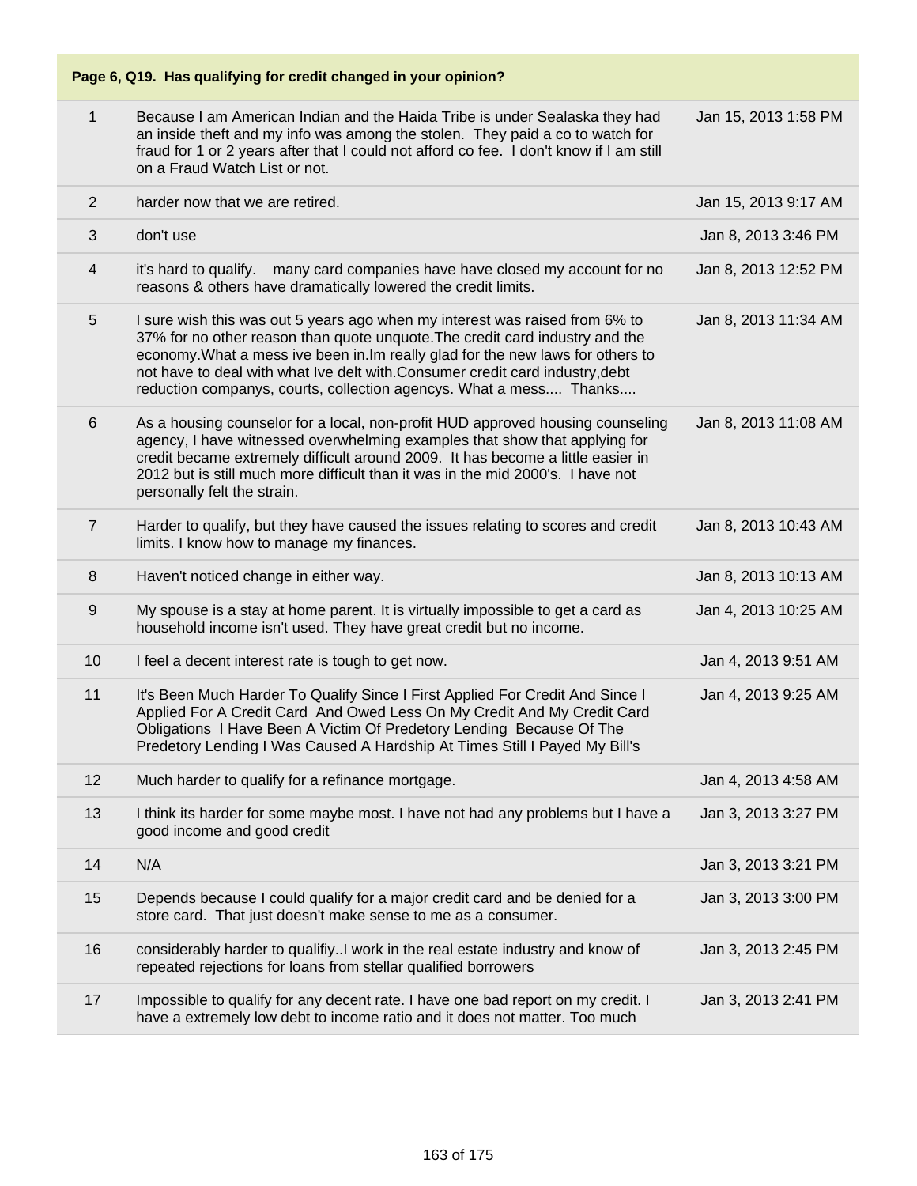| Page 6, Q19. Has qualifying for credit changed in your opinion? | | |
|---|---|---|
| 1 | Because I am American Indian and the Haida Tribe is under Sealaska they had an inside theft and my info was among the stolen. They paid a co to watch for fraud for 1 or 2 years after that I could not afford co fee. I don't know if I am still on a Fraud Watch List or not. | Jan 15, 2013 1:58 PM |
| 2 | harder now that we are retired. | Jan 15, 2013 9:17 AM |
| 3 | don't use | Jan 8, 2013 3:46 PM |
| 4 | it's hard to qualify. many card companies have have closed my account for no reasons & others have dramatically lowered the credit limits. | Jan 8, 2013 12:52 PM |
| 5 | I sure wish this was out 5 years ago when my interest was raised from 6% to 37% for no other reason than quote unquote.The credit card industry and the economy.What a mess ive been in.Im really glad for the new laws for others to not have to deal with what Ive delt with.Consumer credit card industry,debt reduction companys, courts, collection agencys. What a mess.... Thanks.... | Jan 8, 2013 11:34 AM |
| 6 | As a housing counselor for a local, non-profit HUD approved housing counseling agency, I have witnessed overwhelming examples that show that applying for credit became extremely difficult around 2009. It has become a little easier in 2012 but is still much more difficult than it was in the mid 2000's. I have not personally felt the strain. | Jan 8, 2013 11:08 AM |
| 7 | Harder to qualify, but they have caused the issues relating to scores and credit limits. I know how to manage my finances. | Jan 8, 2013 10:43 AM |
| 8 | Haven't noticed change in either way. | Jan 8, 2013 10:13 AM |
| 9 | My spouse is a stay at home parent. It is virtually impossible to get a card as household income isn't used. They have great credit but no income. | Jan 4, 2013 10:25 AM |
| 10 | I feel a decent interest rate is tough to get now. | Jan 4, 2013 9:51 AM |
| 11 | It's Been Much Harder To Qualify Since I First Applied For Credit And Since I Applied For A Credit Card And Owed Less On My Credit And My Credit Card Obligations I Have Been A Victim Of Predetory Lending Because Of The Predetory Lending I Was Caused A Hardship At Times Still I Payed My Bill's | Jan 4, 2013 9:25 AM |
| 12 | Much harder to qualify for a refinance mortgage. | Jan 4, 2013 4:58 AM |
| 13 | I think its harder for some maybe most. I have not had any problems but I have a good income and good credit | Jan 3, 2013 3:27 PM |
| 14 | N/A | Jan 3, 2013 3:21 PM |
| 15 | Depends because I could qualify for a major credit card and be denied for a store card. That just doesn't make sense to me as a consumer. | Jan 3, 2013 3:00 PM |
| 16 | considerably harder to qualifiy..I work in the real estate industry and know of repeated rejections for loans from stellar qualified borrowers | Jan 3, 2013 2:45 PM |
| 17 | Impossible to qualify for any decent rate. I have one bad report on my credit. I have a extremely low debt to income ratio and it does not matter. Too much | Jan 3, 2013 2:41 PM |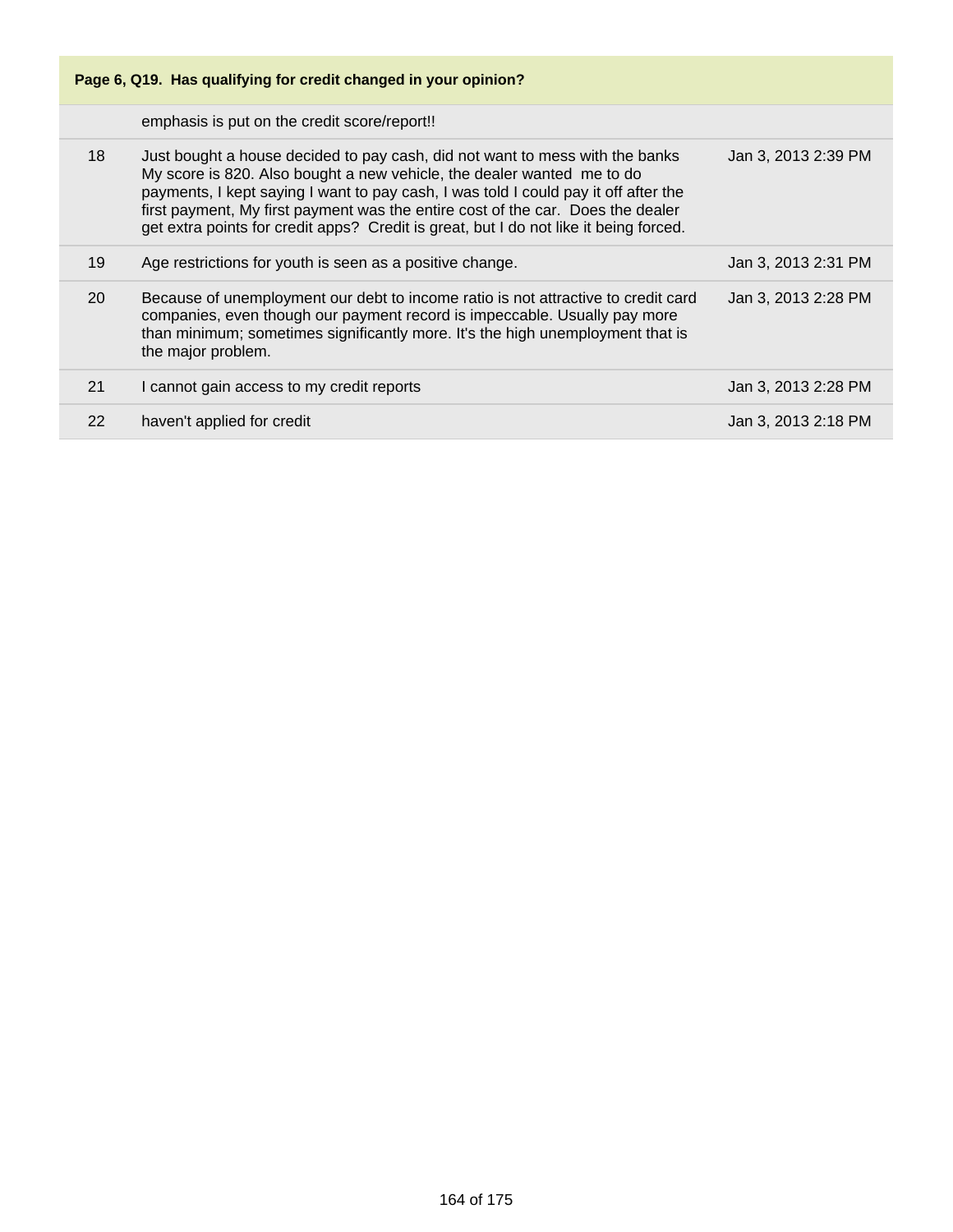**Page 6, Q19. Has qualifying for credit changed in your opinion?**

|  |  |  |
|---|---|---|
|  | emphasis is put on the credit score/report!! |  |
| 18 | Just bought a house decided to pay cash, did not want to mess with the banks My score is 820. Also bought a new vehicle, the dealer wanted me to do payments, I kept saying I want to pay cash, I was told I could pay it off after the first payment, My first payment was the entire cost of the car. Does the dealer get extra points for credit apps? Credit is great, but I do not like it being forced. | Jan 3, 2013 2:39 PM |
| 19 | Age restrictions for youth is seen as a positive change. | Jan 3, 2013 2:31 PM |
| 20 | Because of unemployment our debt to income ratio is not attractive to credit card companies, even though our payment record is impeccable. Usually pay more than minimum; sometimes significantly more. It's the high unemployment that is the major problem. | Jan 3, 2013 2:28 PM |
| 21 | I cannot gain access to my credit reports | Jan 3, 2013 2:28 PM |
| 22 | haven't applied for credit | Jan 3, 2013 2:18 PM |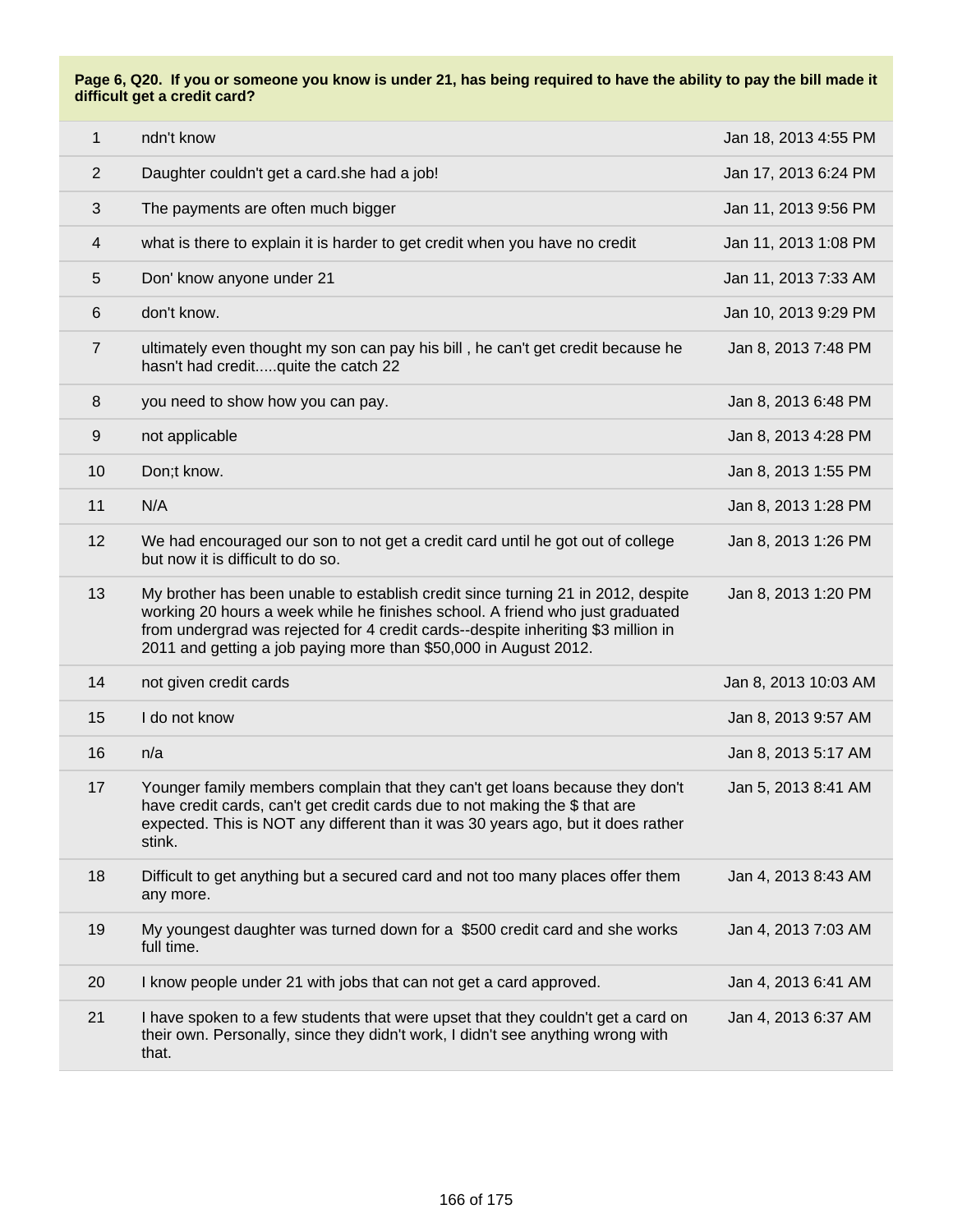**Page 6, Q20. If you or someone you know is under 21, has being required to have the ability to pay the bill made it difficult get a credit card?**

| | | |
|---|---|---|
| 1 | ndn't know | Jan 18, 2013 4:55 PM |
| 2 | Daughter couldn't get a card.she had a job! | Jan 17, 2013 6:24 PM |
| 3 | The payments are often much bigger | Jan 11, 2013 9:56 PM |
| 4 | what is there to explain it is harder to get credit when you have no credit | Jan 11, 2013 1:08 PM |
| 5 | Don' know anyone under 21 | Jan 11, 2013 7:33 AM |
| 6 | don't know. | Jan 10, 2013 9:29 PM |
| 7 | ultimately even thought my son can pay his bill , he can't get credit because he hasn't had credit.....quite the catch 22 | Jan 8, 2013 7:48 PM |
| 8 | you need to show how you can pay. | Jan 8, 2013 6:48 PM |
| 9 | not applicable | Jan 8, 2013 4:28 PM |
| 10 | Don;t know. | Jan 8, 2013 1:55 PM |
| 11 | N/A | Jan 8, 2013 1:28 PM |
| 12 | We had encouraged our son to not get a credit card until he got out of college but now it is difficult to do so. | Jan 8, 2013 1:26 PM |
| 13 | My brother has been unable to establish credit since turning 21 in 2012, despite working 20 hours a week while he finishes school. A friend who just graduated from undergrad was rejected for 4 credit cards--despite inheriting $3 million in 2011 and getting a job paying more than $50,000 in August 2012. | Jan 8, 2013 1:20 PM |
| 14 | not given credit cards | Jan 8, 2013 10:03 AM |
| 15 | I do not know | Jan 8, 2013 9:57 AM |
| 16 | n/a | Jan 8, 2013 5:17 AM |
| 17 | Younger family members complain that they can't get loans because they don't have credit cards, can't get credit cards due to not making the $ that are expected. This is NOT any different than it was 30 years ago, but it does rather stink. | Jan 5, 2013 8:41 AM |
| 18 | Difficult to get anything but a secured card and not too many places offer them any more. | Jan 4, 2013 8:43 AM |
| 19 | My youngest daughter was turned down for a $500 credit card and she works full time. | Jan 4, 2013 7:03 AM |
| 20 | I know people under 21 with jobs that can not get a card approved. | Jan 4, 2013 6:41 AM |
| 21 | I have spoken to a few students that were upset that they couldn't get a card on their own. Personally, since they didn't work, I didn't see anything wrong with that. | Jan 4, 2013 6:37 AM |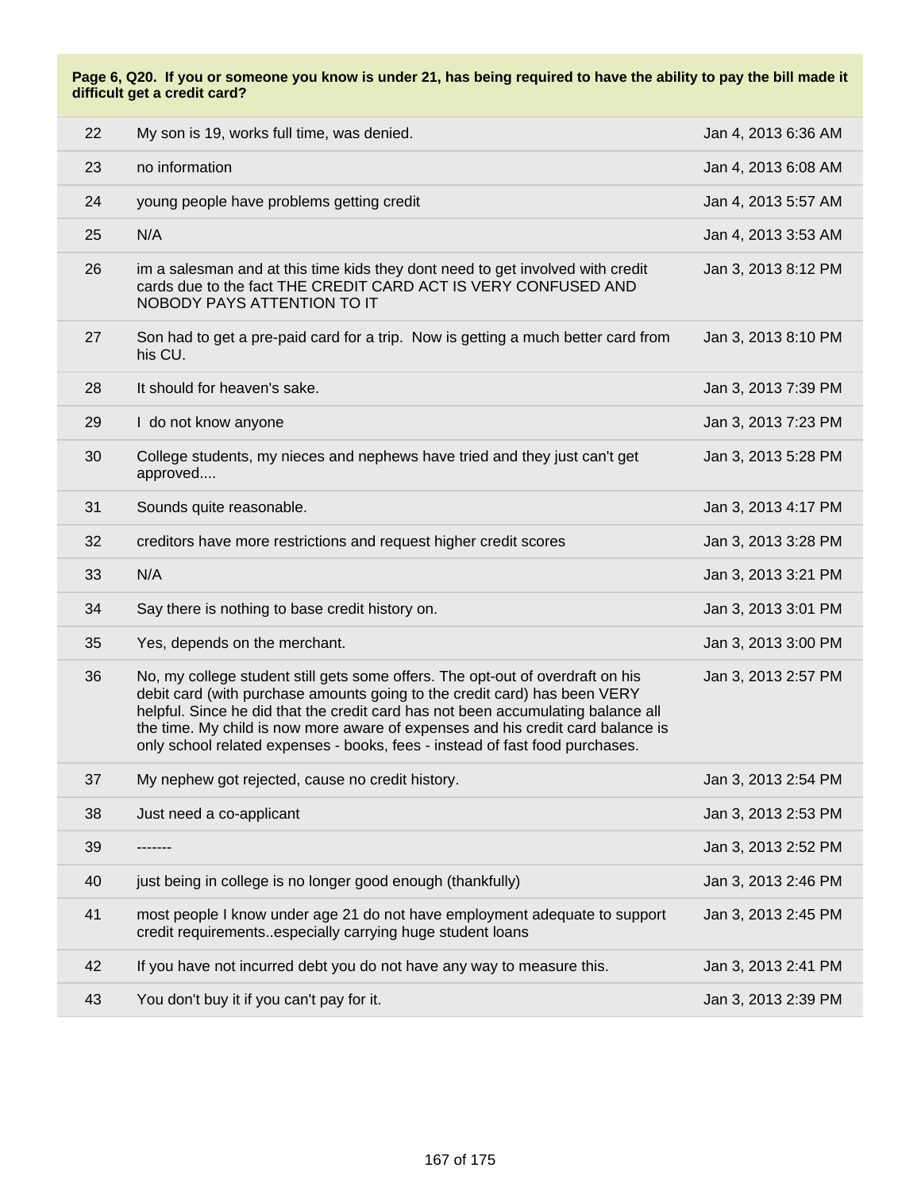**Page 6, Q20. If you or someone you know is under 21, has being required to have the ability to pay the bill made it difficult get a credit card?**

| | | |
|---|---|---|
| 22 | My son is 19, works full time, was denied. | Jan 4, 2013 6:36 AM |
| 23 | no information | Jan 4, 2013 6:08 AM |
| 24 | young people have problems getting credit | Jan 4, 2013 5:57 AM |
| 25 | N/A | Jan 4, 2013 3:53 AM |
| 26 | im a salesman and at this time kids they dont need to get involved with credit cards due to the fact THE CREDIT CARD ACT IS VERY CONFUSED AND NOBODY PAYS ATTENTION TO IT | Jan 3, 2013 8:12 PM |
| 27 | Son had to get a pre-paid card for a trip. Now is getting a much better card from his CU. | Jan 3, 2013 8:10 PM |
| 28 | It should for heaven's sake. | Jan 3, 2013 7:39 PM |
| 29 | I do not know anyone | Jan 3, 2013 7:23 PM |
| 30 | College students, my nieces and nephews have tried and they just can't get approved.... | Jan 3, 2013 5:28 PM |
| 31 | Sounds quite reasonable. | Jan 3, 2013 4:17 PM |
| 32 | creditors have more restrictions and request higher credit scores | Jan 3, 2013 3:28 PM |
| 33 | N/A | Jan 3, 2013 3:21 PM |
| 34 | Say there is nothing to base credit history on. | Jan 3, 2013 3:01 PM |
| 35 | Yes, depends on the merchant. | Jan 3, 2013 3:00 PM |
| 36 | No, my college student still gets some offers. The opt-out of overdraft on his debit card (with purchase amounts going to the credit card) has been VERY helpful. Since he did that the credit card has not been accumulating balance all the time. My child is now more aware of expenses and his credit card balance is only school related expenses - books, fees - instead of fast food purchases. | Jan 3, 2013 2:57 PM |
| 37 | My nephew got rejected, cause no credit history. | Jan 3, 2013 2:54 PM |
| 38 | Just need a co-applicant | Jan 3, 2013 2:53 PM |
| 39 | ------- | Jan 3, 2013 2:52 PM |
| 40 | just being in college is no longer good enough (thankfully) | Jan 3, 2013 2:46 PM |
| 41 | most people I know under age 21 do not have employment adequate to support credit requirements..especially carrying huge student loans | Jan 3, 2013 2:45 PM |
| 42 | If you have not incurred debt you do not have any way to measure this. | Jan 3, 2013 2:41 PM |
| 43 | You don't buy it if you can't pay for it. | Jan 3, 2013 2:39 PM |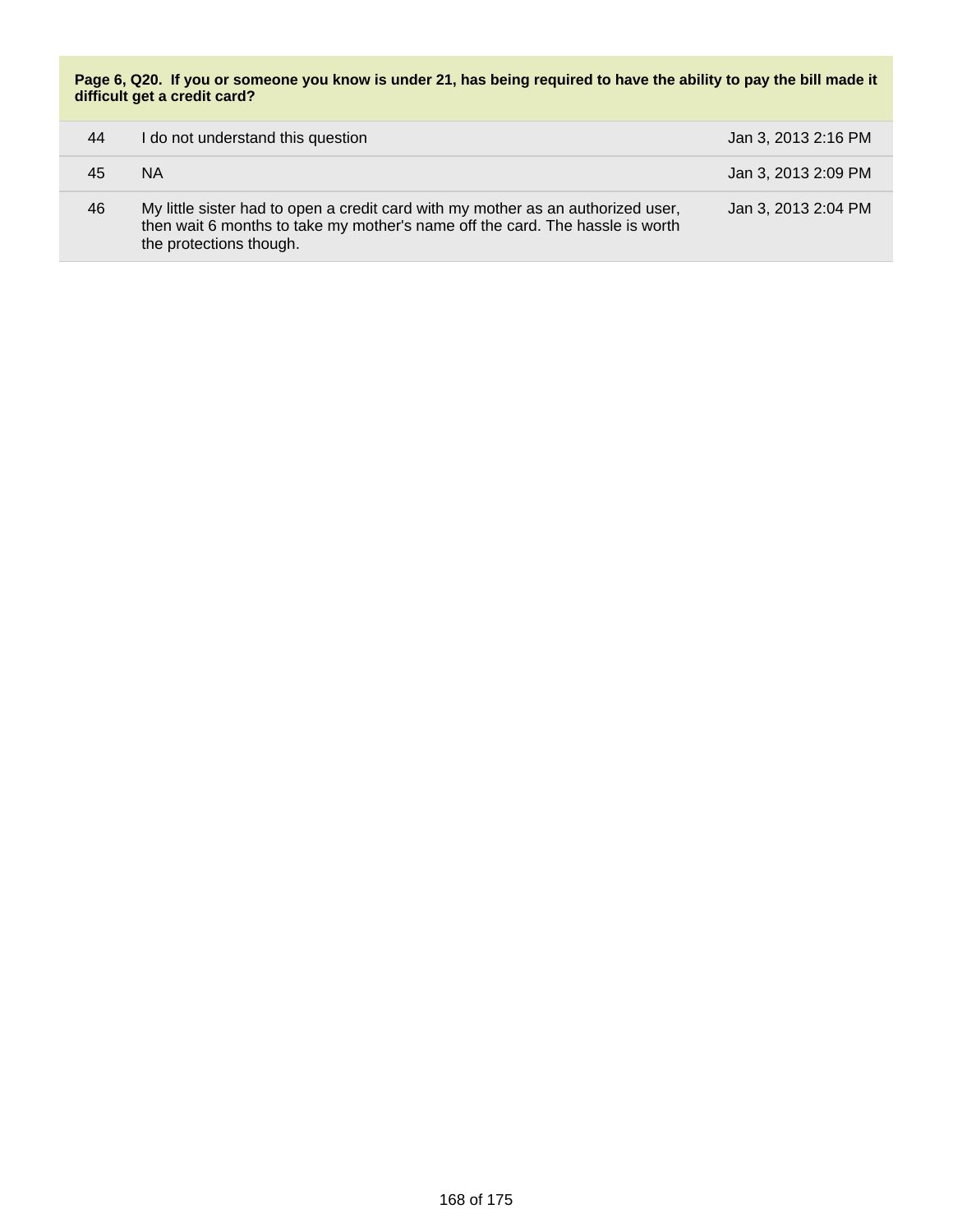**Page 6, Q20. If you or someone you know is under 21, has being required to have the ability to pay the bill made it difficult get a credit card?**

| | | |
|---|---|---|
| 44 | I do not understand this question | Jan 3, 2013 2:16 PM |
| 45 | NA | Jan 3, 2013 2:09 PM |
| 46 | My little sister had to open a credit card with my mother as an authorized user, then wait 6 months to take my mother's name off the card. The hassle is worth the protections though. | Jan 3, 2013 2:04 PM |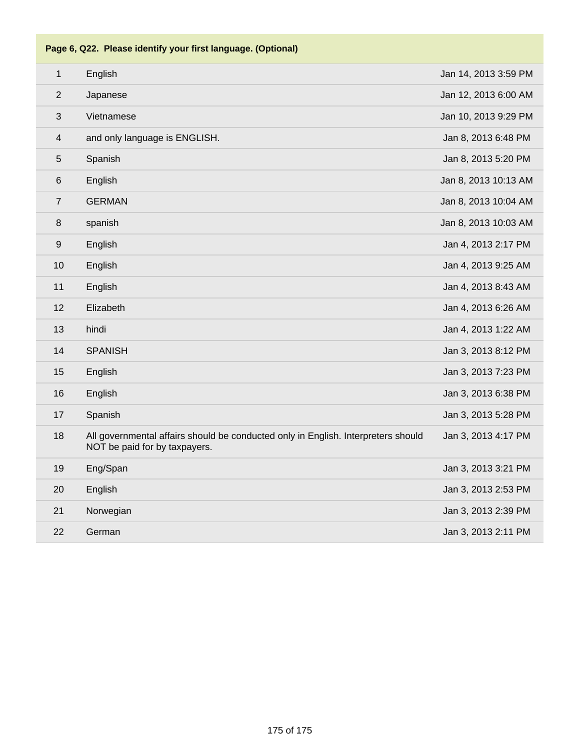| Page 6, Q22. Please identify your first language. (Optional) | | |
|---|---|---|
| 1 | English | Jan 14, 2013 3:59 PM |
| 2 | Japanese | Jan 12, 2013 6:00 AM |
| 3 | Vietnamese | Jan 10, 2013 9:29 PM |
| 4 | and only language is ENGLISH. | Jan 8, 2013 6:48 PM |
| 5 | Spanish | Jan 8, 2013 5:20 PM |
| 6 | English | Jan 8, 2013 10:13 AM |
| 7 | GERMAN | Jan 8, 2013 10:04 AM |
| 8 | spanish | Jan 8, 2013 10:03 AM |
| 9 | English | Jan 4, 2013 2:17 PM |
| 10 | English | Jan 4, 2013 9:25 AM |
| 11 | English | Jan 4, 2013 8:43 AM |
| 12 | Elizabeth | Jan 4, 2013 6:26 AM |
| 13 | hindi | Jan 4, 2013 1:22 AM |
| 14 | SPANISH | Jan 3, 2013 8:12 PM |
| 15 | English | Jan 3, 2013 7:23 PM |
| 16 | English | Jan 3, 2013 6:38 PM |
| 17 | Spanish | Jan 3, 2013 5:28 PM |
| 18 | All governmental affairs should be conducted only in English. Interpreters should NOT be paid for by taxpayers. | Jan 3, 2013 4:17 PM |
| 19 | Eng/Span | Jan 3, 2013 3:21 PM |
| 20 | English | Jan 3, 2013 2:53 PM |
| 21 | Norwegian | Jan 3, 2013 2:39 PM |
| 22 | German | Jan 3, 2013 2:11 PM |